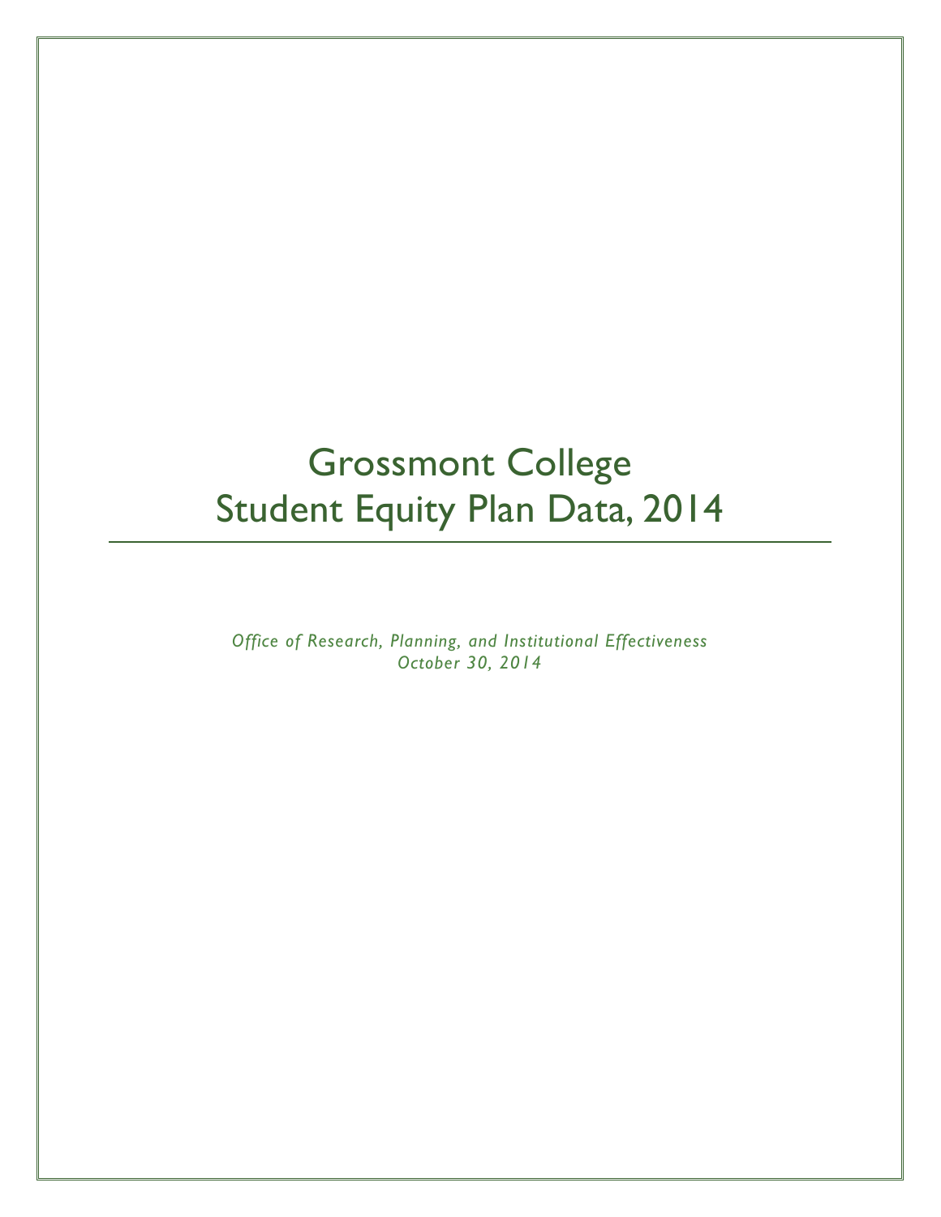# Grossmont College
# Student Equity Plan Data, 2014

*Office of Research, Planning, and Institutional Effectiveness*
*October 30, 2014*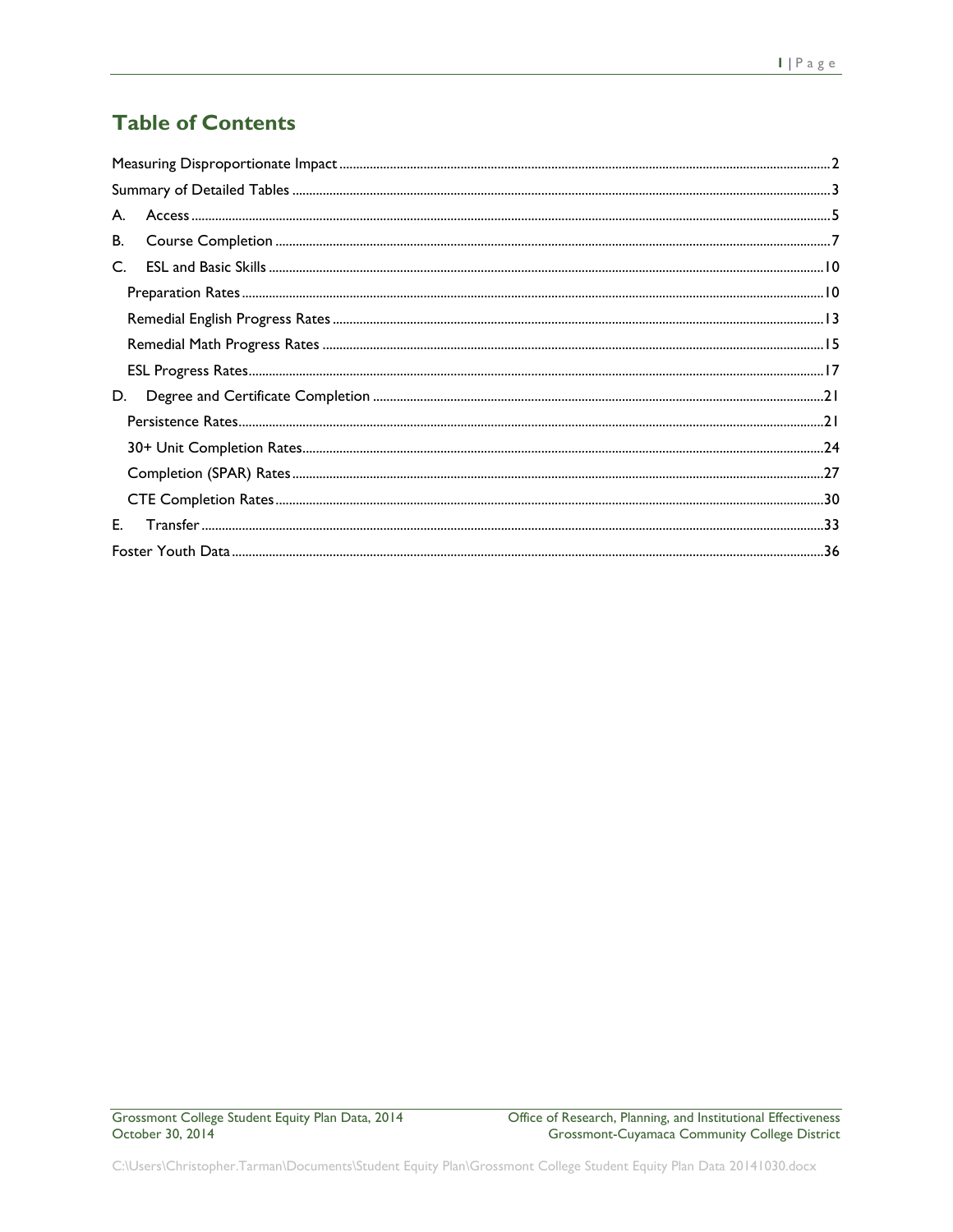## Table of Contents

Measuring Disproportionate Impact ..... 2

Summary of Detailed Tables ..... 3

A. Access ..... 5

B. Course Completion ..... 7

C. ESL and Basic Skills ..... 10

- Preparation Rates ..... 10
- Remedial English Progress Rates ..... 13
- Remedial Math Progress Rates ..... 15
- ESL Progress Rates ..... 17

D. Degree and Certificate Completion ..... 21

- Persistence Rates ..... 21
- 30+ Unit Completion Rates ..... 24
- Completion (SPAR) Rates ..... 27
- CTE Completion Rates ..... 30

E. Transfer ..... 33

Foster Youth Data ..... 36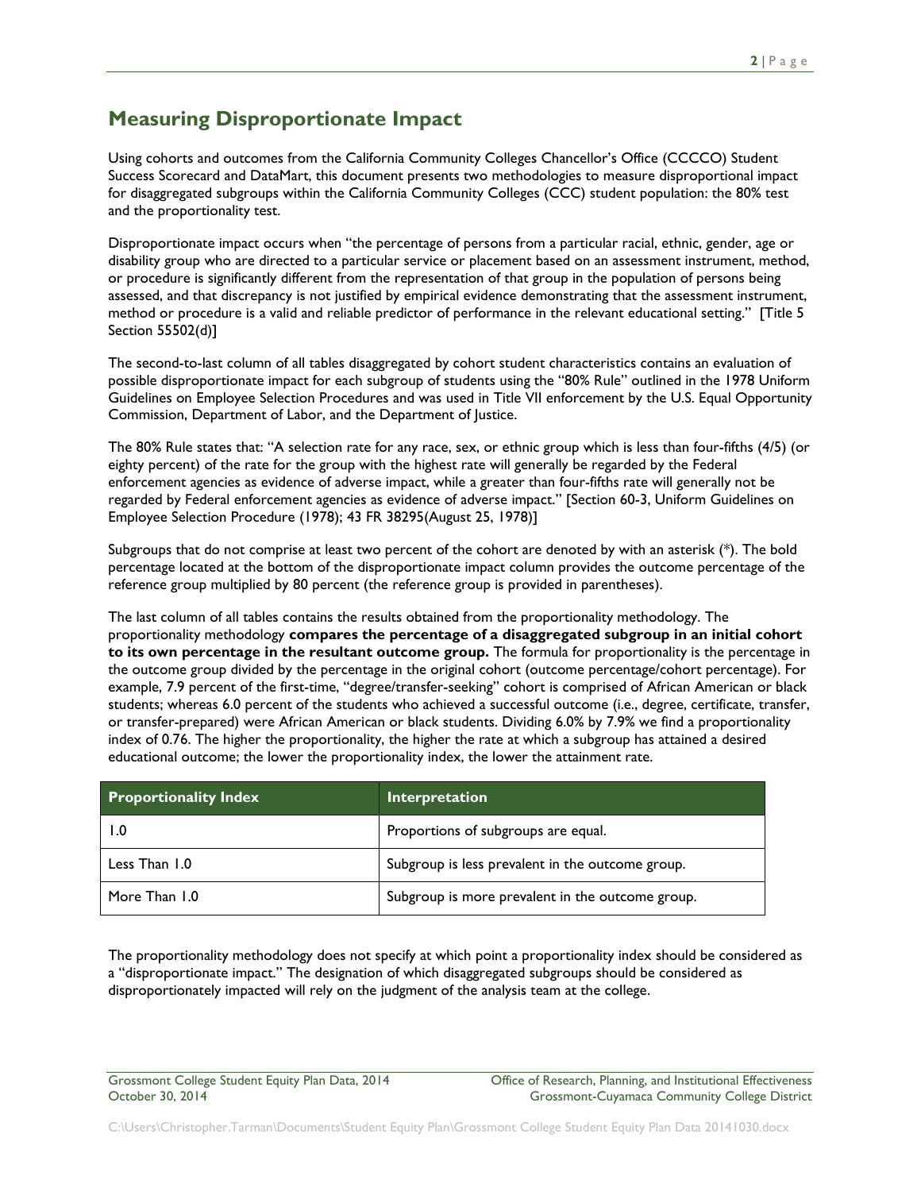## Measuring Disproportionate Impact

Using cohorts and outcomes from the California Community Colleges Chancellor's Office (CCCCO) Student Success Scorecard and DataMart, this document presents two methodologies to measure disproportional impact for disaggregated subgroups within the California Community Colleges (CCC) student population: the 80% test and the proportionality test.

Disproportionate impact occurs when "the percentage of persons from a particular racial, ethnic, gender, age or disability group who are directed to a particular service or placement based on an assessment instrument, method, or procedure is significantly different from the representation of that group in the population of persons being assessed, and that discrepancy is not justified by empirical evidence demonstrating that the assessment instrument, method or procedure is a valid and reliable predictor of performance in the relevant educational setting." [Title 5 Section 55502(d)]

The second-to-last column of all tables disaggregated by cohort student characteristics contains an evaluation of possible disproportionate impact for each subgroup of students using the "80% Rule" outlined in the 1978 Uniform Guidelines on Employee Selection Procedures and was used in Title VII enforcement by the U.S. Equal Opportunity Commission, Department of Labor, and the Department of Justice.

The 80% Rule states that: "A selection rate for any race, sex, or ethnic group which is less than four-fifths (4/5) (or eighty percent) of the rate for the group with the highest rate will generally be regarded by the Federal enforcement agencies as evidence of adverse impact, while a greater than four-fifths rate will generally not be regarded by Federal enforcement agencies as evidence of adverse impact." [Section 60-3, Uniform Guidelines on Employee Selection Procedure (1978); 43 FR 38295(August 25, 1978)]

Subgroups that do not comprise at least two percent of the cohort are denoted by with an asterisk (*). The bold percentage located at the bottom of the disproportionate impact column provides the outcome percentage of the reference group multiplied by 80 percent (the reference group is provided in parentheses).

The last column of all tables contains the results obtained from the proportionality methodology. The proportionality methodology **compares the percentage of a disaggregated subgroup in an initial cohort to its own percentage in the resultant outcome group.** The formula for proportionality is the percentage in the outcome group divided by the percentage in the original cohort (outcome percentage/cohort percentage). For example, 7.9 percent of the first-time, "degree/transfer-seeking" cohort is comprised of African American or black students; whereas 6.0 percent of the students who achieved a successful outcome (i.e., degree, certificate, transfer, or transfer-prepared) were African American or black students. Dividing 6.0% by 7.9% we find a proportionality index of 0.76. The higher the proportionality, the higher the rate at which a subgroup has attained a desired educational outcome; the lower the proportionality index, the lower the attainment rate.

| Proportionality Index | Interpretation |
|---|---|
| 1.0 | Proportions of subgroups are equal. |
| Less Than 1.0 | Subgroup is less prevalent in the outcome group. |
| More Than 1.0 | Subgroup is more prevalent in the outcome group. |

The proportionality methodology does not specify at which point a proportionality index should be considered as a "disproportionate impact." The designation of which disaggregated subgroups should be considered as disproportionately impacted will rely on the judgment of the analysis team at the college.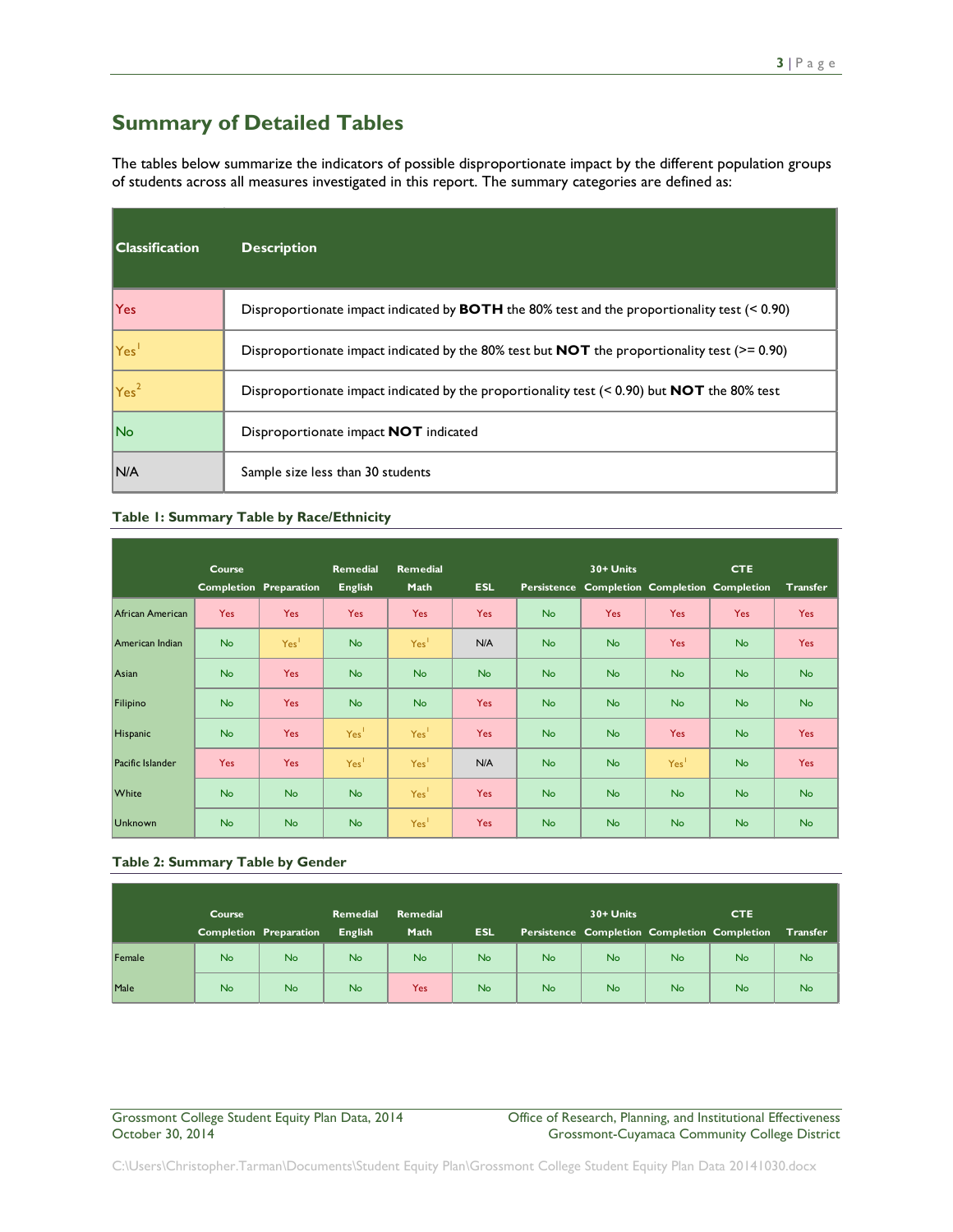## Summary of Detailed Tables

The tables below summarize the indicators of possible disproportionate impact by the different population groups of students across all measures investigated in this report. The summary categories are defined as:

| Classification | Description |
|---|---|
| Yes | Disproportionate impact indicated by **BOTH** the 80% test and the proportionality test (< 0.90) |
| Yes[1] | Disproportionate impact indicated by the 80% test but **NOT** the proportionality test (>= 0.90) |
| Yes[2] | Disproportionate impact indicated by the proportionality test (< 0.90) but **NOT** the 80% test |
| No | Disproportionate impact **NOT** indicated |
| N/A | Sample size less than 30 students |

**Table 1: Summary Table by Race/Ethnicity**

| | Course Completion | Preparation | Remedial English | Remedial Math | ESL | Persistence | 30+ Units Completion | Completion | CTE Completion | Transfer |
|---|---|---|---|---|---|---|---|---|---|---|
| African American | Yes | Yes | Yes | Yes | Yes | No | Yes | Yes | Yes | Yes |
| American Indian | No | Yes[1] | No | Yes[1] | N/A | No | No | Yes | No | Yes |
| Asian | No | Yes | No | No | No | No | No | No | No | No |
| Filipino | No | Yes | No | No | Yes | No | No | No | No | No |
| Hispanic | No | Yes | Yes[1] | Yes[1] | Yes | No | No | Yes | No | Yes |
| Pacific Islander | Yes | Yes | Yes[1] | Yes[1] | N/A | No | No | Yes[1] | No | Yes |
| White | No | No | No | Yes[1] | Yes | No | No | No | No | No |
| Unknown | No | No | No | Yes[1] | Yes | No | No | No | No | No |

**Table 2: Summary Table by Gender**

| | Course Completion | Preparation | Remedial English | Remedial Math | ESL | Persistence | 30+ Units Completion | Completion | CTE Completion | Transfer |
|---|---|---|---|---|---|---|---|---|---|---|
| Female | No | No | No | No | No | No | No | No | No | No |
| Male | No | No | No | Yes | No | No | No | No | No | No |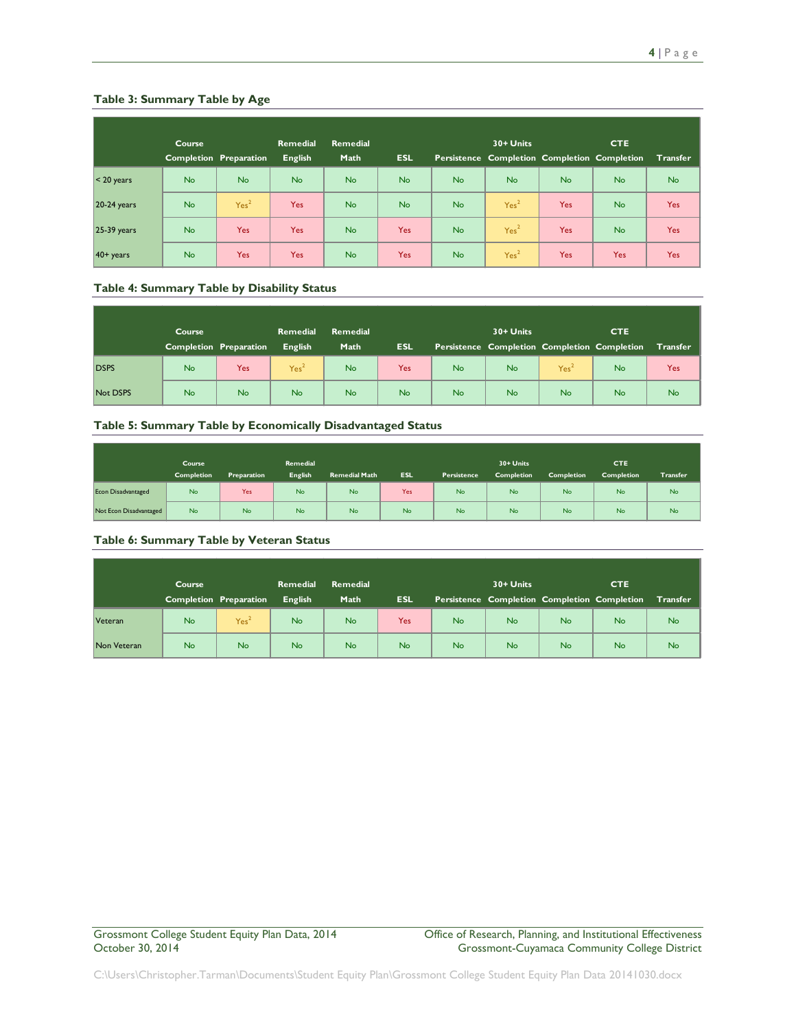**Table 3: Summary Table by Age**

| | Course Completion | Preparation | Remedial English | Remedial Math | ESL | Persistence | 30+ Units Completion | Completion | CTE Completion | Transfer |
|---|---|---|---|---|---|---|---|---|---|---|
| < 20 years | No | No | No | No | No | No | No | No | No | No |
| 20-24 years | No | Yes[2] | Yes | No | No | No | Yes[2] | Yes | No | Yes |
| 25-39 years | No | Yes | Yes | No | Yes | No | Yes[2] | Yes | No | Yes |
| 40+ years | No | Yes | Yes | No | Yes | No | Yes[2] | Yes | Yes | Yes |

**Table 4: Summary Table by Disability Status**

| | Course Completion | Preparation | Remedial English | Remedial Math | ESL | Persistence | 30+ Units Completion | Completion | CTE Completion | Transfer |
|---|---|---|---|---|---|---|---|---|---|---|
| DSPS | No | Yes | Yes[2] | No | Yes | No | No | Yes[2] | No | Yes |
| Not DSPS | No | No | No | No | No | No | No | No | No | No |

**Table 5: Summary Table by Economically Disadvantaged Status**

| | Course Completion | Preparation | Remedial English | Remedial Math | ESL | Persistence | 30+ Units Completion | Completion | CTE Completion | Transfer |
|---|---|---|---|---|---|---|---|---|---|---|
| Econ Disadvantaged | No | Yes | No | No | Yes | No | No | No | No | No |
| Not Econ Disadvantaged | No | No | No | No | No | No | No | No | No | No |

**Table 6: Summary Table by Veteran Status**

| | Course Completion | Preparation | Remedial English | Remedial Math | ESL | Persistence | 30+ Units Completion | Completion | CTE Completion | Transfer |
|---|---|---|---|---|---|---|---|---|---|---|
| Veteran | No | Yes[2] | No | No | Yes | No | No | No | No | No |
| Non Veteran | No | No | No | No | No | No | No | No | No | No |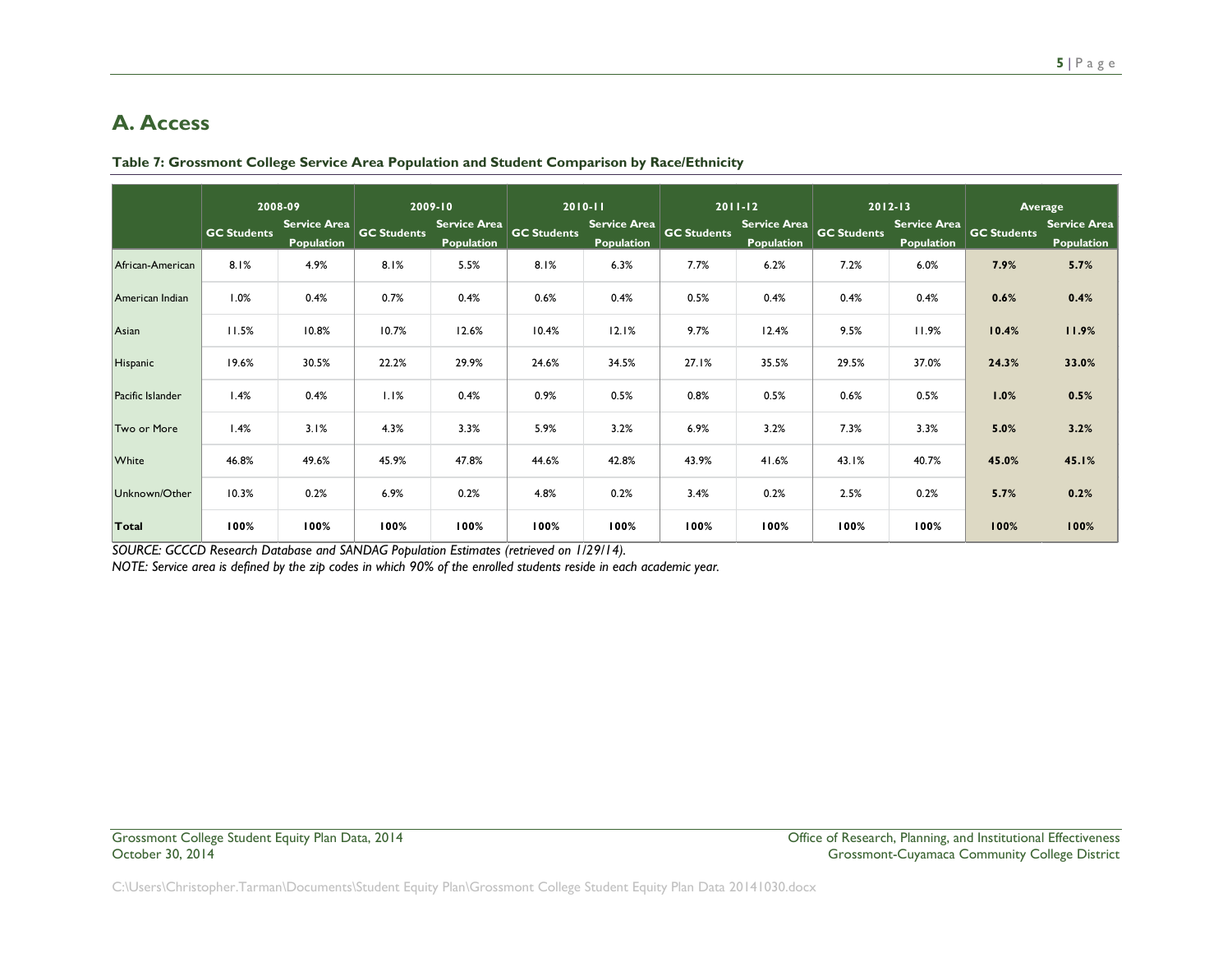## A. Access

**Table 7: Grossmont College Service Area Population and Student Comparison by Race/Ethnicity**

| | 2008-09 | | 2009-10 | | 2010-11 | | 2011-12 | | 2012-13 | | Average | |
|---|---|---|---|---|---|---|---|---|---|---|---|---|
| | GC Students | Service Area Population | GC Students | Service Area Population | GC Students | Service Area Population | GC Students | Service Area Population | GC Students | Service Area Population | GC Students | Service Area Population |
| African-American | 8.1% | 4.9% | 8.1% | 5.5% | 8.1% | 6.3% | 7.7% | 6.2% | 7.2% | 6.0% | **7.9%** | **5.7%** |
| American Indian | 1.0% | 0.4% | 0.7% | 0.4% | 0.6% | 0.4% | 0.5% | 0.4% | 0.4% | 0.4% | **0.6%** | **0.4%** |
| Asian | 11.5% | 10.8% | 10.7% | 12.6% | 10.4% | 12.1% | 9.7% | 12.4% | 9.5% | 11.9% | **10.4%** | **11.9%** |
| Hispanic | 19.6% | 30.5% | 22.2% | 29.9% | 24.6% | 34.5% | 27.1% | 35.5% | 29.5% | 37.0% | **24.3%** | **33.0%** |
| Pacific Islander | 1.4% | 0.4% | 1.1% | 0.4% | 0.9% | 0.5% | 0.8% | 0.5% | 0.6% | 0.5% | **1.0%** | **0.5%** |
| Two or More | 1.4% | 3.1% | 4.3% | 3.3% | 5.9% | 3.2% | 6.9% | 3.2% | 7.3% | 3.3% | **5.0%** | **3.2%** |
| White | 46.8% | 49.6% | 45.9% | 47.8% | 44.6% | 42.8% | 43.9% | 41.6% | 43.1% | 40.7% | **45.0%** | **45.1%** |
| Unknown/Other | 10.3% | 0.2% | 6.9% | 0.2% | 4.8% | 0.2% | 3.4% | 0.2% | 2.5% | 0.2% | **5.7%** | **0.2%** |
| **Total** | **100%** | **100%** | **100%** | **100%** | **100%** | **100%** | **100%** | **100%** | **100%** | **100%** | **100%** | **100%** |

*SOURCE: GCCCD Research Database and SANDAG Population Estimates (retrieved on 1/29/14).*
*NOTE: Service area is defined by the zip codes in which 90% of the enrolled students reside in each academic year.*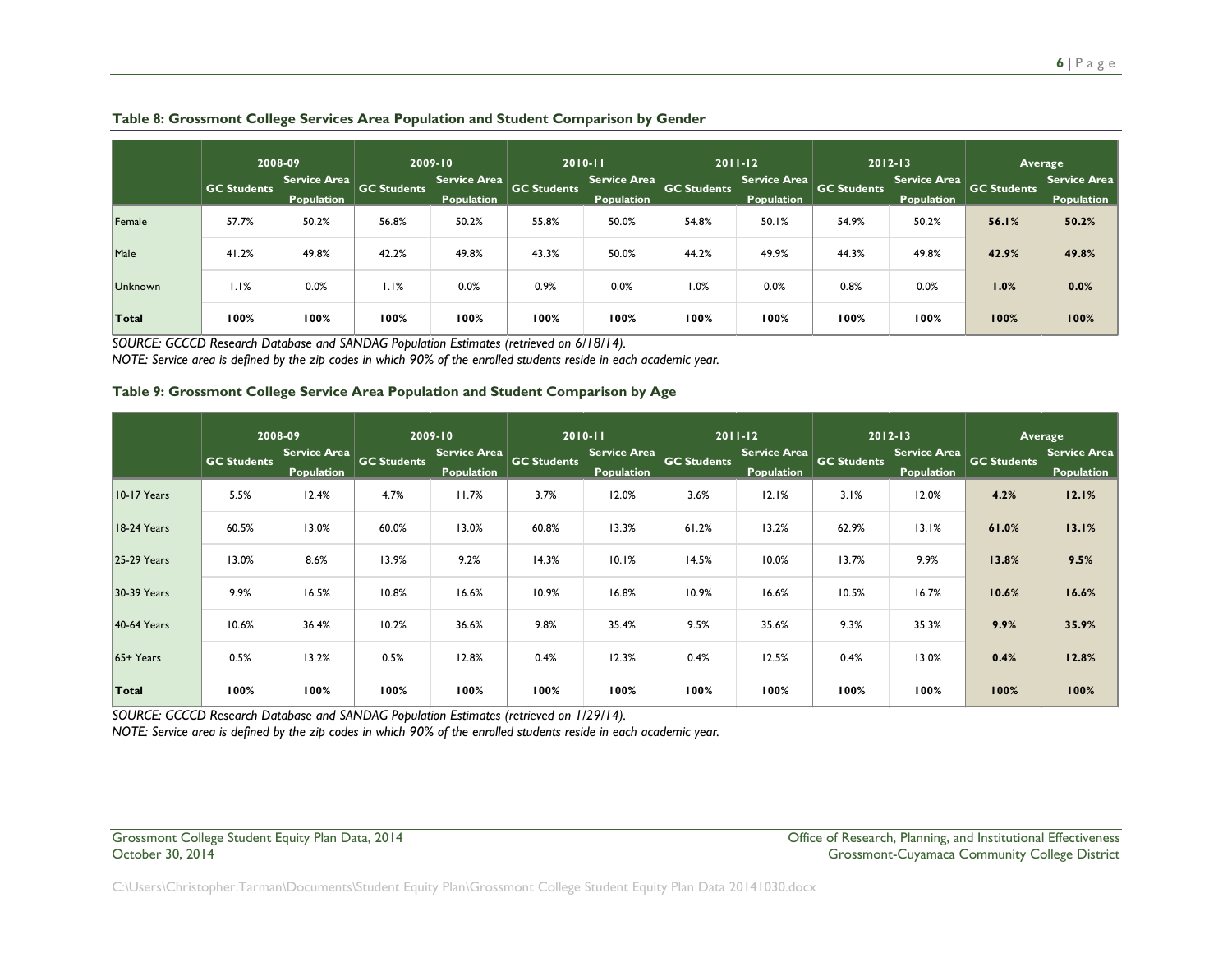**Table 8: Grossmont College Services Area Population and Student Comparison by Gender**

| | 2008-09 | | 2009-10 | | 2010-11 | | 2011-12 | | 2012-13 | | Average | |
|---|---|---|---|---|---|---|---|---|---|---|---|---|
| | GC Students | Service Area Population | GC Students | Service Area Population | GC Students | Service Area Population | GC Students | Service Area Population | GC Students | Service Area Population | GC Students | Service Area Population |
| Female | 57.7% | 50.2% | 56.8% | 50.2% | 55.8% | 50.0% | 54.8% | 50.1% | 54.9% | 50.2% | **56.1%** | **50.2%** |
| Male | 41.2% | 49.8% | 42.2% | 49.8% | 43.3% | 50.0% | 44.2% | 49.9% | 44.3% | 49.8% | **42.9%** | **49.8%** |
| Unknown | 1.1% | 0.0% | 1.1% | 0.0% | 0.9% | 0.0% | 1.0% | 0.0% | 0.8% | 0.0% | **1.0%** | **0.0%** |
| **Total** | **100%** | **100%** | **100%** | **100%** | **100%** | **100%** | **100%** | **100%** | **100%** | **100%** | **100%** | **100%** |

*SOURCE: GCCCD Research Database and SANDAG Population Estimates (retrieved on 6/18/14).*
*NOTE: Service area is defined by the zip codes in which 90% of the enrolled students reside in each academic year.*

**Table 9: Grossmont College Service Area Population and Student Comparison by Age**

| | 2008-09 | | 2009-10 | | 2010-11 | | 2011-12 | | 2012-13 | | Average | |
|---|---|---|---|---|---|---|---|---|---|---|---|---|
| | GC Students | Service Area Population | GC Students | Service Area Population | GC Students | Service Area Population | GC Students | Service Area Population | GC Students | Service Area Population | GC Students | Service Area Population |
| 10-17 Years | 5.5% | 12.4% | 4.7% | 11.7% | 3.7% | 12.0% | 3.6% | 12.1% | 3.1% | 12.0% | **4.2%** | **12.1%** |
| 18-24 Years | 60.5% | 13.0% | 60.0% | 13.0% | 60.8% | 13.3% | 61.2% | 13.2% | 62.9% | 13.1% | **61.0%** | **13.1%** |
| 25-29 Years | 13.0% | 8.6% | 13.9% | 9.2% | 14.3% | 10.1% | 14.5% | 10.0% | 13.7% | 9.9% | **13.8%** | **9.5%** |
| 30-39 Years | 9.9% | 16.5% | 10.8% | 16.6% | 10.9% | 16.8% | 10.9% | 16.6% | 10.5% | 16.7% | **10.6%** | **16.6%** |
| 40-64 Years | 10.6% | 36.4% | 10.2% | 36.6% | 9.8% | 35.4% | 9.5% | 35.6% | 9.3% | 35.3% | **9.9%** | **35.9%** |
| 65+ Years | 0.5% | 13.2% | 0.5% | 12.8% | 0.4% | 12.3% | 0.4% | 12.5% | 0.4% | 13.0% | **0.4%** | **12.8%** |
| **Total** | **100%** | **100%** | **100%** | **100%** | **100%** | **100%** | **100%** | **100%** | **100%** | **100%** | **100%** | **100%** |

*SOURCE: GCCCD Research Database and SANDAG Population Estimates (retrieved on 1/29/14).*
*NOTE: Service area is defined by the zip codes in which 90% of the enrolled students reside in each academic year.*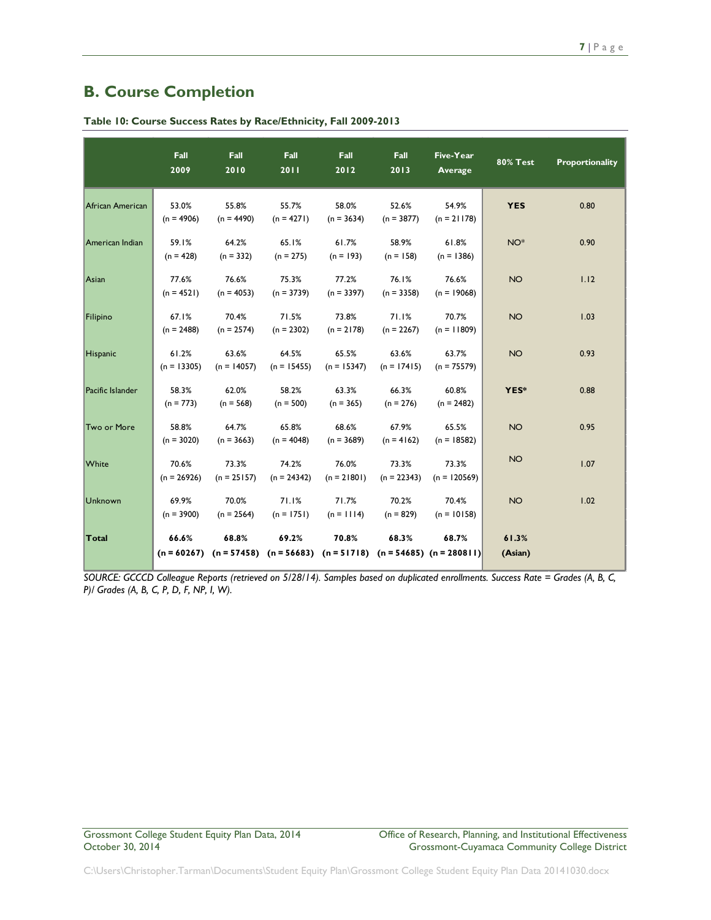## B. Course Completion

**Table 10: Course Success Rates by Race/Ethnicity, Fall 2009-2013**

| | Fall 2009 | Fall 2010 | Fall 2011 | Fall 2012 | Fall 2013 | Five-Year Average | 80% Test | Proportionality |
|---|---|---|---|---|---|---|---|---|
| African American | 53.0% (n = 4906) | 55.8% (n = 4490) | 55.7% (n = 4271) | 58.0% (n = 3634) | 52.6% (n = 3877) | 54.9% (n = 21178) | **YES** | 0.80 |
| American Indian | 59.1% (n = 428) | 64.2% (n = 332) | 65.1% (n = 275) | 61.7% (n = 193) | 58.9% (n = 158) | 61.8% (n = 1386) | NO* | 0.90 |
| Asian | 77.6% (n = 4521) | 76.6% (n = 4053) | 75.3% (n = 3739) | 77.2% (n = 3397) | 76.1% (n = 3358) | 76.6% (n = 19068) | NO | 1.12 |
| Filipino | 67.1% (n = 2488) | 70.4% (n = 2574) | 71.5% (n = 2302) | 73.8% (n = 2178) | 71.1% (n = 2267) | 70.7% (n = 11809) | NO | 1.03 |
| Hispanic | 61.2% (n = 13305) | 63.6% (n = 14057) | 64.5% (n = 15455) | 65.5% (n = 15347) | 63.6% (n = 17415) | 63.7% (n = 75579) | NO | 0.93 |
| Pacific Islander | 58.3% (n = 773) | 62.0% (n = 568) | 58.2% (n = 500) | 63.3% (n = 365) | 66.3% (n = 276) | 60.8% (n = 2482) | **YES*** | 0.88 |
| Two or More | 58.8% (n = 3020) | 64.7% (n = 3663) | 65.8% (n = 4048) | 68.6% (n = 3689) | 67.9% (n = 4162) | 65.5% (n = 18582) | NO | 0.95 |
| White | 70.6% (n = 26926) | 73.3% (n = 25157) | 74.2% (n = 24342) | 76.0% (n = 21801) | 73.3% (n = 22343) | 73.3% (n = 120569) | NO | 1.07 |
| Unknown | 69.9% (n = 3900) | 70.0% (n = 2564) | 71.1% (n = 1751) | 71.7% (n = 1114) | 70.2% (n = 829) | 70.4% (n = 10158) | NO | 1.02 |
| **Total** | **66.6% (n = 60267)** | **68.8% (n = 57458)** | **69.2% (n = 56683)** | **70.8% (n = 51718)** | **68.3% (n = 54685)** | **68.7% (n = 280811)** | **61.3% (Asian)** | |

*SOURCE: GCCCD Colleague Reports (retrieved on 5/28/14). Samples based on duplicated enrollments. Success Rate = Grades (A, B, C, P)/ Grades (A, B, C, P, D, F, NP, I, W).*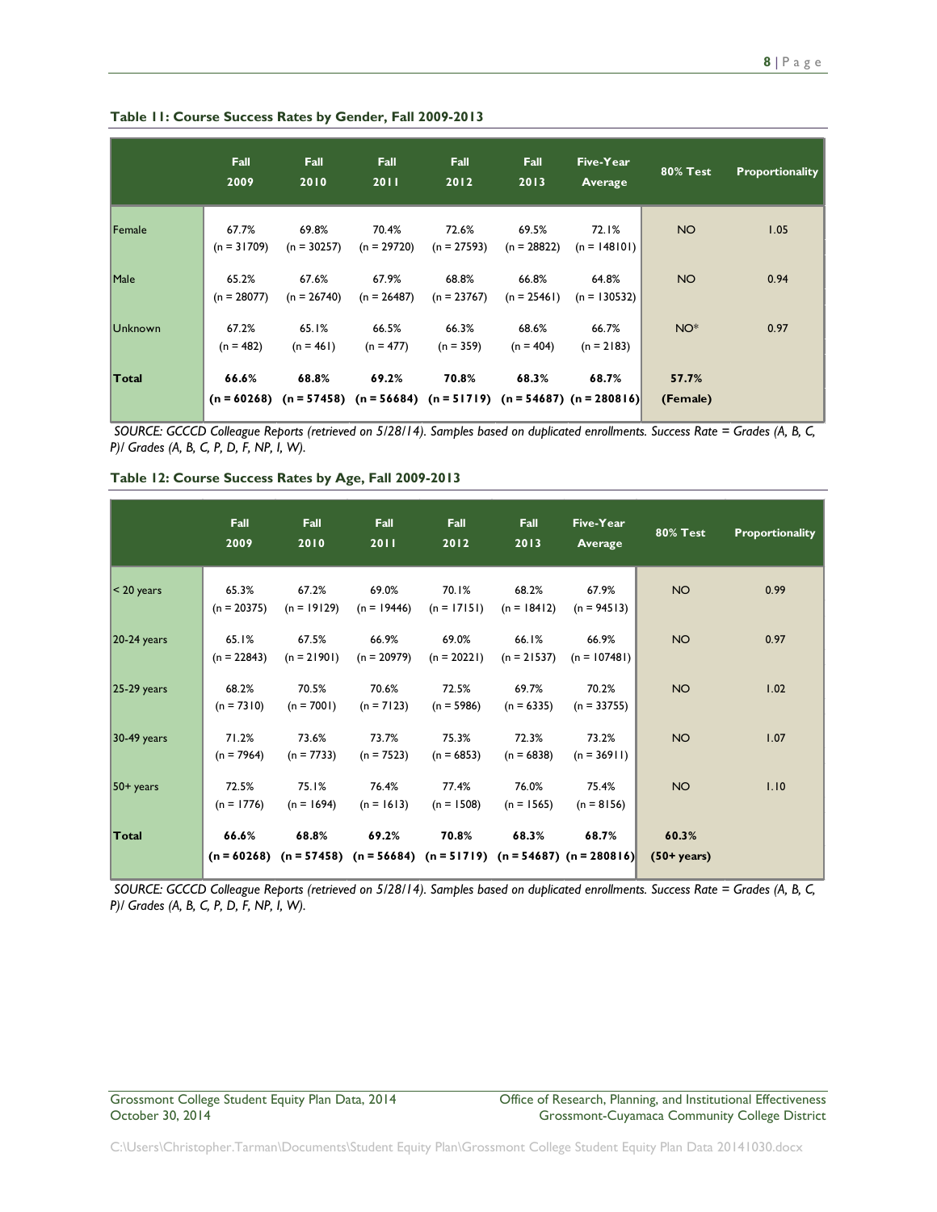**Table 11: Course Success Rates by Gender, Fall 2009-2013**

| | Fall 2009 | Fall 2010 | Fall 2011 | Fall 2012 | Fall 2013 | Five-Year Average | 80% Test | Proportionality |
|---|---|---|---|---|---|---|---|---|
| Female | 67.7% (n = 31709) | 69.8% (n = 30257) | 70.4% (n = 29720) | 72.6% (n = 27593) | 69.5% (n = 28822) | 72.1% (n = 148101) | NO | 1.05 |
| Male | 65.2% (n = 28077) | 67.6% (n = 26740) | 67.9% (n = 26487) | 68.8% (n = 23767) | 66.8% (n = 25461) | 64.8% (n = 130532) | NO | 0.94 |
| Unknown | 67.2% (n = 482) | 65.1% (n = 461) | 66.5% (n = 477) | 66.3% (n = 359) | 68.6% (n = 404) | 66.7% (n = 2183) | NO* | 0.97 |
| **Total** | **66.6% (n = 60268)** | **68.8% (n = 57458)** | **69.2% (n = 56684)** | **70.8% (n = 51719)** | **68.3% (n = 54687)** | **68.7% (n = 280816)** | **57.7% (Female)** | |

*SOURCE: GCCCD Colleague Reports (retrieved on 5/28/14). Samples based on duplicated enrollments. Success Rate = Grades (A, B, C, P)/ Grades (A, B, C, P, D, F, NP, I, W).*

**Table 12: Course Success Rates by Age, Fall 2009-2013**

| | Fall 2009 | Fall 2010 | Fall 2011 | Fall 2012 | Fall 2013 | Five-Year Average | 80% Test | Proportionality |
|---|---|---|---|---|---|---|---|---|
| < 20 years | 65.3% (n = 20375) | 67.2% (n = 19129) | 69.0% (n = 19446) | 70.1% (n = 17151) | 68.2% (n = 18412) | 67.9% (n = 94513) | NO | 0.99 |
| 20-24 years | 65.1% (n = 22843) | 67.5% (n = 21901) | 66.9% (n = 20979) | 69.0% (n = 20221) | 66.1% (n = 21537) | 66.9% (n = 107481) | NO | 0.97 |
| 25-29 years | 68.2% (n = 7310) | 70.5% (n = 7001) | 70.6% (n = 7123) | 72.5% (n = 5986) | 69.7% (n = 6335) | 70.2% (n = 33755) | NO | 1.02 |
| 30-49 years | 71.2% (n = 7964) | 73.6% (n = 7733) | 73.7% (n = 7523) | 75.3% (n = 6853) | 72.3% (n = 6838) | 73.2% (n = 36911) | NO | 1.07 |
| 50+ years | 72.5% (n = 1776) | 75.1% (n = 1694) | 76.4% (n = 1613) | 77.4% (n = 1508) | 76.0% (n = 1565) | 75.4% (n = 8156) | NO | 1.10 |
| **Total** | **66.6% (n = 60268)** | **68.8% (n = 57458)** | **69.2% (n = 56684)** | **70.8% (n = 51719)** | **68.3% (n = 54687)** | **68.7% (n = 280816)** | **60.3% (50+ years)** | |

*SOURCE: GCCCD Colleague Reports (retrieved on 5/28/14). Samples based on duplicated enrollments. Success Rate = Grades (A, B, C, P)/ Grades (A, B, C, P, D, F, NP, I, W).*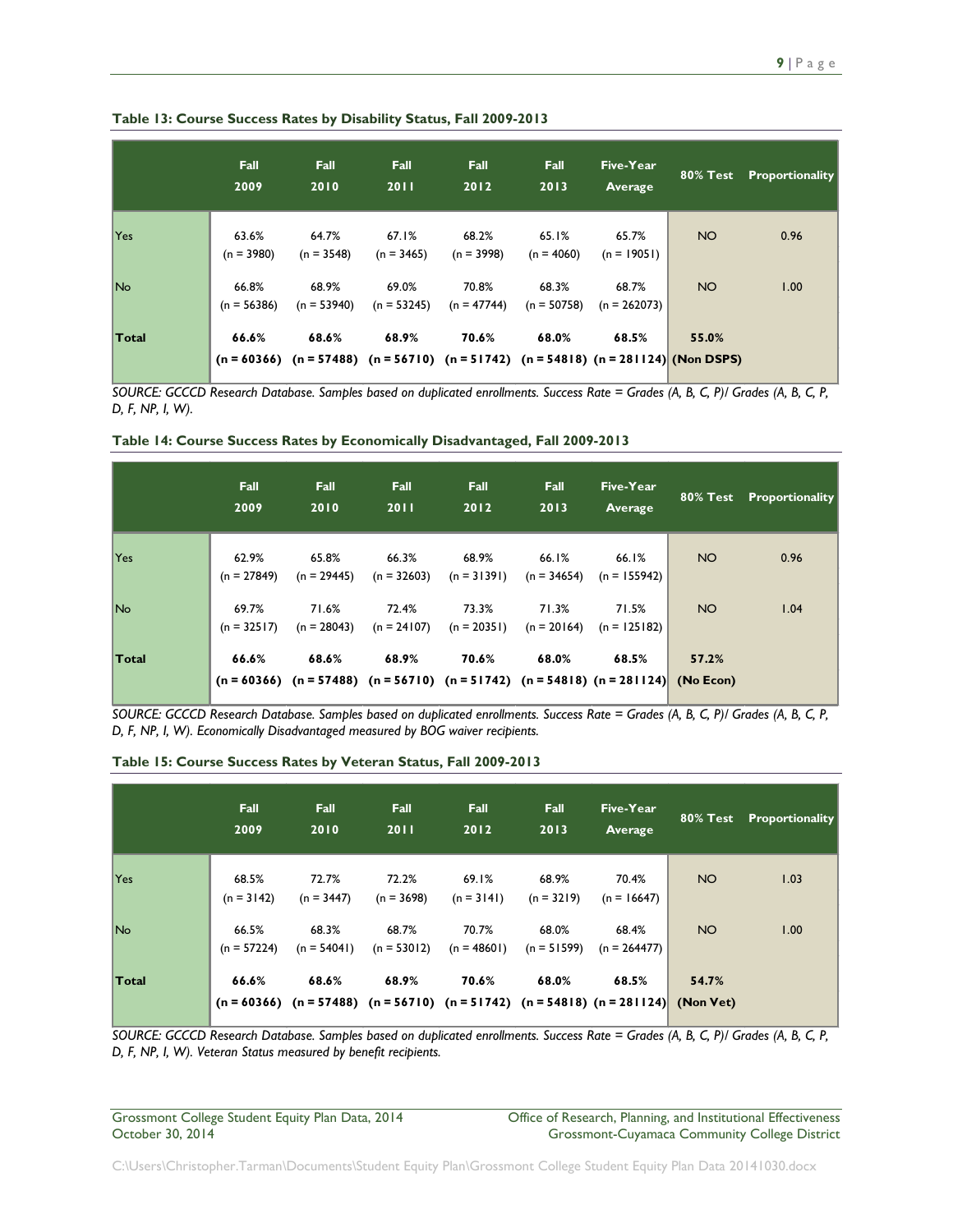**Table 13: Course Success Rates by Disability Status, Fall 2009-2013**

| | Fall 2009 | Fall 2010 | Fall 2011 | Fall 2012 | Fall 2013 | Five-Year Average | 80% Test | Proportionality |
|---|---|---|---|---|---|---|---|---|
| Yes | 63.6% (n = 3980) | 64.7% (n = 3548) | 67.1% (n = 3465) | 68.2% (n = 3998) | 65.1% (n = 4060) | 65.7% (n = 19051) | NO | 0.96 |
| No | 66.8% (n = 56386) | 68.9% (n = 53940) | 69.0% (n = 53245) | 70.8% (n = 47744) | 68.3% (n = 50758) | 68.7% (n = 262073) | NO | 1.00 |
| **Total** | **66.6% (n = 60366)** | **68.6% (n = 57488)** | **68.9% (n = 56710)** | **70.6% (n = 51742)** | **68.0% (n = 54818)** | **68.5% (n = 281124)** | **55.0% (Non DSPS)** | |

*SOURCE: GCCCD Research Database. Samples based on duplicated enrollments. Success Rate = Grades (A, B, C, P)/ Grades (A, B, C, P, D, F, NP, I, W).*

**Table 14: Course Success Rates by Economically Disadvantaged, Fall 2009-2013**

| | Fall 2009 | Fall 2010 | Fall 2011 | Fall 2012 | Fall 2013 | Five-Year Average | 80% Test | Proportionality |
|---|---|---|---|---|---|---|---|---|
| Yes | 62.9% (n = 27849) | 65.8% (n = 29445) | 66.3% (n = 32603) | 68.9% (n = 31391) | 66.1% (n = 34654) | 66.1% (n = 155942) | NO | 0.96 |
| No | 69.7% (n = 32517) | 71.6% (n = 28043) | 72.4% (n = 24107) | 73.3% (n = 20351) | 71.3% (n = 20164) | 71.5% (n = 125182) | NO | 1.04 |
| **Total** | **66.6% (n = 60366)** | **68.6% (n = 57488)** | **68.9% (n = 56710)** | **70.6% (n = 51742)** | **68.0% (n = 54818)** | **68.5% (n = 281124)** | **57.2% (No Econ)** | |

*SOURCE: GCCCD Research Database. Samples based on duplicated enrollments. Success Rate = Grades (A, B, C, P)/ Grades (A, B, C, P, D, F, NP, I, W). Economically Disadvantaged measured by BOG waiver recipients.*

**Table 15: Course Success Rates by Veteran Status, Fall 2009-2013**

| | Fall 2009 | Fall 2010 | Fall 2011 | Fall 2012 | Fall 2013 | Five-Year Average | 80% Test | Proportionality |
|---|---|---|---|---|---|---|---|---|
| Yes | 68.5% (n = 3142) | 72.7% (n = 3447) | 72.2% (n = 3698) | 69.1% (n = 3141) | 68.9% (n = 3219) | 70.4% (n = 16647) | NO | 1.03 |
| No | 66.5% (n = 57224) | 68.3% (n = 54041) | 68.7% (n = 53012) | 70.7% (n = 48601) | 68.0% (n = 51599) | 68.4% (n = 264477) | NO | 1.00 |
| **Total** | **66.6% (n = 60366)** | **68.6% (n = 57488)** | **68.9% (n = 56710)** | **70.6% (n = 51742)** | **68.0% (n = 54818)** | **68.5% (n = 281124)** | **54.7% (Non Vet)** | |

*SOURCE: GCCCD Research Database. Samples based on duplicated enrollments. Success Rate = Grades (A, B, C, P)/ Grades (A, B, C, P, D, F, NP, I, W). Veteran Status measured by benefit recipients.*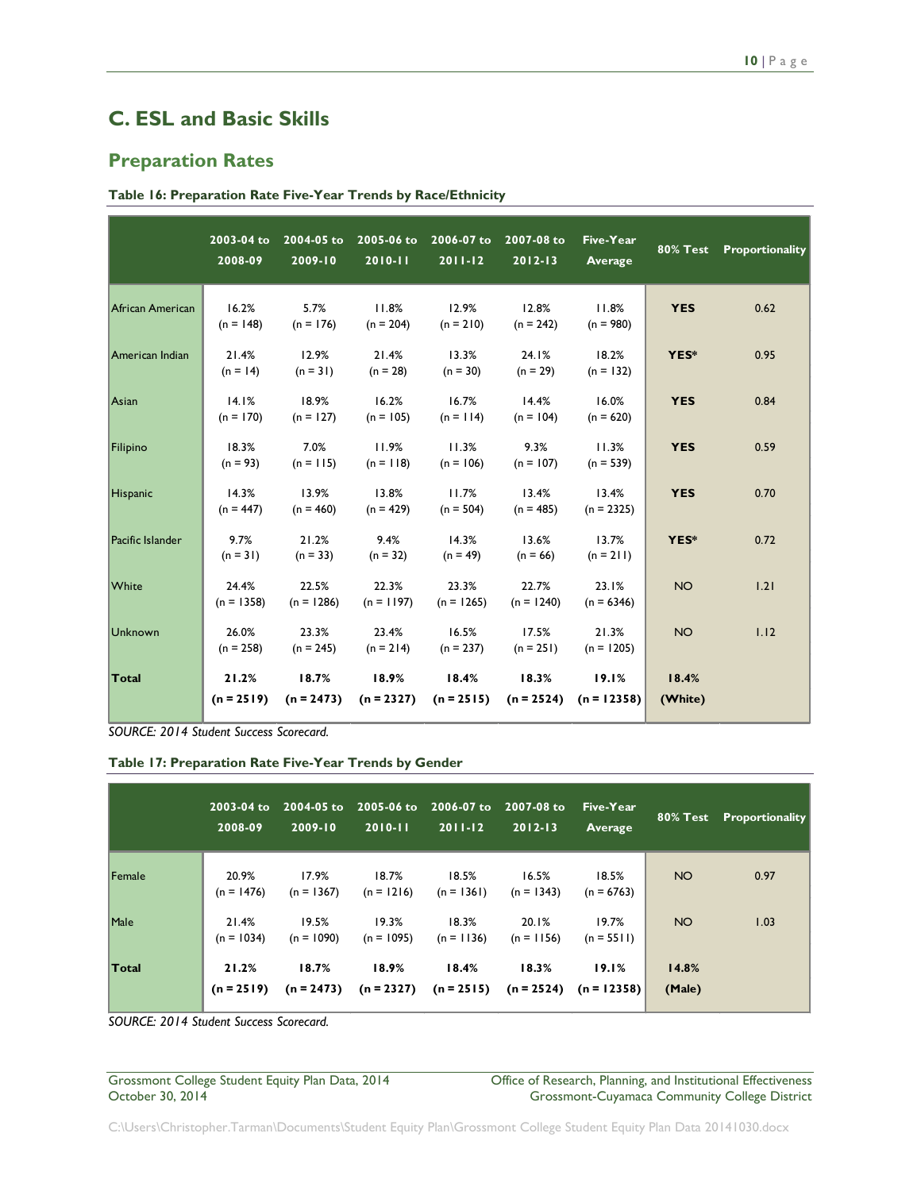## C. ESL and Basic Skills

### Preparation Rates

**Table 16: Preparation Rate Five-Year Trends by Race/Ethnicity**

| | 2003-04 to 2008-09 | 2004-05 to 2009-10 | 2005-06 to 2010-11 | 2006-07 to 2011-12 | 2007-08 to 2012-13 | Five-Year Average | 80% Test | Proportionality |
|---|---|---|---|---|---|---|---|---|
| African American | 16.2% (n = 148) | 5.7% (n = 176) | 11.8% (n = 204) | 12.9% (n = 210) | 12.8% (n = 242) | 11.8% (n = 980) | **YES** | 0.62 |
| American Indian | 21.4% (n = 14) | 12.9% (n = 31) | 21.4% (n = 28) | 13.3% (n = 30) | 24.1% (n = 29) | 18.2% (n = 132) | **YES*** | 0.95 |
| Asian | 14.1% (n = 170) | 18.9% (n = 127) | 16.2% (n = 105) | 16.7% (n = 114) | 14.4% (n = 104) | 16.0% (n = 620) | **YES** | 0.84 |
| Filipino | 18.3% (n = 93) | 7.0% (n = 115) | 11.9% (n = 118) | 11.3% (n = 106) | 9.3% (n = 107) | 11.3% (n = 539) | **YES** | 0.59 |
| Hispanic | 14.3% (n = 447) | 13.9% (n = 460) | 13.8% (n = 429) | 11.7% (n = 504) | 13.4% (n = 485) | 13.4% (n = 2325) | **YES** | 0.70 |
| Pacific Islander | 9.7% (n = 31) | 21.2% (n = 33) | 9.4% (n = 32) | 14.3% (n = 49) | 13.6% (n = 66) | 13.7% (n = 211) | **YES*** | 0.72 |
| White | 24.4% (n = 1358) | 22.5% (n = 1286) | 22.3% (n = 1197) | 23.3% (n = 1265) | 22.7% (n = 1240) | 23.1% (n = 6346) | NO | 1.21 |
| Unknown | 26.0% (n = 258) | 23.3% (n = 245) | 23.4% (n = 214) | 16.5% (n = 237) | 17.5% (n = 251) | 21.3% (n = 1205) | NO | 1.12 |
| **Total** | **21.2% (n = 2519)** | **18.7% (n = 2473)** | **18.9% (n = 2327)** | **18.4% (n = 2515)** | **18.3% (n = 2524)** | **19.1% (n = 12358)** | **18.4% (White)** | |

*SOURCE: 2014 Student Success Scorecard.*

**Table 17: Preparation Rate Five-Year Trends by Gender**

| | 2003-04 to 2008-09 | 2004-05 to 2009-10 | 2005-06 to 2010-11 | 2006-07 to 2011-12 | 2007-08 to 2012-13 | Five-Year Average | 80% Test | Proportionality |
|---|---|---|---|---|---|---|---|---|
| Female | 20.9% (n = 1476) | 17.9% (n = 1367) | 18.7% (n = 1216) | 18.5% (n = 1361) | 16.5% (n = 1343) | 18.5% (n = 6763) | NO | 0.97 |
| Male | 21.4% (n = 1034) | 19.5% (n = 1090) | 19.3% (n = 1095) | 18.3% (n = 1136) | 20.1% (n = 1156) | 19.7% (n = 5511) | NO | 1.03 |
| **Total** | **21.2% (n = 2519)** | **18.7% (n = 2473)** | **18.9% (n = 2327)** | **18.4% (n = 2515)** | **18.3% (n = 2524)** | **19.1% (n = 12358)** | **14.8% (Male)** | |

*SOURCE: 2014 Student Success Scorecard.*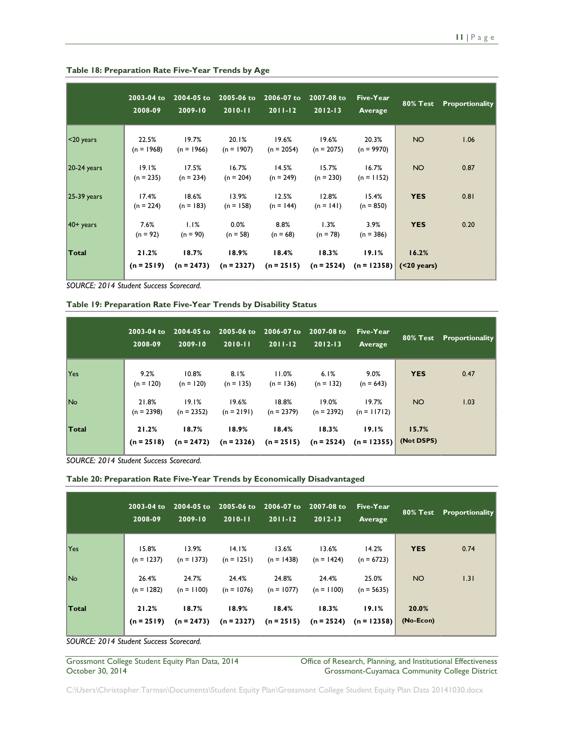**Table 18: Preparation Rate Five-Year Trends by Age**

| | 2003-04 to 2008-09 | 2004-05 to 2009-10 | 2005-06 to 2010-11 | 2006-07 to 2011-12 | 2007-08 to 2012-13 | Five-Year Average | 80% Test | Proportionality |
|---|---|---|---|---|---|---|---|---|
| <20 years | 22.5% (n = 1968) | 19.7% (n = 1966) | 20.1% (n = 1907) | 19.6% (n = 2054) | 19.6% (n = 2075) | 20.3% (n = 9970) | NO | 1.06 |
| 20-24 years | 19.1% (n = 235) | 17.5% (n = 234) | 16.7% (n = 204) | 14.5% (n = 249) | 15.7% (n = 230) | 16.7% (n = 1152) | NO | 0.87 |
| 25-39 years | 17.4% (n = 224) | 18.6% (n = 183) | 13.9% (n = 158) | 12.5% (n = 144) | 12.8% (n = 141) | 15.4% (n = 850) | **YES** | 0.81 |
| 40+ years | 7.6% (n = 92) | 1.1% (n = 90) | 0.0% (n = 58) | 8.8% (n = 68) | 1.3% (n = 78) | 3.9% (n = 386) | **YES** | 0.20 |
| **Total** | **21.2% (n = 2519)** | **18.7% (n = 2473)** | **18.9% (n = 2327)** | **18.4% (n = 2515)** | **18.3% (n = 2524)** | **19.1% (n = 12358)** | **16.2% (<20 years)** | |

*SOURCE: 2014 Student Success Scorecard.*

**Table 19: Preparation Rate Five-Year Trends by Disability Status**

| | 2003-04 to 2008-09 | 2004-05 to 2009-10 | 2005-06 to 2010-11 | 2006-07 to 2011-12 | 2007-08 to 2012-13 | Five-Year Average | 80% Test | Proportionality |
|---|---|---|---|---|---|---|---|---|
| Yes | 9.2% (n = 120) | 10.8% (n = 120) | 8.1% (n = 135) | 11.0% (n = 136) | 6.1% (n = 132) | 9.0% (n = 643) | **YES** | 0.47 |
| No | 21.8% (n = 2398) | 19.1% (n = 2352) | 19.6% (n = 2191) | 18.8% (n = 2379) | 19.0% (n = 2392) | 19.7% (n = 11712) | NO | 1.03 |
| **Total** | **21.2% (n = 2518)** | **18.7% (n = 2472)** | **18.9% (n = 2326)** | **18.4% (n = 2515)** | **18.3% (n = 2524)** | **19.1% (n = 12355)** | **15.7% (Not DSPS)** | |

*SOURCE: 2014 Student Success Scorecard.*

**Table 20: Preparation Rate Five-Year Trends by Economically Disadvantaged**

| | 2003-04 to 2008-09 | 2004-05 to 2009-10 | 2005-06 to 2010-11 | 2006-07 to 2011-12 | 2007-08 to 2012-13 | Five-Year Average | 80% Test | Proportionality |
|---|---|---|---|---|---|---|---|---|
| Yes | 15.8% (n = 1237) | 13.9% (n = 1373) | 14.1% (n = 1251) | 13.6% (n = 1438) | 13.6% (n = 1424) | 14.2% (n = 6723) | **YES** | 0.74 |
| No | 26.4% (n = 1282) | 24.7% (n = 1100) | 24.4% (n = 1076) | 24.8% (n = 1077) | 24.4% (n = 1100) | 25.0% (n = 5635) | NO | 1.31 |
| **Total** | **21.2% (n = 2519)** | **18.7% (n = 2473)** | **18.9% (n = 2327)** | **18.4% (n = 2515)** | **18.3% (n = 2524)** | **19.1% (n = 12358)** | **20.0% (No-Econ)** | |

*SOURCE: 2014 Student Success Scorecard.*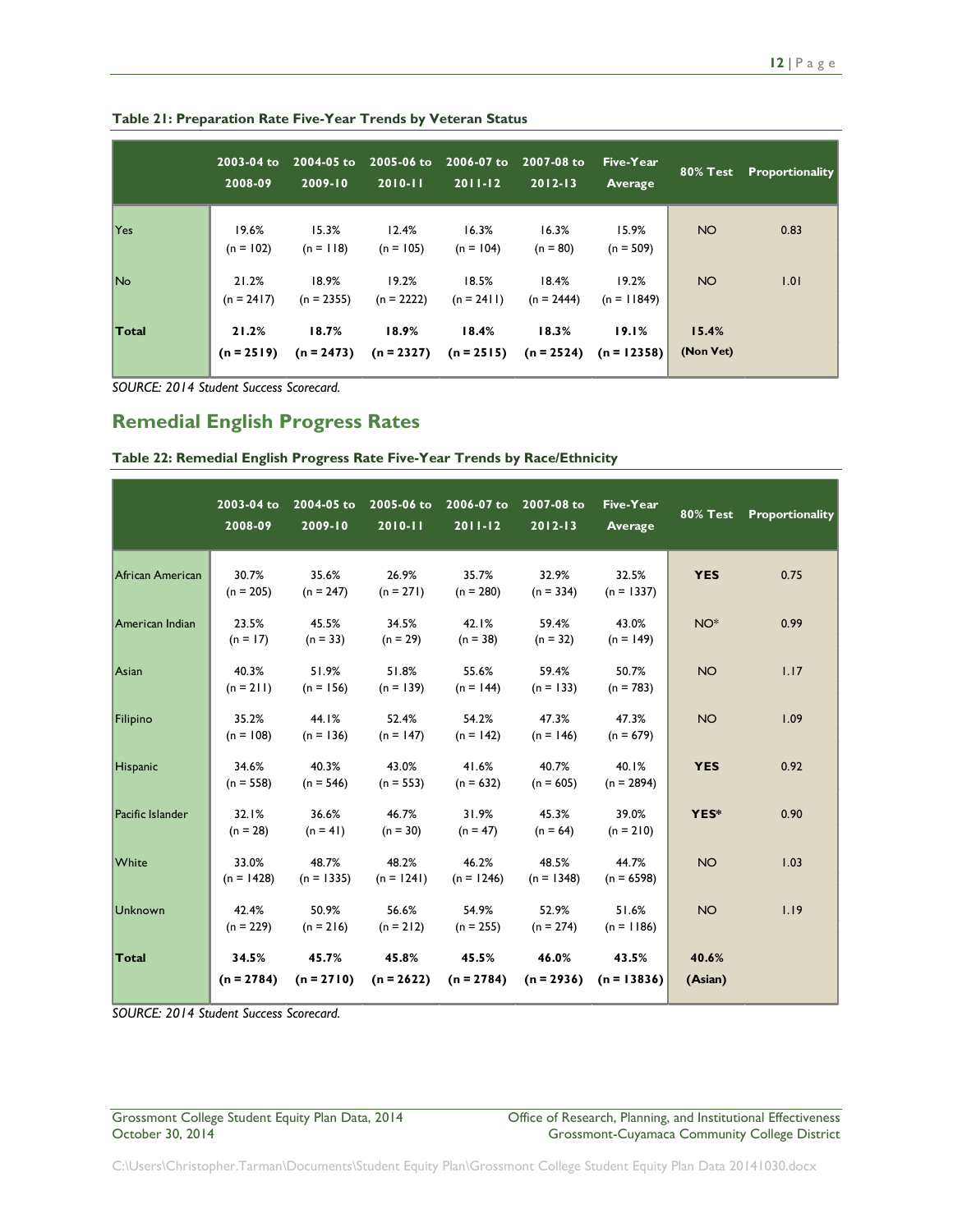**Table 21: Preparation Rate Five-Year Trends by Veteran Status**

| | 2003-04 to 2008-09 | 2004-05 to 2009-10 | 2005-06 to 2010-11 | 2006-07 to 2011-12 | 2007-08 to 2012-13 | Five-Year Average | 80% Test | Proportionality |
|---|---|---|---|---|---|---|---|---|
| Yes | 19.6% (n = 102) | 15.3% (n = 118) | 12.4% (n = 105) | 16.3% (n = 104) | 16.3% (n = 80) | 15.9% (n = 509) | NO | 0.83 |
| No | 21.2% (n = 2417) | 18.9% (n = 2355) | 19.2% (n = 2222) | 18.5% (n = 2411) | 18.4% (n = 2444) | 19.2% (n = 11849) | NO | 1.01 |
| **Total** | **21.2% (n = 2519)** | **18.7% (n = 2473)** | **18.9% (n = 2327)** | **18.4% (n = 2515)** | **18.3% (n = 2524)** | **19.1% (n = 12358)** | **15.4% (Non Vet)** | |

*SOURCE: 2014 Student Success Scorecard.*

## Remedial English Progress Rates

**Table 22: Remedial English Progress Rate Five-Year Trends by Race/Ethnicity**

| | 2003-04 to 2008-09 | 2004-05 to 2009-10 | 2005-06 to 2010-11 | 2006-07 to 2011-12 | 2007-08 to 2012-13 | Five-Year Average | 80% Test | Proportionality |
|---|---|---|---|---|---|---|---|---|
| African American | 30.7% (n = 205) | 35.6% (n = 247) | 26.9% (n = 271) | 35.7% (n = 280) | 32.9% (n = 334) | 32.5% (n = 1337) | **YES** | 0.75 |
| American Indian | 23.5% (n = 17) | 45.5% (n = 33) | 34.5% (n = 29) | 42.1% (n = 38) | 59.4% (n = 32) | 43.0% (n = 149) | NO* | 0.99 |
| Asian | 40.3% (n = 211) | 51.9% (n = 156) | 51.8% (n = 139) | 55.6% (n = 144) | 59.4% (n = 133) | 50.7% (n = 783) | NO | 1.17 |
| Filipino | 35.2% (n = 108) | 44.1% (n = 136) | 52.4% (n = 147) | 54.2% (n = 142) | 47.3% (n = 146) | 47.3% (n = 679) | NO | 1.09 |
| Hispanic | 34.6% (n = 558) | 40.3% (n = 546) | 43.0% (n = 553) | 41.6% (n = 632) | 40.7% (n = 605) | 40.1% (n = 2894) | **YES** | 0.92 |
| Pacific Islander | 32.1% (n = 28) | 36.6% (n = 41) | 46.7% (n = 30) | 31.9% (n = 47) | 45.3% (n = 64) | 39.0% (n = 210) | **YES*** | 0.90 |
| White | 33.0% (n = 1428) | 48.7% (n = 1335) | 48.2% (n = 1241) | 46.2% (n = 1246) | 48.5% (n = 1348) | 44.7% (n = 6598) | NO | 1.03 |
| Unknown | 42.4% (n = 229) | 50.9% (n = 216) | 56.6% (n = 212) | 54.9% (n = 255) | 52.9% (n = 274) | 51.6% (n = 1186) | NO | 1.19 |
| **Total** | **34.5% (n = 2784)** | **45.7% (n = 2710)** | **45.8% (n = 2622)** | **45.5% (n = 2784)** | **46.0% (n = 2936)** | **43.5% (n = 13836)** | **40.6% (Asian)** | |

*SOURCE: 2014 Student Success Scorecard.*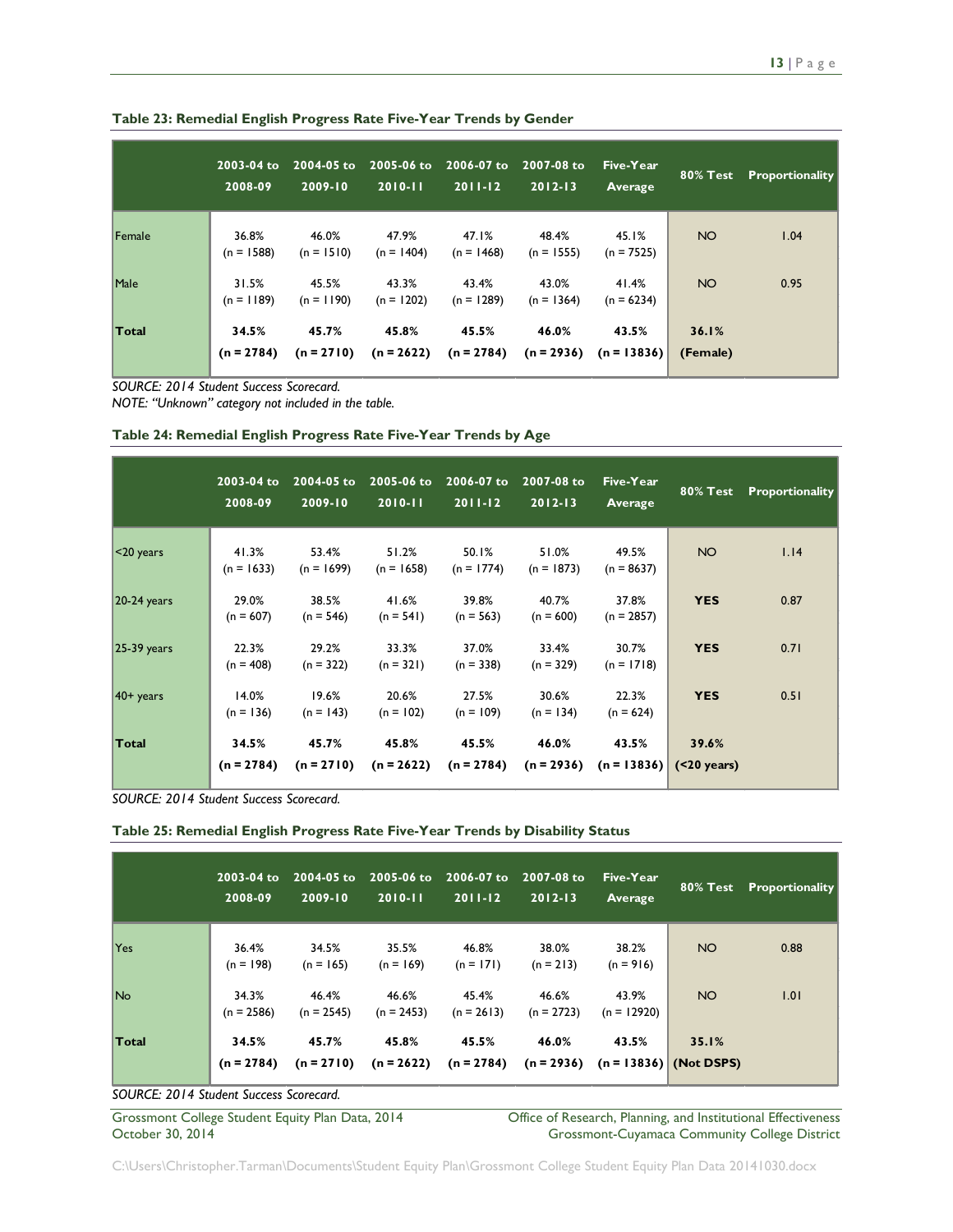**Table 23: Remedial English Progress Rate Five-Year Trends by Gender**

| | 2003-04 to 2008-09 | 2004-05 to 2009-10 | 2005-06 to 2010-11 | 2006-07 to 2011-12 | 2007-08 to 2012-13 | Five-Year Average | 80% Test | Proportionality |
|---|---|---|---|---|---|---|---|---|
| Female | 36.8% (n = 1588) | 46.0% (n = 1510) | 47.9% (n = 1404) | 47.1% (n = 1468) | 48.4% (n = 1555) | 45.1% (n = 7525) | NO | 1.04 |
| Male | 31.5% (n = 1189) | 45.5% (n = 1190) | 43.3% (n = 1202) | 43.4% (n = 1289) | 43.0% (n = 1364) | 41.4% (n = 6234) | NO | 0.95 |
| **Total** | **34.5% (n = 2784)** | **45.7% (n = 2710)** | **45.8% (n = 2622)** | **45.5% (n = 2784)** | **46.0% (n = 2936)** | **43.5% (n = 13836)** | **36.1% (Female)** | |

*SOURCE: 2014 Student Success Scorecard.*
*NOTE: "Unknown" category not included in the table.*

**Table 24: Remedial English Progress Rate Five-Year Trends by Age**

| | 2003-04 to 2008-09 | 2004-05 to 2009-10 | 2005-06 to 2010-11 | 2006-07 to 2011-12 | 2007-08 to 2012-13 | Five-Year Average | 80% Test | Proportionality |
|---|---|---|---|---|---|---|---|---|
| <20 years | 41.3% (n = 1633) | 53.4% (n = 1699) | 51.2% (n = 1658) | 50.1% (n = 1774) | 51.0% (n = 1873) | 49.5% (n = 8637) | NO | 1.14 |
| 20-24 years | 29.0% (n = 607) | 38.5% (n = 546) | 41.6% (n = 541) | 39.8% (n = 563) | 40.7% (n = 600) | 37.8% (n = 2857) | **YES** | 0.87 |
| 25-39 years | 22.3% (n = 408) | 29.2% (n = 322) | 33.3% (n = 321) | 37.0% (n = 338) | 33.4% (n = 329) | 30.7% (n = 1718) | **YES** | 0.71 |
| 40+ years | 14.0% (n = 136) | 19.6% (n = 143) | 20.6% (n = 102) | 27.5% (n = 109) | 30.6% (n = 134) | 22.3% (n = 624) | **YES** | 0.51 |
| **Total** | **34.5% (n = 2784)** | **45.7% (n = 2710)** | **45.8% (n = 2622)** | **45.5% (n = 2784)** | **46.0% (n = 2936)** | **43.5% (n = 13836)** | **39.6% (<20 years)** | |

*SOURCE: 2014 Student Success Scorecard.*

**Table 25: Remedial English Progress Rate Five-Year Trends by Disability Status**

| | 2003-04 to 2008-09 | 2004-05 to 2009-10 | 2005-06 to 2010-11 | 2006-07 to 2011-12 | 2007-08 to 2012-13 | Five-Year Average | 80% Test | Proportionality |
|---|---|---|---|---|---|---|---|---|
| Yes | 36.4% (n = 198) | 34.5% (n = 165) | 35.5% (n = 169) | 46.8% (n = 171) | 38.0% (n = 213) | 38.2% (n = 916) | NO | 0.88 |
| No | 34.3% (n = 2586) | 46.4% (n = 2545) | 46.6% (n = 2453) | 45.4% (n = 2613) | 46.6% (n = 2723) | 43.9% (n = 12920) | NO | 1.01 |
| **Total** | **34.5% (n = 2784)** | **45.7% (n = 2710)** | **45.8% (n = 2622)** | **45.5% (n = 2784)** | **46.0% (n = 2936)** | **43.5% (n = 13836)** | **35.1% (Not DSPS)** | |

*SOURCE: 2014 Student Success Scorecard.*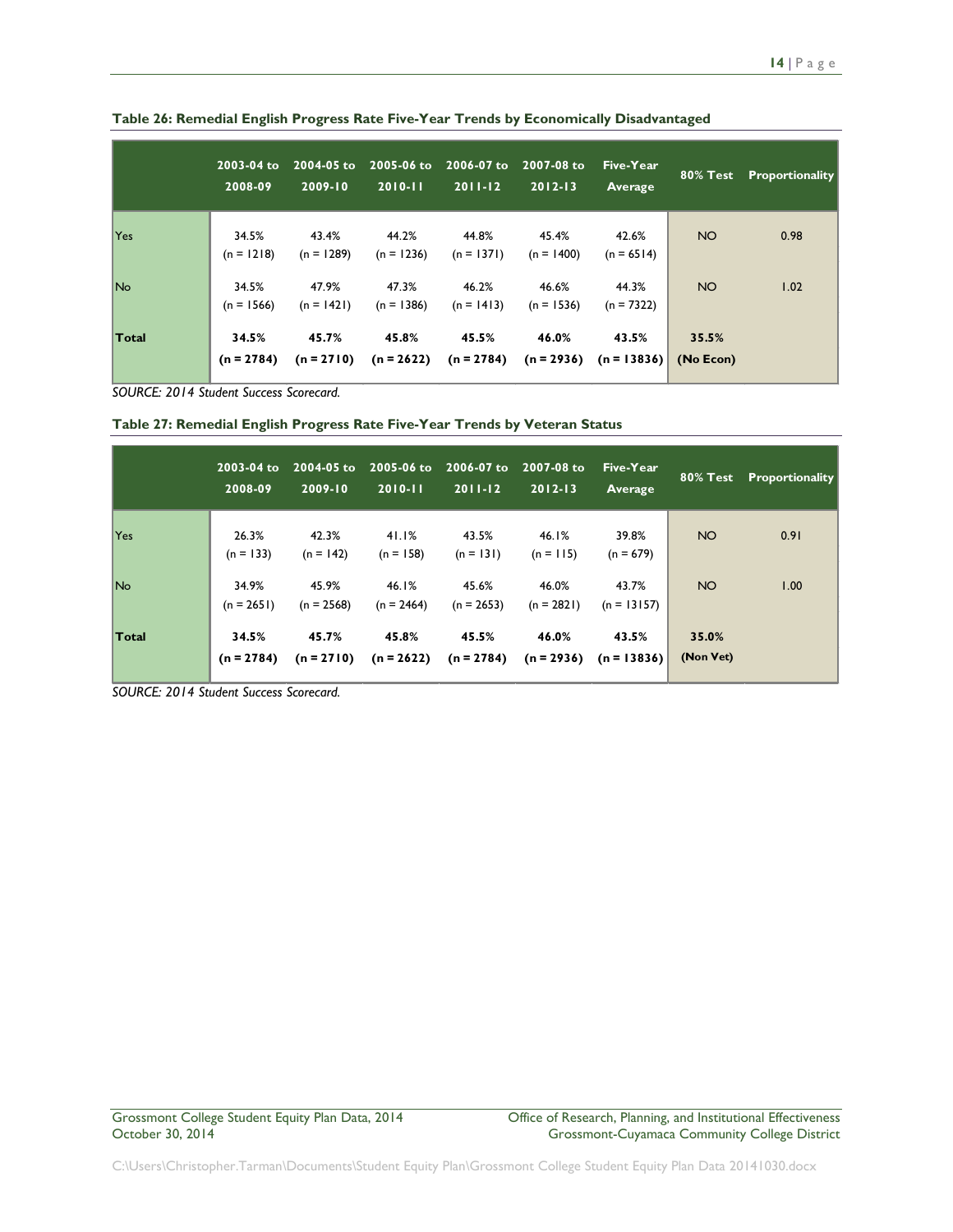**Table 26: Remedial English Progress Rate Five-Year Trends by Economically Disadvantaged**

| | 2003-04 to 2008-09 | 2004-05 to 2009-10 | 2005-06 to 2010-11 | 2006-07 to 2011-12 | 2007-08 to 2012-13 | Five-Year Average | 80% Test | Proportionality |
|---|---|---|---|---|---|---|---|---|
| Yes | 34.5% (n = 1218) | 43.4% (n = 1289) | 44.2% (n = 1236) | 44.8% (n = 1371) | 45.4% (n = 1400) | 42.6% (n = 6514) | NO | 0.98 |
| No | 34.5% (n = 1566) | 47.9% (n = 1421) | 47.3% (n = 1386) | 46.2% (n = 1413) | 46.6% (n = 1536) | 44.3% (n = 7322) | NO | 1.02 |
| **Total** | **34.5% (n = 2784)** | **45.7% (n = 2710)** | **45.8% (n = 2622)** | **45.5% (n = 2784)** | **46.0% (n = 2936)** | **43.5% (n = 13836)** | **35.5% (No Econ)** | |

*SOURCE: 2014 Student Success Scorecard.*

**Table 27: Remedial English Progress Rate Five-Year Trends by Veteran Status**

| | 2003-04 to 2008-09 | 2004-05 to 2009-10 | 2005-06 to 2010-11 | 2006-07 to 2011-12 | 2007-08 to 2012-13 | Five-Year Average | 80% Test | Proportionality |
|---|---|---|---|---|---|---|---|---|
| Yes | 26.3% (n = 133) | 42.3% (n = 142) | 41.1% (n = 158) | 43.5% (n = 131) | 46.1% (n = 115) | 39.8% (n = 679) | NO | 0.91 |
| No | 34.9% (n = 2651) | 45.9% (n = 2568) | 46.1% (n = 2464) | 45.6% (n = 2653) | 46.0% (n = 2821) | 43.7% (n = 13157) | NO | 1.00 |
| **Total** | **34.5% (n = 2784)** | **45.7% (n = 2710)** | **45.8% (n = 2622)** | **45.5% (n = 2784)** | **46.0% (n = 2936)** | **43.5% (n = 13836)** | **35.0% (Non Vet)** | |

*SOURCE: 2014 Student Success Scorecard.*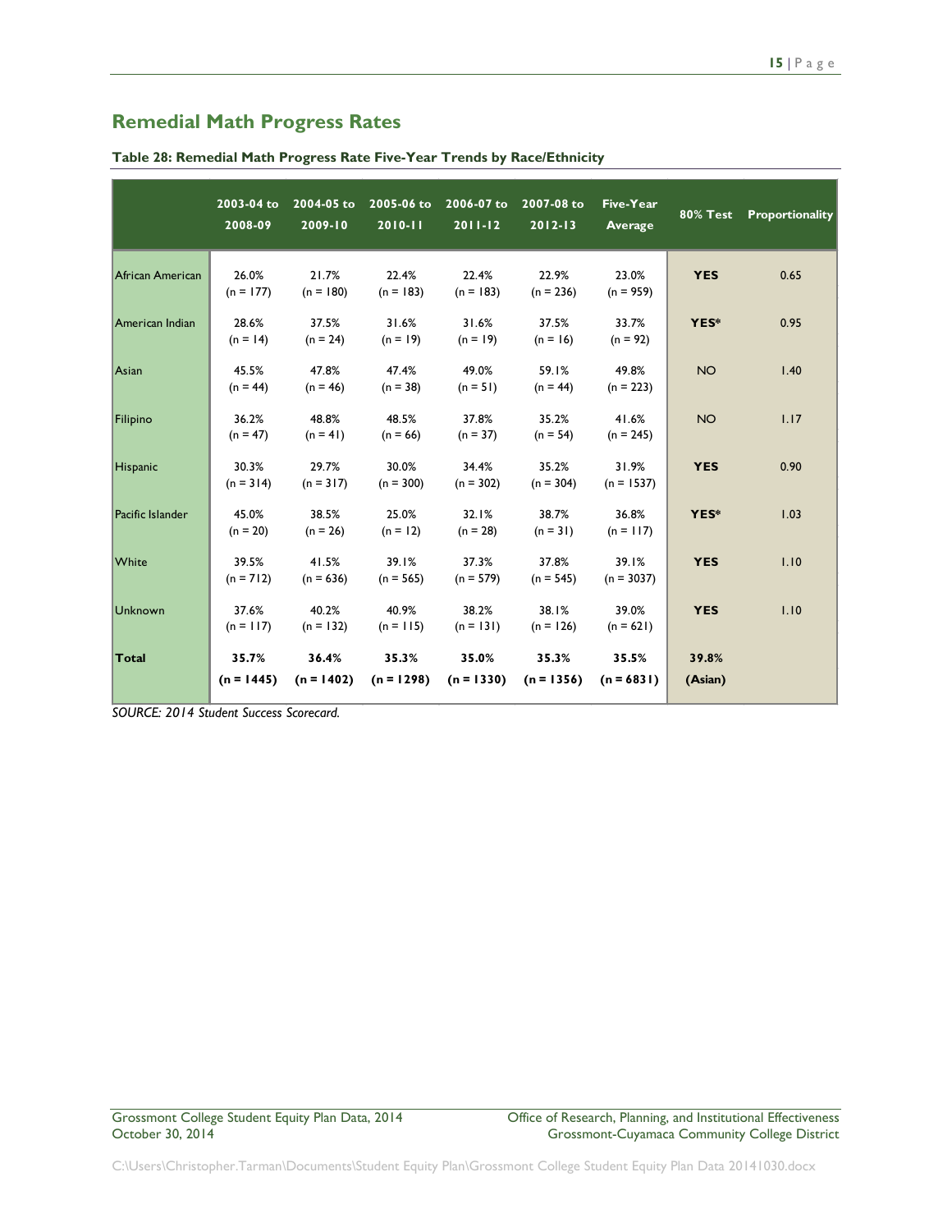## Remedial Math Progress Rates

**Table 28: Remedial Math Progress Rate Five-Year Trends by Race/Ethnicity**

| | 2003-04 to 2008-09 | 2004-05 to 2009-10 | 2005-06 to 2010-11 | 2006-07 to 2011-12 | 2007-08 to 2012-13 | Five-Year Average | 80% Test | Proportionality |
|---|---|---|---|---|---|---|---|---|
| African American | 26.0% (n = 177) | 21.7% (n = 180) | 22.4% (n = 183) | 22.4% (n = 183) | 22.9% (n = 236) | 23.0% (n = 959) | **YES** | 0.65 |
| American Indian | 28.6% (n = 14) | 37.5% (n = 24) | 31.6% (n = 19) | 31.6% (n = 19) | 37.5% (n = 16) | 33.7% (n = 92) | **YES*** | 0.95 |
| Asian | 45.5% (n = 44) | 47.8% (n = 46) | 47.4% (n = 38) | 49.0% (n = 51) | 59.1% (n = 44) | 49.8% (n = 223) | NO | 1.40 |
| Filipino | 36.2% (n = 47) | 48.8% (n = 41) | 48.5% (n = 66) | 37.8% (n = 37) | 35.2% (n = 54) | 41.6% (n = 245) | NO | 1.17 |
| Hispanic | 30.3% (n = 314) | 29.7% (n = 317) | 30.0% (n = 300) | 34.4% (n = 302) | 35.2% (n = 304) | 31.9% (n = 1537) | **YES** | 0.90 |
| Pacific Islander | 45.0% (n = 20) | 38.5% (n = 26) | 25.0% (n = 12) | 32.1% (n = 28) | 38.7% (n = 31) | 36.8% (n = 117) | **YES*** | 1.03 |
| White | 39.5% (n = 712) | 41.5% (n = 636) | 39.1% (n = 565) | 37.3% (n = 579) | 37.8% (n = 545) | 39.1% (n = 3037) | **YES** | 1.10 |
| Unknown | 37.6% (n = 117) | 40.2% (n = 132) | 40.9% (n = 115) | 38.2% (n = 131) | 38.1% (n = 126) | 39.0% (n = 621) | **YES** | 1.10 |
| **Total** | **35.7% (n = 1445)** | **36.4% (n = 1402)** | **35.3% (n = 1298)** | **35.0% (n = 1330)** | **35.3% (n = 1356)** | **35.5% (n = 6831)** | **39.8% (Asian)** | |

*SOURCE: 2014 Student Success Scorecard.*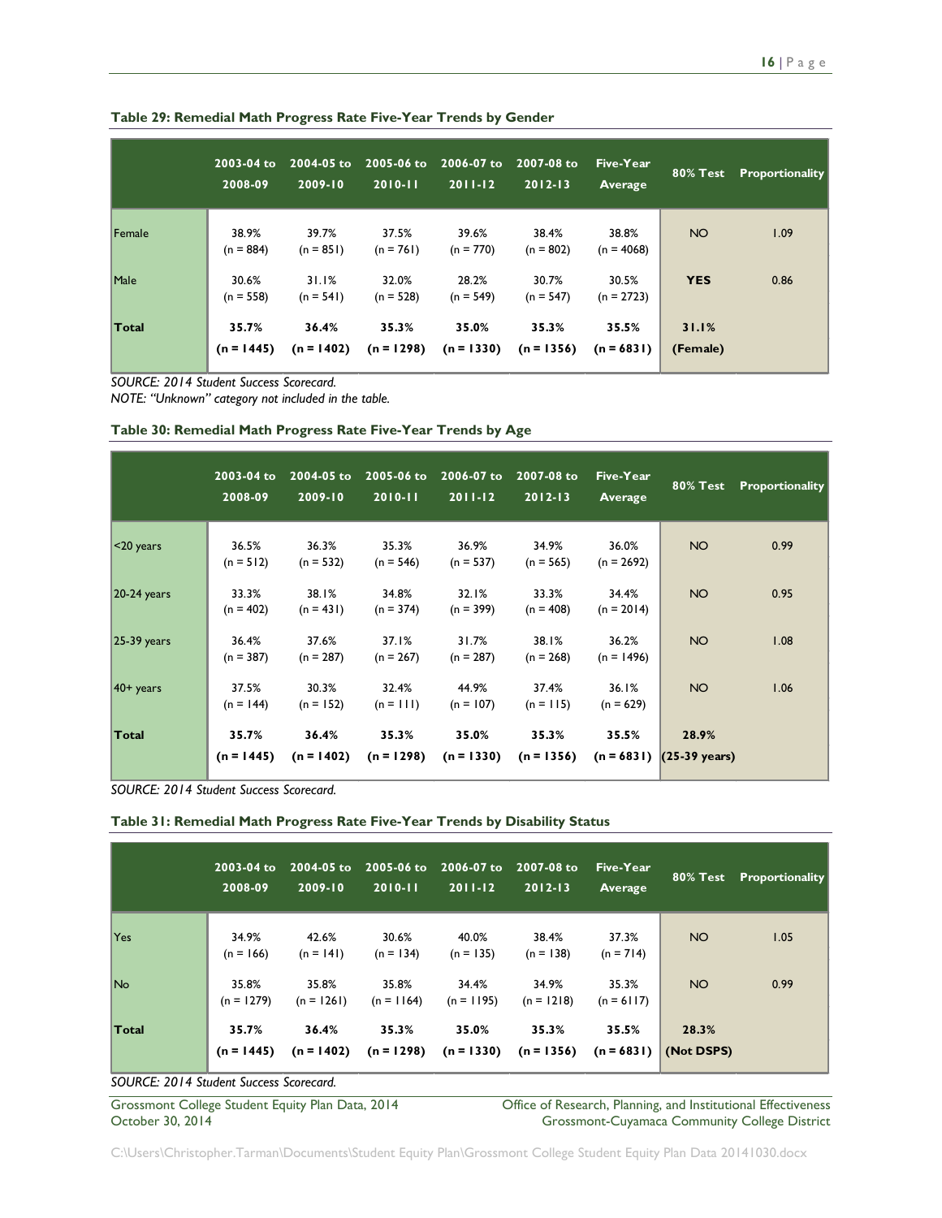**Table 29: Remedial Math Progress Rate Five-Year Trends by Gender**

| | 2003-04 to 2008-09 | 2004-05 to 2009-10 | 2005-06 to 2010-11 | 2006-07 to 2011-12 | 2007-08 to 2012-13 | Five-Year Average | 80% Test | Proportionality |
|---|---|---|---|---|---|---|---|---|
| Female | 38.9% (n = 884) | 39.7% (n = 851) | 37.5% (n = 761) | 39.6% (n = 770) | 38.4% (n = 802) | 38.8% (n = 4068) | NO | 1.09 |
| Male | 30.6% (n = 558) | 31.1% (n = 541) | 32.0% (n = 528) | 28.2% (n = 549) | 30.7% (n = 547) | 30.5% (n = 2723) | **YES** | 0.86 |
| **Total** | **35.7% (n = 1445)** | **36.4% (n = 1402)** | **35.3% (n = 1298)** | **35.0% (n = 1330)** | **35.3% (n = 1356)** | **35.5% (n = 6831)** | **31.1% (Female)** | |

*SOURCE: 2014 Student Success Scorecard.*
*NOTE: "Unknown" category not included in the table.*

**Table 30: Remedial Math Progress Rate Five-Year Trends by Age**

| | 2003-04 to 2008-09 | 2004-05 to 2009-10 | 2005-06 to 2010-11 | 2006-07 to 2011-12 | 2007-08 to 2012-13 | Five-Year Average | 80% Test | Proportionality |
|---|---|---|---|---|---|---|---|---|
| <20 years | 36.5% (n = 512) | 36.3% (n = 532) | 35.3% (n = 546) | 36.9% (n = 537) | 34.9% (n = 565) | 36.0% (n = 2692) | NO | 0.99 |
| 20-24 years | 33.3% (n = 402) | 38.1% (n = 431) | 34.8% (n = 374) | 32.1% (n = 399) | 33.3% (n = 408) | 34.4% (n = 2014) | NO | 0.95 |
| 25-39 years | 36.4% (n = 387) | 37.6% (n = 287) | 37.1% (n = 267) | 31.7% (n = 287) | 38.1% (n = 268) | 36.2% (n = 1496) | NO | 1.08 |
| 40+ years | 37.5% (n = 144) | 30.3% (n = 152) | 32.4% (n = 111) | 44.9% (n = 107) | 37.4% (n = 115) | 36.1% (n = 629) | NO | 1.06 |
| **Total** | **35.7% (n = 1445)** | **36.4% (n = 1402)** | **35.3% (n = 1298)** | **35.0% (n = 1330)** | **35.3% (n = 1356)** | **35.5% (n = 6831)** | **28.9% (25-39 years)** | |

*SOURCE: 2014 Student Success Scorecard.*

**Table 31: Remedial Math Progress Rate Five-Year Trends by Disability Status**

| | 2003-04 to 2008-09 | 2004-05 to 2009-10 | 2005-06 to 2010-11 | 2006-07 to 2011-12 | 2007-08 to 2012-13 | Five-Year Average | 80% Test | Proportionality |
|---|---|---|---|---|---|---|---|---|
| Yes | 34.9% (n = 166) | 42.6% (n = 141) | 30.6% (n = 134) | 40.0% (n = 135) | 38.4% (n = 138) | 37.3% (n = 714) | NO | 1.05 |
| No | 35.8% (n = 1279) | 35.8% (n = 1261) | 35.8% (n = 1164) | 34.4% (n = 1195) | 34.9% (n = 1218) | 35.3% (n = 6117) | NO | 0.99 |
| **Total** | **35.7% (n = 1445)** | **36.4% (n = 1402)** | **35.3% (n = 1298)** | **35.0% (n = 1330)** | **35.3% (n = 1356)** | **35.5% (n = 6831)** | **28.3% (Not DSPS)** | |

*SOURCE: 2014 Student Success Scorecard.*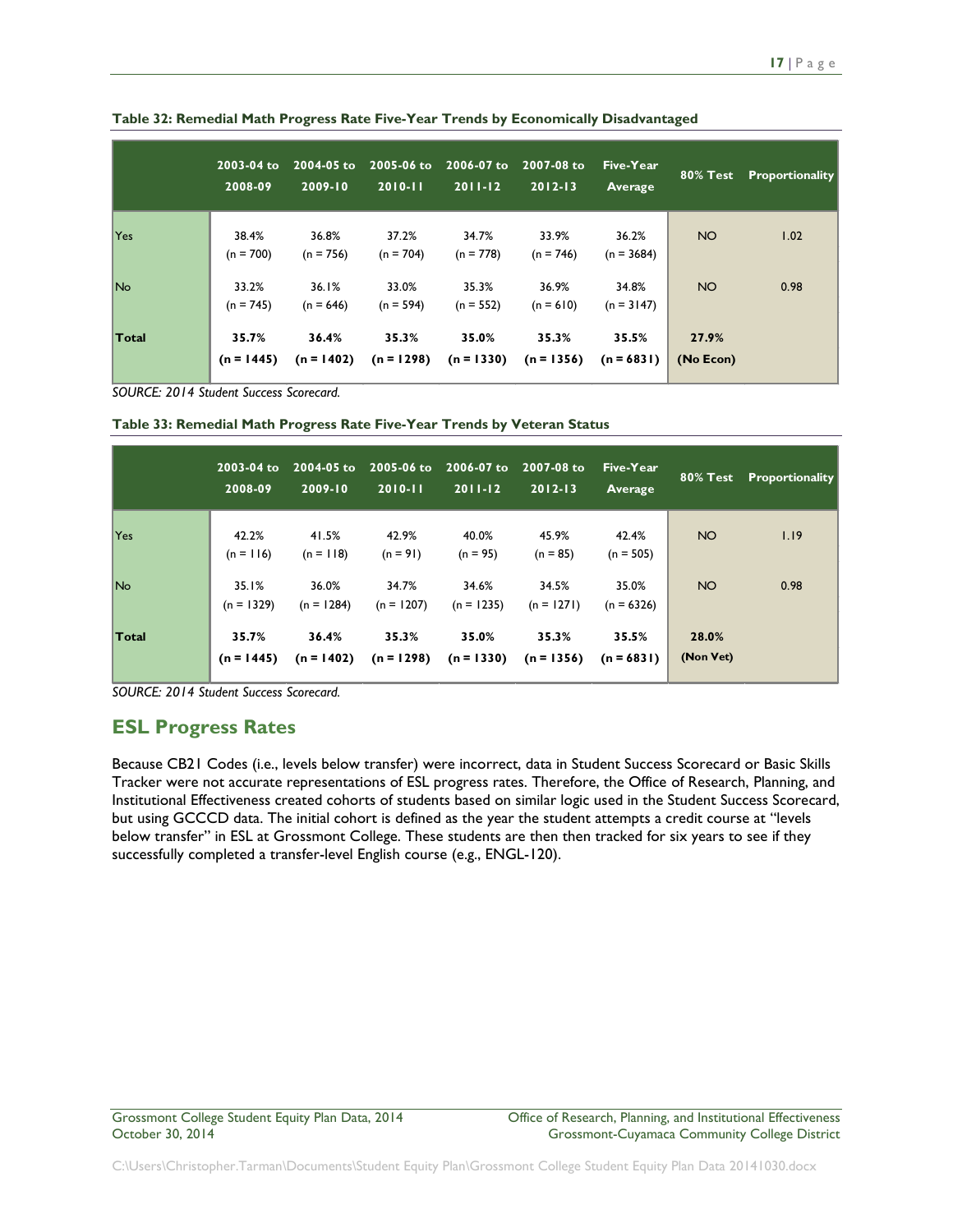**Table 32: Remedial Math Progress Rate Five-Year Trends by Economically Disadvantaged**

| | 2003-04 to 2008-09 | 2004-05 to 2009-10 | 2005-06 to 2010-11 | 2006-07 to 2011-12 | 2007-08 to 2012-13 | Five-Year Average | 80% Test | Proportionality |
|---|---|---|---|---|---|---|---|---|
| Yes | 38.4% (n = 700) | 36.8% (n = 756) | 37.2% (n = 704) | 34.7% (n = 778) | 33.9% (n = 746) | 36.2% (n = 3684) | NO | 1.02 |
| No | 33.2% (n = 745) | 36.1% (n = 646) | 33.0% (n = 594) | 35.3% (n = 552) | 36.9% (n = 610) | 34.8% (n = 3147) | NO | 0.98 |
| **Total** | **35.7% (n = 1445)** | **36.4% (n = 1402)** | **35.3% (n = 1298)** | **35.0% (n = 1330)** | **35.3% (n = 1356)** | **35.5% (n = 6831)** | **27.9% (No Econ)** | |

*SOURCE: 2014 Student Success Scorecard.*

**Table 33: Remedial Math Progress Rate Five-Year Trends by Veteran Status**

| | 2003-04 to 2008-09 | 2004-05 to 2009-10 | 2005-06 to 2010-11 | 2006-07 to 2011-12 | 2007-08 to 2012-13 | Five-Year Average | 80% Test | Proportionality |
|---|---|---|---|---|---|---|---|---|
| Yes | 42.2% (n = 116) | 41.5% (n = 118) | 42.9% (n = 91) | 40.0% (n = 95) | 45.9% (n = 85) | 42.4% (n = 505) | NO | 1.19 |
| No | 35.1% (n = 1329) | 36.0% (n = 1284) | 34.7% (n = 1207) | 34.6% (n = 1235) | 34.5% (n = 1271) | 35.0% (n = 6326) | NO | 0.98 |
| **Total** | **35.7% (n = 1445)** | **36.4% (n = 1402)** | **35.3% (n = 1298)** | **35.0% (n = 1330)** | **35.3% (n = 1356)** | **35.5% (n = 6831)** | **28.0% (Non Vet)** | |

*SOURCE: 2014 Student Success Scorecard.*

## ESL Progress Rates

Because CB21 Codes (i.e., levels below transfer) were incorrect, data in Student Success Scorecard or Basic Skills Tracker were not accurate representations of ESL progress rates. Therefore, the Office of Research, Planning, and Institutional Effectiveness created cohorts of students based on similar logic used in the Student Success Scorecard, but using GCCCD data. The initial cohort is defined as the year the student attempts a credit course at "levels below transfer" in ESL at Grossmont College. These students are then then tracked for six years to see if they successfully completed a transfer-level English course (e.g., ENGL-120).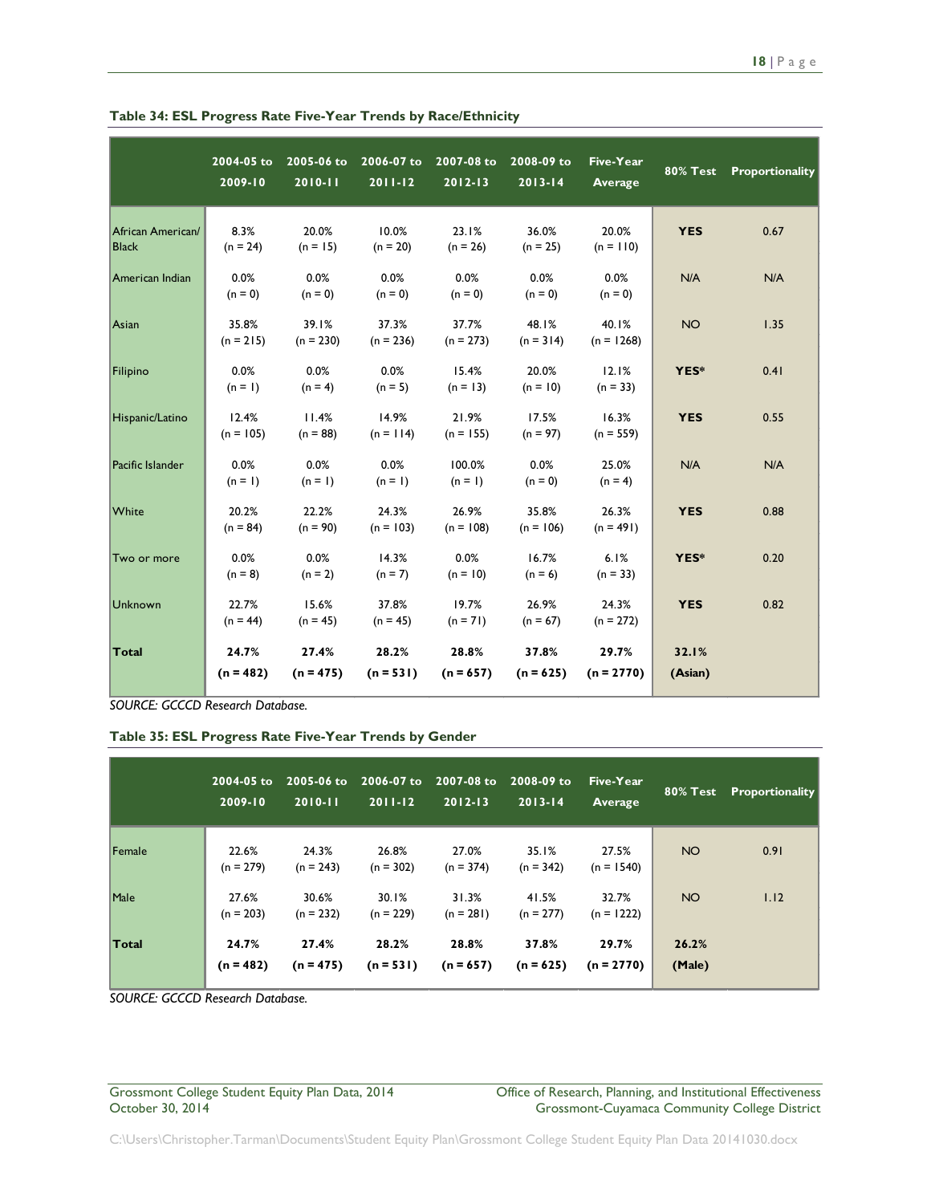**Table 34: ESL Progress Rate Five-Year Trends by Race/Ethnicity**

| | 2004-05 to 2009-10 | 2005-06 to 2010-11 | 2006-07 to 2011-12 | 2007-08 to 2012-13 | 2008-09 to 2013-14 | Five-Year Average | 80% Test | Proportionality |
|---|---|---|---|---|---|---|---|---|
| African American/ Black | 8.3% (n = 24) | 20.0% (n = 15) | 10.0% (n = 20) | 23.1% (n = 26) | 36.0% (n = 25) | 20.0% (n = 110) | **YES** | 0.67 |
| American Indian | 0.0% (n = 0) | 0.0% (n = 0) | 0.0% (n = 0) | 0.0% (n = 0) | 0.0% (n = 0) | 0.0% (n = 0) | N/A | N/A |
| Asian | 35.8% (n = 215) | 39.1% (n = 230) | 37.3% (n = 236) | 37.7% (n = 273) | 48.1% (n = 314) | 40.1% (n = 1268) | NO | 1.35 |
| Filipino | 0.0% (n = 1) | 0.0% (n = 4) | 0.0% (n = 5) | 15.4% (n = 13) | 20.0% (n = 10) | 12.1% (n = 33) | **YES*** | 0.41 |
| Hispanic/Latino | 12.4% (n = 105) | 11.4% (n = 88) | 14.9% (n = 114) | 21.9% (n = 155) | 17.5% (n = 97) | 16.3% (n = 559) | **YES** | 0.55 |
| Pacific Islander | 0.0% (n = 1) | 0.0% (n = 1) | 0.0% (n = 1) | 100.0% (n = 1) | 0.0% (n = 0) | 25.0% (n = 4) | N/A | N/A |
| White | 20.2% (n = 84) | 22.2% (n = 90) | 24.3% (n = 103) | 26.9% (n = 108) | 35.8% (n = 106) | 26.3% (n = 491) | **YES** | 0.88 |
| Two or more | 0.0% (n = 8) | 0.0% (n = 2) | 14.3% (n = 7) | 0.0% (n = 10) | 16.7% (n = 6) | 6.1% (n = 33) | **YES*** | 0.20 |
| Unknown | 22.7% (n = 44) | 15.6% (n = 45) | 37.8% (n = 45) | 19.7% (n = 71) | 26.9% (n = 67) | 24.3% (n = 272) | **YES** | 0.82 |
| **Total** | **24.7% (n = 482)** | **27.4% (n = 475)** | **28.2% (n = 531)** | **28.8% (n = 657)** | **37.8% (n = 625)** | **29.7% (n = 2770)** | **32.1% (Asian)** | |

*SOURCE: GCCCD Research Database.*

**Table 35: ESL Progress Rate Five-Year Trends by Gender**

| | 2004-05 to 2009-10 | 2005-06 to 2010-11 | 2006-07 to 2011-12 | 2007-08 to 2012-13 | 2008-09 to 2013-14 | Five-Year Average | 80% Test | Proportionality |
|---|---|---|---|---|---|---|---|---|
| Female | 22.6% (n = 279) | 24.3% (n = 243) | 26.8% (n = 302) | 27.0% (n = 374) | 35.1% (n = 342) | 27.5% (n = 1540) | NO | 0.91 |
| Male | 27.6% (n = 203) | 30.6% (n = 232) | 30.1% (n = 229) | 31.3% (n = 281) | 41.5% (n = 277) | 32.7% (n = 1222) | NO | 1.12 |
| **Total** | **24.7% (n = 482)** | **27.4% (n = 475)** | **28.2% (n = 531)** | **28.8% (n = 657)** | **37.8% (n = 625)** | **29.7% (n = 2770)** | **26.2% (Male)** | |

*SOURCE: GCCCD Research Database.*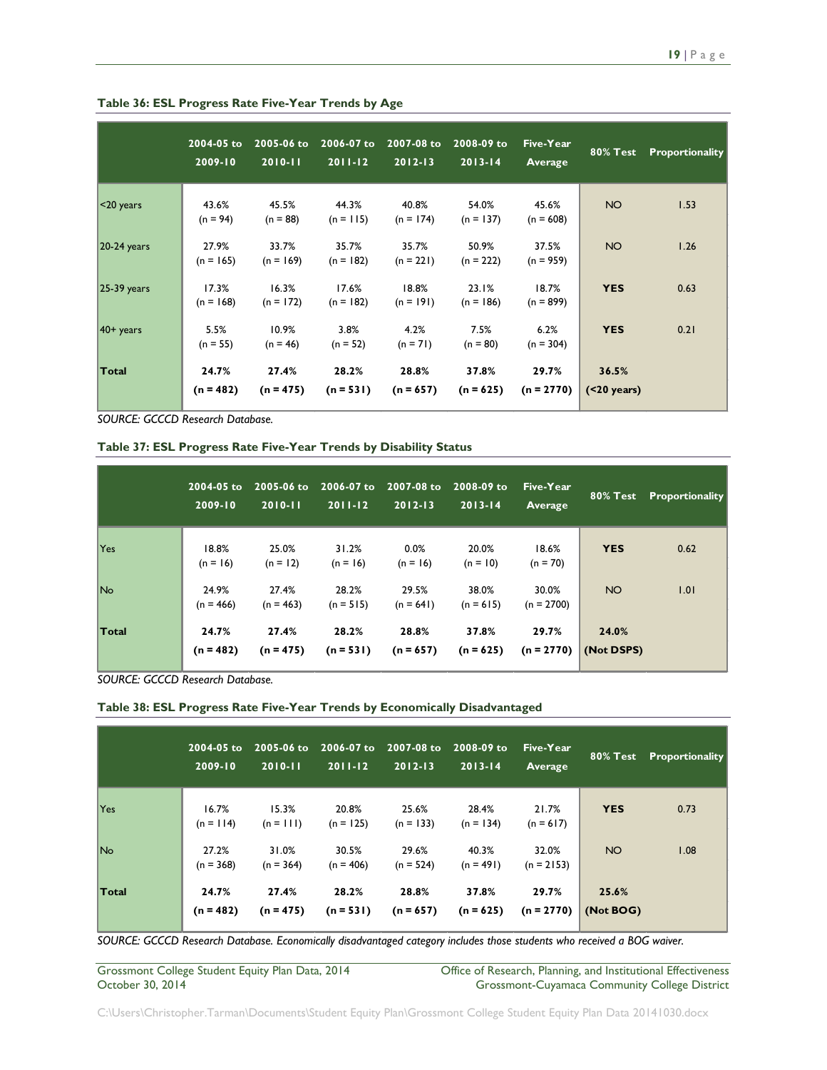**Table 36: ESL Progress Rate Five-Year Trends by Age**

| | 2004-05 to 2009-10 | 2005-06 to 2010-11 | 2006-07 to 2011-12 | 2007-08 to 2012-13 | 2008-09 to 2013-14 | Five-Year Average | 80% Test | Proportionality |
|---|---|---|---|---|---|---|---|---|
| <20 years | 43.6% (n = 94) | 45.5% (n = 88) | 44.3% (n = 115) | 40.8% (n = 174) | 54.0% (n = 137) | 45.6% (n = 608) | NO | 1.53 |
| 20-24 years | 27.9% (n = 165) | 33.7% (n = 169) | 35.7% (n = 182) | 35.7% (n = 221) | 50.9% (n = 222) | 37.5% (n = 959) | NO | 1.26 |
| 25-39 years | 17.3% (n = 168) | 16.3% (n = 172) | 17.6% (n = 182) | 18.8% (n = 191) | 23.1% (n = 186) | 18.7% (n = 899) | **YES** | 0.63 |
| 40+ years | 5.5% (n = 55) | 10.9% (n = 46) | 3.8% (n = 52) | 4.2% (n = 71) | 7.5% (n = 80) | 6.2% (n = 304) | **YES** | 0.21 |
| **Total** | **24.7% (n = 482)** | **27.4% (n = 475)** | **28.2% (n = 531)** | **28.8% (n = 657)** | **37.8% (n = 625)** | **29.7% (n = 2770)** | **36.5% (<20 years)** | |

*SOURCE: GCCCD Research Database.*

**Table 37: ESL Progress Rate Five-Year Trends by Disability Status**

| | 2004-05 to 2009-10 | 2005-06 to 2010-11 | 2006-07 to 2011-12 | 2007-08 to 2012-13 | 2008-09 to 2013-14 | Five-Year Average | 80% Test | Proportionality |
|---|---|---|---|---|---|---|---|---|
| Yes | 18.8% (n = 16) | 25.0% (n = 12) | 31.2% (n = 16) | 0.0% (n = 16) | 20.0% (n = 10) | 18.6% (n = 70) | **YES** | 0.62 |
| No | 24.9% (n = 466) | 27.4% (n = 463) | 28.2% (n = 515) | 29.5% (n = 641) | 38.0% (n = 615) | 30.0% (n = 2700) | NO | 1.01 |
| **Total** | **24.7% (n = 482)** | **27.4% (n = 475)** | **28.2% (n = 531)** | **28.8% (n = 657)** | **37.8% (n = 625)** | **29.7% (n = 2770)** | **24.0% (Not DSPS)** | |

*SOURCE: GCCCD Research Database.*

**Table 38: ESL Progress Rate Five-Year Trends by Economically Disadvantaged**

| | 2004-05 to 2009-10 | 2005-06 to 2010-11 | 2006-07 to 2011-12 | 2007-08 to 2012-13 | 2008-09 to 2013-14 | Five-Year Average | 80% Test | Proportionality |
|---|---|---|---|---|---|---|---|---|
| Yes | 16.7% (n = 114) | 15.3% (n = 111) | 20.8% (n = 125) | 25.6% (n = 133) | 28.4% (n = 134) | 21.7% (n = 617) | **YES** | 0.73 |
| No | 27.2% (n = 368) | 31.0% (n = 364) | 30.5% (n = 406) | 29.6% (n = 524) | 40.3% (n = 491) | 32.0% (n = 2153) | NO | 1.08 |
| **Total** | **24.7% (n = 482)** | **27.4% (n = 475)** | **28.2% (n = 531)** | **28.8% (n = 657)** | **37.8% (n = 625)** | **29.7% (n = 2770)** | **25.6% (Not BOG)** | |

*SOURCE: GCCCD Research Database. Economically disadvantaged category includes those students who received a BOG waiver.*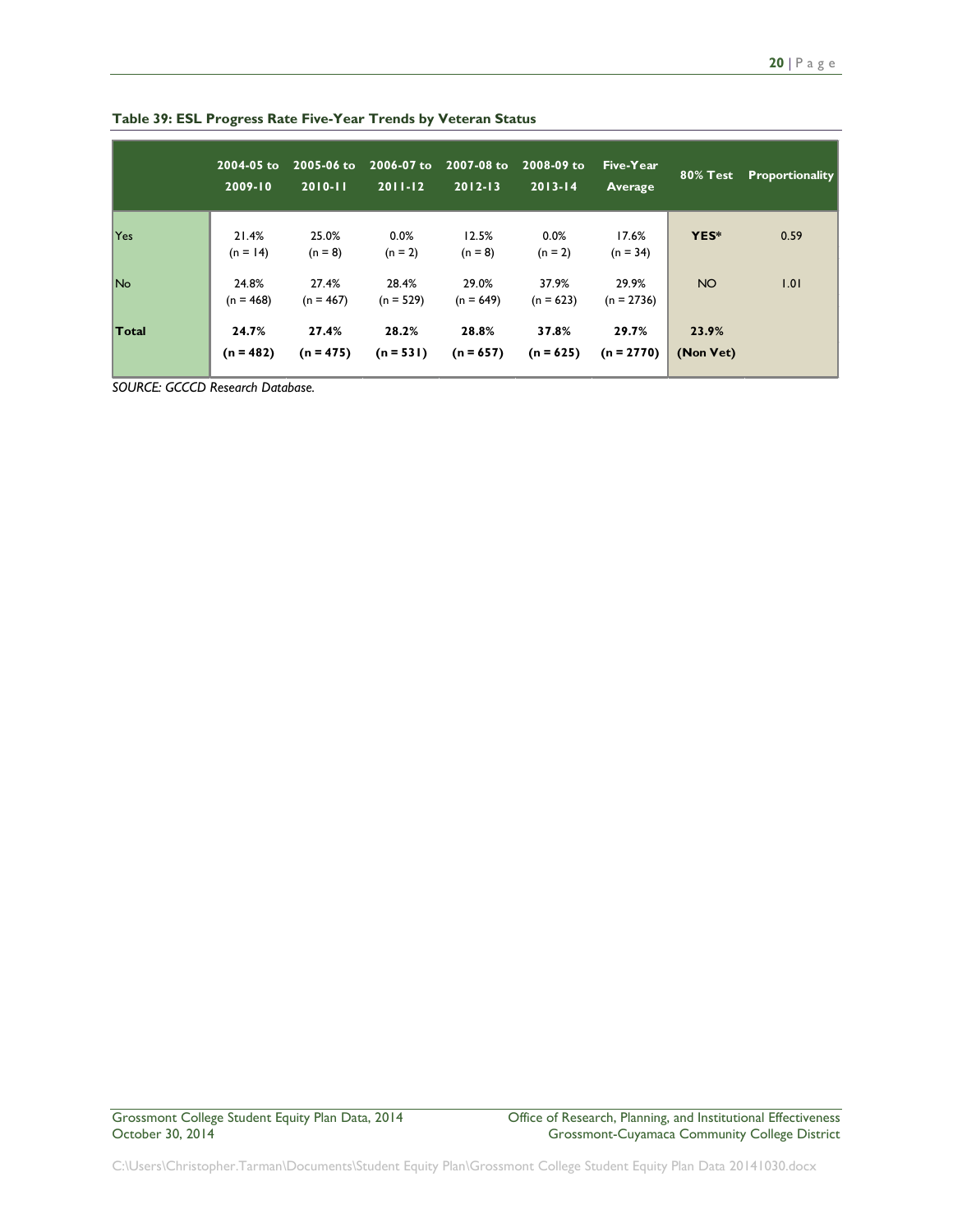**Table 39: ESL Progress Rate Five-Year Trends by Veteran Status**

| | 2004-05 to 2009-10 | 2005-06 to 2010-11 | 2006-07 to 2011-12 | 2007-08 to 2012-13 | 2008-09 to 2013-14 | Five-Year Average | 80% Test | Proportionality |
|---|---|---|---|---|---|---|---|---|
| Yes | 21.4% (n = 14) | 25.0% (n = 8) | 0.0% (n = 2) | 12.5% (n = 8) | 0.0% (n = 2) | 17.6% (n = 34) | **YES*** | 0.59 |
| No | 24.8% (n = 468) | 27.4% (n = 467) | 28.4% (n = 529) | 29.0% (n = 649) | 37.9% (n = 623) | 29.9% (n = 2736) | NO | 1.01 |
| **Total** | **24.7% (n = 482)** | **27.4% (n = 475)** | **28.2% (n = 531)** | **28.8% (n = 657)** | **37.8% (n = 625)** | **29.7% (n = 2770)** | **23.9% (Non Vet)** | |

*SOURCE: GCCCD Research Database.*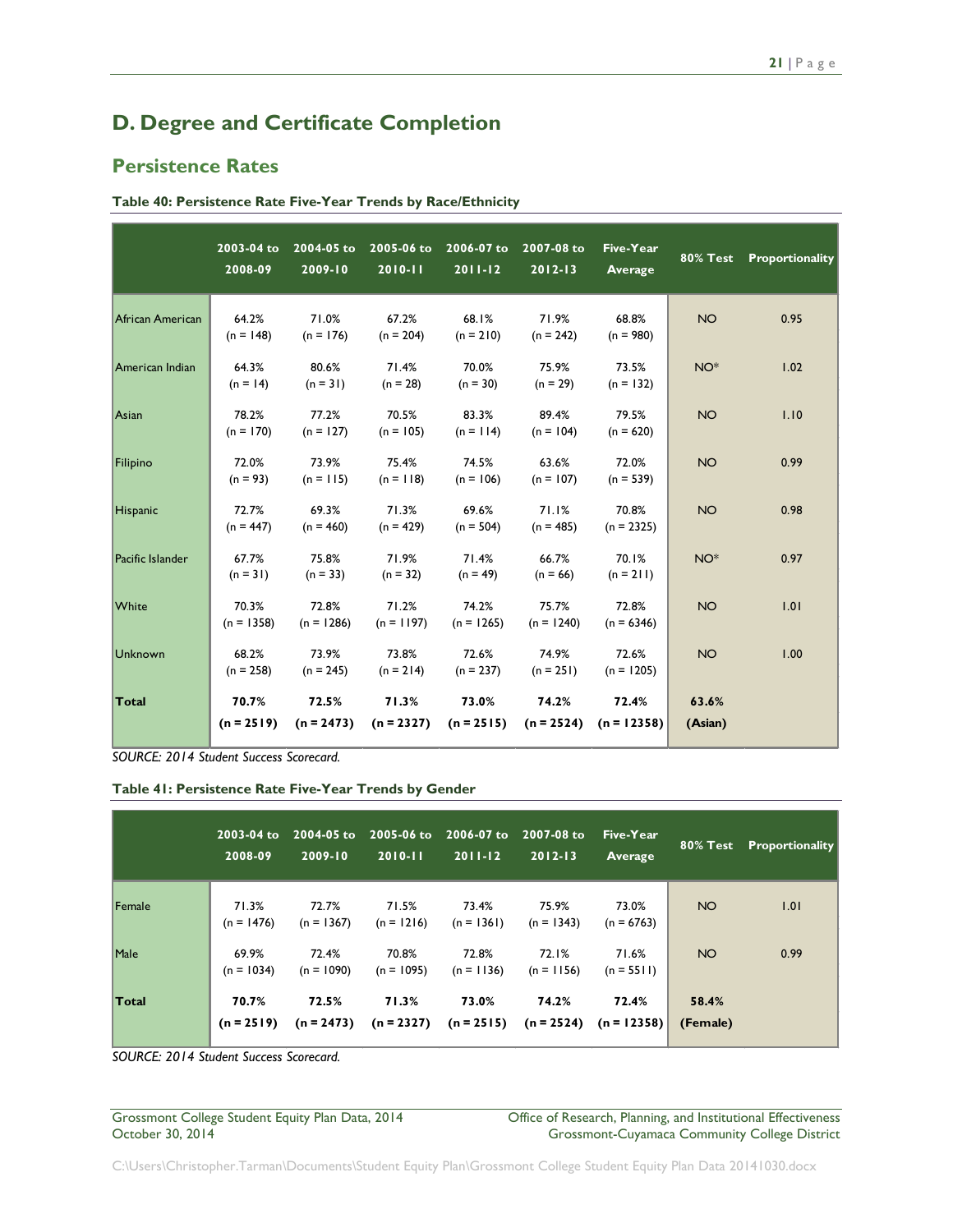## D. Degree and Certificate Completion

### Persistence Rates

**Table 40: Persistence Rate Five-Year Trends by Race/Ethnicity**

| | 2003-04 to 2008-09 | 2004-05 to 2009-10 | 2005-06 to 2010-11 | 2006-07 to 2011-12 | 2007-08 to 2012-13 | Five-Year Average | 80% Test | Proportionality |
|---|---|---|---|---|---|---|---|---|
| African American | 64.2% (n = 148) | 71.0% (n = 176) | 67.2% (n = 204) | 68.1% (n = 210) | 71.9% (n = 242) | 68.8% (n = 980) | NO | 0.95 |
| American Indian | 64.3% (n = 14) | 80.6% (n = 31) | 71.4% (n = 28) | 70.0% (n = 30) | 75.9% (n = 29) | 73.5% (n = 132) | NO* | 1.02 |
| Asian | 78.2% (n = 170) | 77.2% (n = 127) | 70.5% (n = 105) | 83.3% (n = 114) | 89.4% (n = 104) | 79.5% (n = 620) | NO | 1.10 |
| Filipino | 72.0% (n = 93) | 73.9% (n = 115) | 75.4% (n = 118) | 74.5% (n = 106) | 63.6% (n = 107) | 72.0% (n = 539) | NO | 0.99 |
| Hispanic | 72.7% (n = 447) | 69.3% (n = 460) | 71.3% (n = 429) | 69.6% (n = 504) | 71.1% (n = 485) | 70.8% (n = 2325) | NO | 0.98 |
| Pacific Islander | 67.7% (n = 31) | 75.8% (n = 33) | 71.9% (n = 32) | 71.4% (n = 49) | 66.7% (n = 66) | 70.1% (n = 211) | NO* | 0.97 |
| White | 70.3% (n = 1358) | 72.8% (n = 1286) | 71.2% (n = 1197) | 74.2% (n = 1265) | 75.7% (n = 1240) | 72.8% (n = 6346) | NO | 1.01 |
| Unknown | 68.2% (n = 258) | 73.9% (n = 245) | 73.8% (n = 214) | 72.6% (n = 237) | 74.9% (n = 251) | 72.6% (n = 1205) | NO | 1.00 |
| **Total** | **70.7% (n = 2519)** | **72.5% (n = 2473)** | **71.3% (n = 2327)** | **73.0% (n = 2515)** | **74.2% (n = 2524)** | **72.4% (n = 12358)** | **63.6% (Asian)** | |

*SOURCE: 2014 Student Success Scorecard.*

**Table 41: Persistence Rate Five-Year Trends by Gender**

| | 2003-04 to 2008-09 | 2004-05 to 2009-10 | 2005-06 to 2010-11 | 2006-07 to 2011-12 | 2007-08 to 2012-13 | Five-Year Average | 80% Test | Proportionality |
|---|---|---|---|---|---|---|---|---|
| Female | 71.3% (n = 1476) | 72.7% (n = 1367) | 71.5% (n = 1216) | 73.4% (n = 1361) | 75.9% (n = 1343) | 73.0% (n = 6763) | NO | 1.01 |
| Male | 69.9% (n = 1034) | 72.4% (n = 1090) | 70.8% (n = 1095) | 72.8% (n = 1136) | 72.1% (n = 1156) | 71.6% (n = 5511) | NO | 0.99 |
| **Total** | **70.7% (n = 2519)** | **72.5% (n = 2473)** | **71.3% (n = 2327)** | **73.0% (n = 2515)** | **74.2% (n = 2524)** | **72.4% (n = 12358)** | **58.4% (Female)** | |

*SOURCE: 2014 Student Success Scorecard.*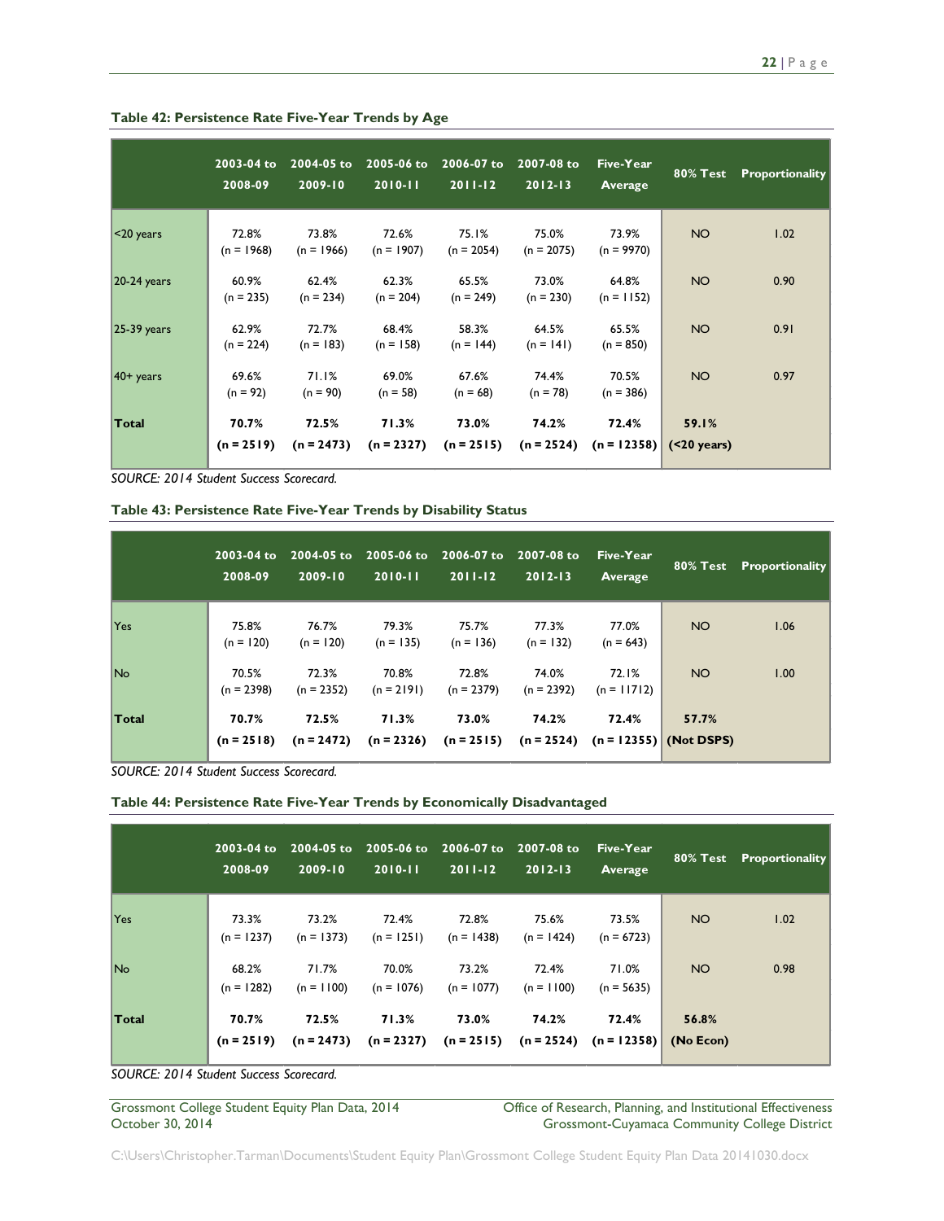**Table 42: Persistence Rate Five-Year Trends by Age**

| | 2003-04 to 2008-09 | 2004-05 to 2009-10 | 2005-06 to 2010-11 | 2006-07 to 2011-12 | 2007-08 to 2012-13 | Five-Year Average | 80% Test | Proportionality |
|---|---|---|---|---|---|---|---|---|
| <20 years | 72.8% (n = 1968) | 73.8% (n = 1966) | 72.6% (n = 1907) | 75.1% (n = 2054) | 75.0% (n = 2075) | 73.9% (n = 9970) | NO | 1.02 |
| 20-24 years | 60.9% (n = 235) | 62.4% (n = 234) | 62.3% (n = 204) | 65.5% (n = 249) | 73.0% (n = 230) | 64.8% (n = 1152) | NO | 0.90 |
| 25-39 years | 62.9% (n = 224) | 72.7% (n = 183) | 68.4% (n = 158) | 58.3% (n = 144) | 64.5% (n = 141) | 65.5% (n = 850) | NO | 0.91 |
| 40+ years | 69.6% (n = 92) | 71.1% (n = 90) | 69.0% (n = 58) | 67.6% (n = 68) | 74.4% (n = 78) | 70.5% (n = 386) | NO | 0.97 |
| **Total** | **70.7% (n = 2519)** | **72.5% (n = 2473)** | **71.3% (n = 2327)** | **73.0% (n = 2515)** | **74.2% (n = 2524)** | **72.4% (n = 12358)** | **59.1% (<20 years)** | |

*SOURCE: 2014 Student Success Scorecard.*

**Table 43: Persistence Rate Five-Year Trends by Disability Status**

| | 2003-04 to 2008-09 | 2004-05 to 2009-10 | 2005-06 to 2010-11 | 2006-07 to 2011-12 | 2007-08 to 2012-13 | Five-Year Average | 80% Test | Proportionality |
|---|---|---|---|---|---|---|---|---|
| Yes | 75.8% (n = 120) | 76.7% (n = 120) | 79.3% (n = 135) | 75.7% (n = 136) | 77.3% (n = 132) | 77.0% (n = 643) | NO | 1.06 |
| No | 70.5% (n = 2398) | 72.3% (n = 2352) | 70.8% (n = 2191) | 72.8% (n = 2379) | 74.0% (n = 2392) | 72.1% (n = 11712) | NO | 1.00 |
| **Total** | **70.7% (n = 2518)** | **72.5% (n = 2472)** | **71.3% (n = 2326)** | **73.0% (n = 2515)** | **74.2% (n = 2524)** | **72.4% (n = 12355)** | **57.7% (Not DSPS)** | |

*SOURCE: 2014 Student Success Scorecard.*

**Table 44: Persistence Rate Five-Year Trends by Economically Disadvantaged**

| | 2003-04 to 2008-09 | 2004-05 to 2009-10 | 2005-06 to 2010-11 | 2006-07 to 2011-12 | 2007-08 to 2012-13 | Five-Year Average | 80% Test | Proportionality |
|---|---|---|---|---|---|---|---|---|
| Yes | 73.3% (n = 1237) | 73.2% (n = 1373) | 72.4% (n = 1251) | 72.8% (n = 1438) | 75.6% (n = 1424) | 73.5% (n = 6723) | NO | 1.02 |
| No | 68.2% (n = 1282) | 71.7% (n = 1100) | 70.0% (n = 1076) | 73.2% (n = 1077) | 72.4% (n = 1100) | 71.0% (n = 5635) | NO | 0.98 |
| **Total** | **70.7% (n = 2519)** | **72.5% (n = 2473)** | **71.3% (n = 2327)** | **73.0% (n = 2515)** | **74.2% (n = 2524)** | **72.4% (n = 12358)** | **56.8% (No Econ)** | |

*SOURCE: 2014 Student Success Scorecard.*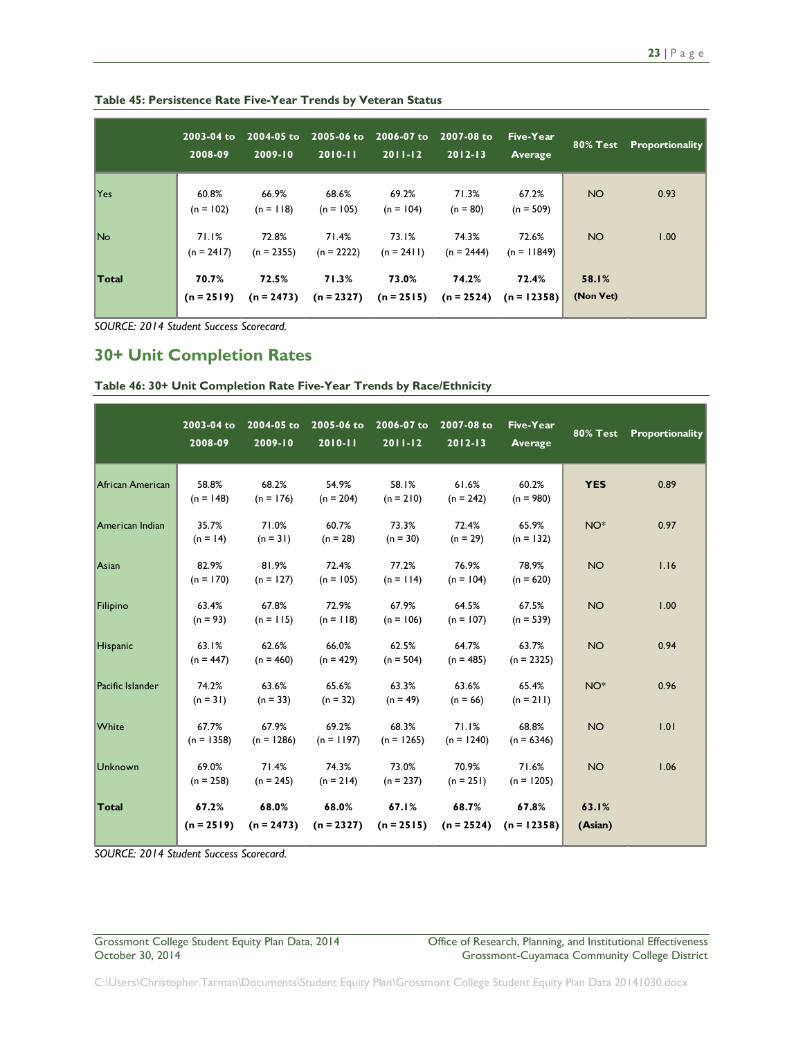**Table 45: Persistence Rate Five-Year Trends by Veteran Status**

| | 2003-04 to 2008-09 | 2004-05 to 2009-10 | 2005-06 to 2010-11 | 2006-07 to 2011-12 | 2007-08 to 2012-13 | Five-Year Average | 80% Test | Proportionality |
|---|---|---|---|---|---|---|---|---|
| Yes | 60.8% (n = 102) | 66.9% (n = 118) | 68.6% (n = 105) | 69.2% (n = 104) | 71.3% (n = 80) | 67.2% (n = 509) | NO | 0.93 |
| No | 71.1% (n = 2417) | 72.8% (n = 2355) | 71.4% (n = 2222) | 73.1% (n = 2411) | 74.3% (n = 2444) | 72.6% (n = 11849) | NO | 1.00 |
| **Total** | **70.7% (n = 2519)** | **72.5% (n = 2473)** | **71.3% (n = 2327)** | **73.0% (n = 2515)** | **74.2% (n = 2524)** | **72.4% (n = 12358)** | **58.1% (Non Vet)** | |

*SOURCE: 2014 Student Success Scorecard.*

## 30+ Unit Completion Rates

**Table 46: 30+ Unit Completion Rate Five-Year Trends by Race/Ethnicity**

| | 2003-04 to 2008-09 | 2004-05 to 2009-10 | 2005-06 to 2010-11 | 2006-07 to 2011-12 | 2007-08 to 2012-13 | Five-Year Average | 80% Test | Proportionality |
|---|---|---|---|---|---|---|---|---|
| African American | 58.8% (n = 148) | 68.2% (n = 176) | 54.9% (n = 204) | 58.1% (n = 210) | 61.6% (n = 242) | 60.2% (n = 980) | **YES** | 0.89 |
| American Indian | 35.7% (n = 14) | 71.0% (n = 31) | 60.7% (n = 28) | 73.3% (n = 30) | 72.4% (n = 29) | 65.9% (n = 132) | NO* | 0.97 |
| Asian | 82.9% (n = 170) | 81.9% (n = 127) | 72.4% (n = 105) | 77.2% (n = 114) | 76.9% (n = 104) | 78.9% (n = 620) | NO | 1.16 |
| Filipino | 63.4% (n = 93) | 67.8% (n = 115) | 72.9% (n = 118) | 67.9% (n = 106) | 64.5% (n = 107) | 67.5% (n = 539) | NO | 1.00 |
| Hispanic | 63.1% (n = 447) | 62.6% (n = 460) | 66.0% (n = 429) | 62.5% (n = 504) | 64.7% (n = 485) | 63.7% (n = 2325) | NO | 0.94 |
| Pacific Islander | 74.2% (n = 31) | 63.6% (n = 33) | 65.6% (n = 32) | 63.3% (n = 49) | 63.6% (n = 66) | 65.4% (n = 211) | NO* | 0.96 |
| White | 67.7% (n = 1358) | 67.9% (n = 1286) | 69.2% (n = 1197) | 68.3% (n = 1265) | 71.1% (n = 1240) | 68.8% (n = 6346) | NO | 1.01 |
| Unknown | 69.0% (n = 258) | 71.4% (n = 245) | 74.3% (n = 214) | 73.0% (n = 237) | 70.9% (n = 251) | 71.6% (n = 1205) | NO | 1.06 |
| **Total** | **67.2% (n = 2519)** | **68.0% (n = 2473)** | **68.0% (n = 2327)** | **67.1% (n = 2515)** | **68.7% (n = 2524)** | **67.8% (n = 12358)** | **63.1% (Asian)** | |

*SOURCE: 2014 Student Success Scorecard.*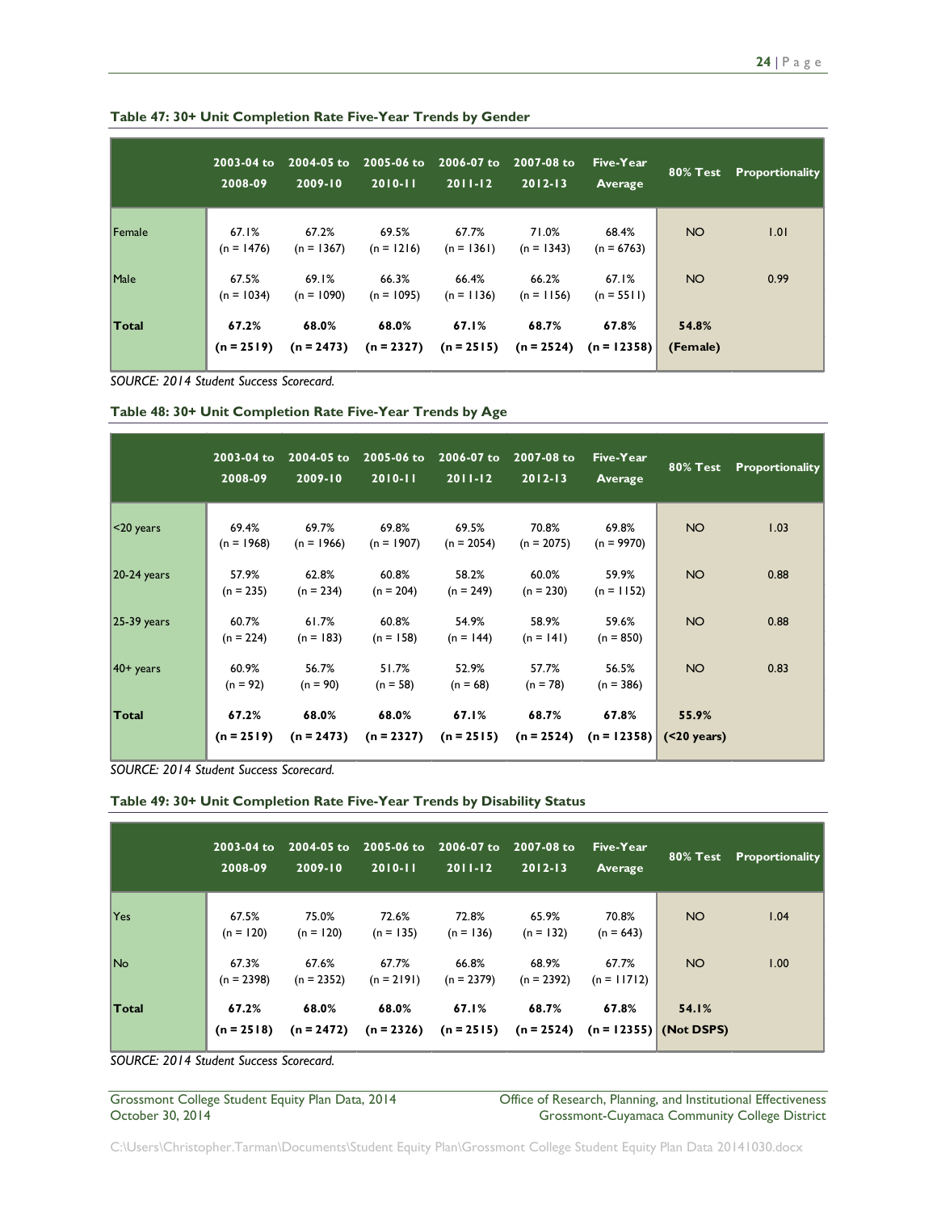**Table 47: 30+ Unit Completion Rate Five-Year Trends by Gender**

| | 2003-04 to 2008-09 | 2004-05 to 2009-10 | 2005-06 to 2010-11 | 2006-07 to 2011-12 | 2007-08 to 2012-13 | Five-Year Average | 80% Test | Proportionality |
|---|---|---|---|---|---|---|---|---|
| Female | 67.1% (n = 1476) | 67.2% (n = 1367) | 69.5% (n = 1216) | 67.7% (n = 1361) | 71.0% (n = 1343) | 68.4% (n = 6763) | NO | 1.01 |
| Male | 67.5% (n = 1034) | 69.1% (n = 1090) | 66.3% (n = 1095) | 66.4% (n = 1136) | 66.2% (n = 1156) | 67.1% (n = 5511) | NO | 0.99 |
| **Total** | **67.2% (n = 2519)** | **68.0% (n = 2473)** | **68.0% (n = 2327)** | **67.1% (n = 2515)** | **68.7% (n = 2524)** | **67.8% (n = 12358)** | **54.8% (Female)** | |

*SOURCE: 2014 Student Success Scorecard.*

**Table 48: 30+ Unit Completion Rate Five-Year Trends by Age**

| | 2003-04 to 2008-09 | 2004-05 to 2009-10 | 2005-06 to 2010-11 | 2006-07 to 2011-12 | 2007-08 to 2012-13 | Five-Year Average | 80% Test | Proportionality |
|---|---|---|---|---|---|---|---|---|
| <20 years | 69.4% (n = 1968) | 69.7% (n = 1966) | 69.8% (n = 1907) | 69.5% (n = 2054) | 70.8% (n = 2075) | 69.8% (n = 9970) | NO | 1.03 |
| 20-24 years | 57.9% (n = 235) | 62.8% (n = 234) | 60.8% (n = 204) | 58.2% (n = 249) | 60.0% (n = 230) | 59.9% (n = 1152) | NO | 0.88 |
| 25-39 years | 60.7% (n = 224) | 61.7% (n = 183) | 60.8% (n = 158) | 54.9% (n = 144) | 58.9% (n = 141) | 59.6% (n = 850) | NO | 0.88 |
| 40+ years | 60.9% (n = 92) | 56.7% (n = 90) | 51.7% (n = 58) | 52.9% (n = 68) | 57.7% (n = 78) | 56.5% (n = 386) | NO | 0.83 |
| **Total** | **67.2% (n = 2519)** | **68.0% (n = 2473)** | **68.0% (n = 2327)** | **67.1% (n = 2515)** | **68.7% (n = 2524)** | **67.8% (n = 12358)** | **55.9% (<20 years)** | |

*SOURCE: 2014 Student Success Scorecard.*

**Table 49: 30+ Unit Completion Rate Five-Year Trends by Disability Status**

| | 2003-04 to 2008-09 | 2004-05 to 2009-10 | 2005-06 to 2010-11 | 2006-07 to 2011-12 | 2007-08 to 2012-13 | Five-Year Average | 80% Test | Proportionality |
|---|---|---|---|---|---|---|---|---|
| Yes | 67.5% (n = 120) | 75.0% (n = 120) | 72.6% (n = 135) | 72.8% (n = 136) | 65.9% (n = 132) | 70.8% (n = 643) | NO | 1.04 |
| No | 67.3% (n = 2398) | 67.6% (n = 2352) | 67.7% (n = 2191) | 66.8% (n = 2379) | 68.9% (n = 2392) | 67.7% (n = 11712) | NO | 1.00 |
| **Total** | **67.2% (n = 2518)** | **68.0% (n = 2472)** | **68.0% (n = 2326)** | **67.1% (n = 2515)** | **68.7% (n = 2524)** | **67.8% (n = 12355)** | **54.1% (Not DSPS)** | |

*SOURCE: 2014 Student Success Scorecard.*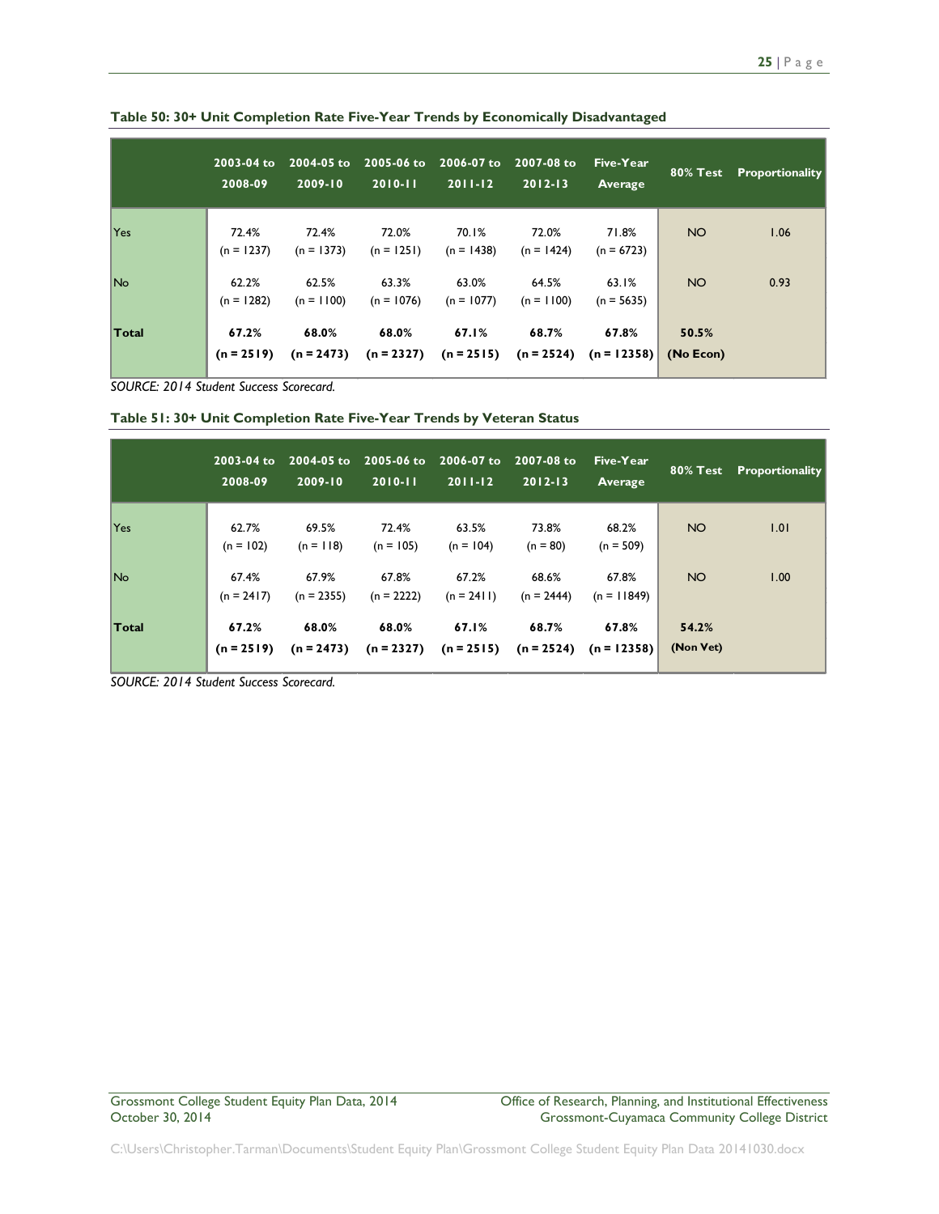**Table 50: 30+ Unit Completion Rate Five-Year Trends by Economically Disadvantaged**

| | 2003-04 to 2008-09 | 2004-05 to 2009-10 | 2005-06 to 2010-11 | 2006-07 to 2011-12 | 2007-08 to 2012-13 | Five-Year Average | 80% Test | Proportionality |
|---|---|---|---|---|---|---|---|---|
| Yes | 72.4% (n = 1237) | 72.4% (n = 1373) | 72.0% (n = 1251) | 70.1% (n = 1438) | 72.0% (n = 1424) | 71.8% (n = 6723) | NO | 1.06 |
| No | 62.2% (n = 1282) | 62.5% (n = 1100) | 63.3% (n = 1076) | 63.0% (n = 1077) | 64.5% (n = 1100) | 63.1% (n = 5635) | NO | 0.93 |
| **Total** | **67.2% (n = 2519)** | **68.0% (n = 2473)** | **68.0% (n = 2327)** | **67.1% (n = 2515)** | **68.7% (n = 2524)** | **67.8% (n = 12358)** | **50.5% (No Econ)** | |

*SOURCE: 2014 Student Success Scorecard.*

**Table 51: 30+ Unit Completion Rate Five-Year Trends by Veteran Status**

| | 2003-04 to 2008-09 | 2004-05 to 2009-10 | 2005-06 to 2010-11 | 2006-07 to 2011-12 | 2007-08 to 2012-13 | Five-Year Average | 80% Test | Proportionality |
|---|---|---|---|---|---|---|---|---|
| Yes | 62.7% (n = 102) | 69.5% (n = 118) | 72.4% (n = 105) | 63.5% (n = 104) | 73.8% (n = 80) | 68.2% (n = 509) | NO | 1.01 |
| No | 67.4% (n = 2417) | 67.9% (n = 2355) | 67.8% (n = 2222) | 67.2% (n = 2411) | 68.6% (n = 2444) | 67.8% (n = 11849) | NO | 1.00 |
| **Total** | **67.2% (n = 2519)** | **68.0% (n = 2473)** | **68.0% (n = 2327)** | **67.1% (n = 2515)** | **68.7% (n = 2524)** | **67.8% (n = 12358)** | **54.2% (Non Vet)** | |

*SOURCE: 2014 Student Success Scorecard.*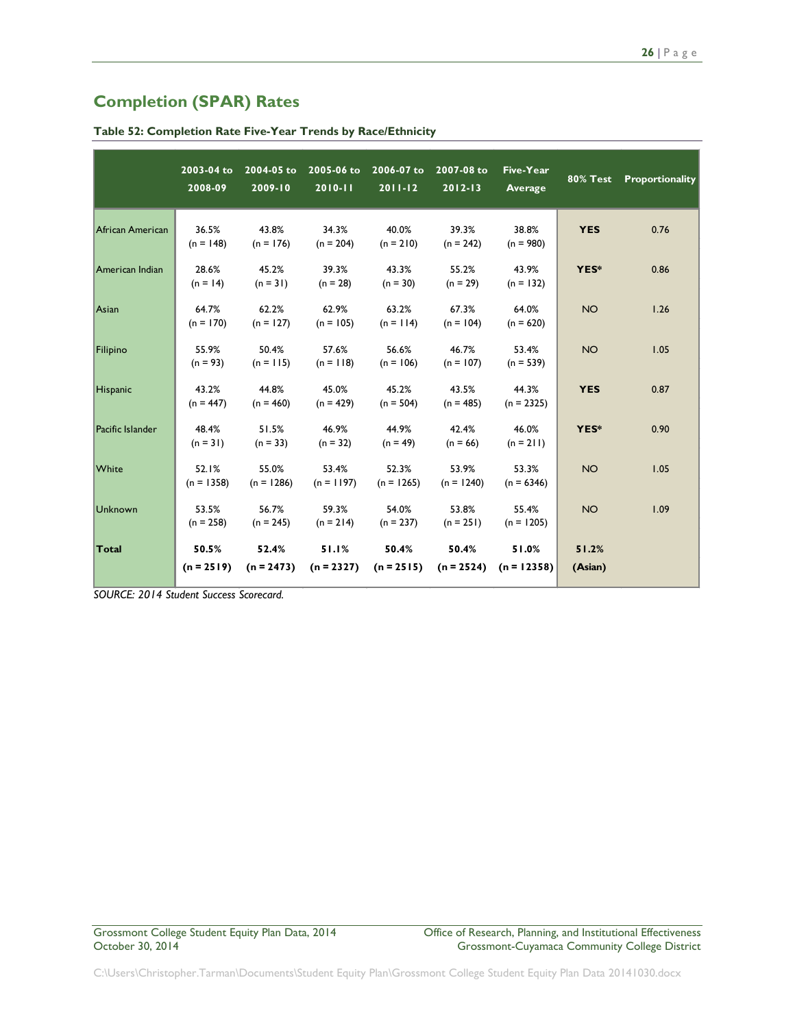## Completion (SPAR) Rates

**Table 52: Completion Rate Five-Year Trends by Race/Ethnicity**

| | 2003-04 to 2008-09 | 2004-05 to 2009-10 | 2005-06 to 2010-11 | 2006-07 to 2011-12 | 2007-08 to 2012-13 | Five-Year Average | 80% Test | Proportionality |
|---|---|---|---|---|---|---|---|---|
| African American | 36.5% (n = 148) | 43.8% (n = 176) | 34.3% (n = 204) | 40.0% (n = 210) | 39.3% (n = 242) | 38.8% (n = 980) | **YES** | 0.76 |
| American Indian | 28.6% (n = 14) | 45.2% (n = 31) | 39.3% (n = 28) | 43.3% (n = 30) | 55.2% (n = 29) | 43.9% (n = 132) | **YES*** | 0.86 |
| Asian | 64.7% (n = 170) | 62.2% (n = 127) | 62.9% (n = 105) | 63.2% (n = 114) | 67.3% (n = 104) | 64.0% (n = 620) | NO | 1.26 |
| Filipino | 55.9% (n = 93) | 50.4% (n = 115) | 57.6% (n = 118) | 56.6% (n = 106) | 46.7% (n = 107) | 53.4% (n = 539) | NO | 1.05 |
| Hispanic | 43.2% (n = 447) | 44.8% (n = 460) | 45.0% (n = 429) | 45.2% (n = 504) | 43.5% (n = 485) | 44.3% (n = 2325) | **YES** | 0.87 |
| Pacific Islander | 48.4% (n = 31) | 51.5% (n = 33) | 46.9% (n = 32) | 44.9% (n = 49) | 42.4% (n = 66) | 46.0% (n = 211) | **YES*** | 0.90 |
| White | 52.1% (n = 1358) | 55.0% (n = 1286) | 53.4% (n = 1197) | 52.3% (n = 1265) | 53.9% (n = 1240) | 53.3% (n = 6346) | NO | 1.05 |
| Unknown | 53.5% (n = 258) | 56.7% (n = 245) | 59.3% (n = 214) | 54.0% (n = 237) | 53.8% (n = 251) | 55.4% (n = 1205) | NO | 1.09 |
| **Total** | **50.5% (n = 2519)** | **52.4% (n = 2473)** | **51.1% (n = 2327)** | **50.4% (n = 2515)** | **50.4% (n = 2524)** | **51.0% (n = 12358)** | **51.2% (Asian)** | |

*SOURCE: 2014 Student Success Scorecard.*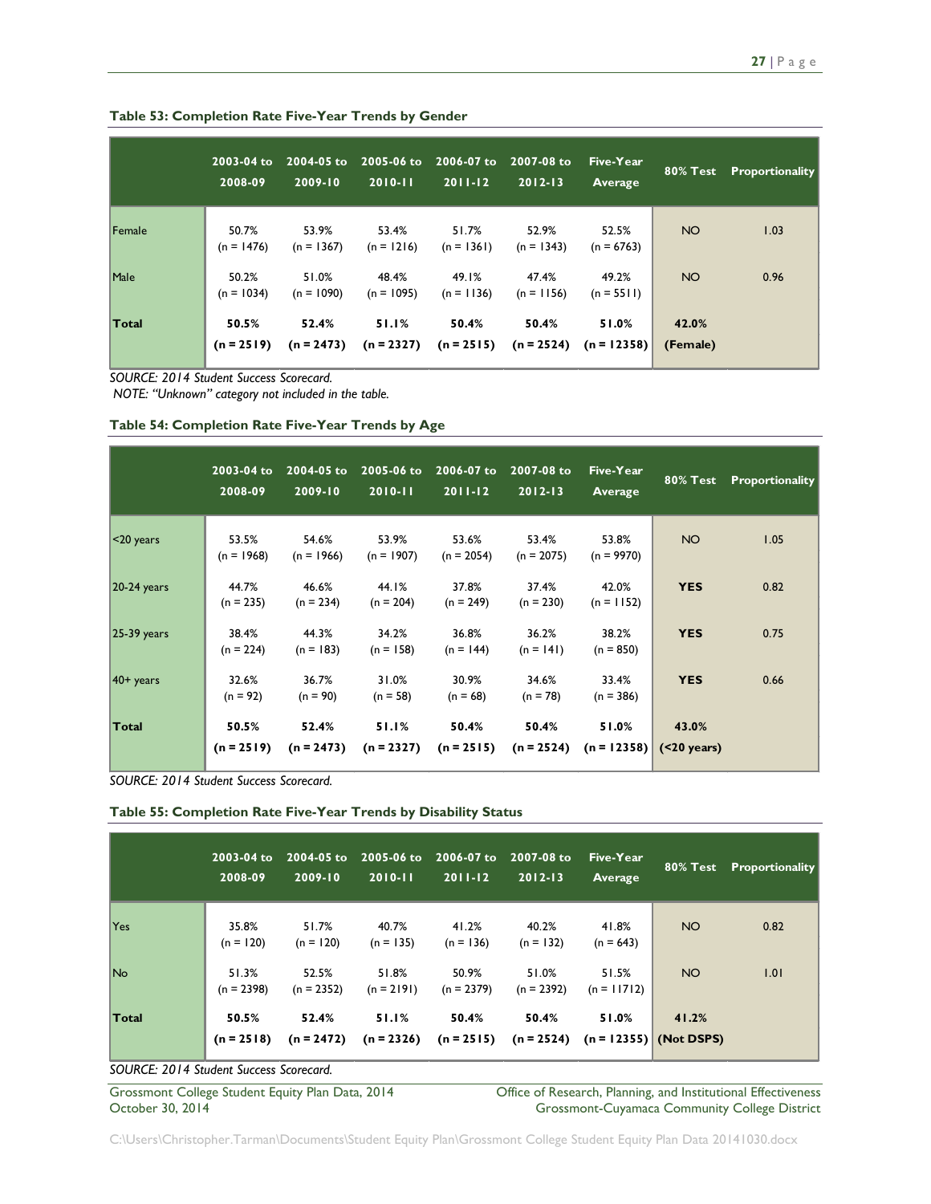**Table 53: Completion Rate Five-Year Trends by Gender**

| | 2003-04 to 2008-09 | 2004-05 to 2009-10 | 2005-06 to 2010-11 | 2006-07 to 2011-12 | 2007-08 to 2012-13 | Five-Year Average | 80% Test | Proportionality |
|---|---|---|---|---|---|---|---|---|
| Female | 50.7% (n = 1476) | 53.9% (n = 1367) | 53.4% (n = 1216) | 51.7% (n = 1361) | 52.9% (n = 1343) | 52.5% (n = 6763) | NO | 1.03 |
| Male | 50.2% (n = 1034) | 51.0% (n = 1090) | 48.4% (n = 1095) | 49.1% (n = 1136) | 47.4% (n = 1156) | 49.2% (n = 5511) | NO | 0.96 |
| **Total** | **50.5% (n = 2519)** | **52.4% (n = 2473)** | **51.1% (n = 2327)** | **50.4% (n = 2515)** | **50.4% (n = 2524)** | **51.0% (n = 12358)** | **42.0% (Female)** | |

*SOURCE: 2014 Student Success Scorecard.*
*NOTE: "Unknown" category not included in the table.*

**Table 54: Completion Rate Five-Year Trends by Age**

| | 2003-04 to 2008-09 | 2004-05 to 2009-10 | 2005-06 to 2010-11 | 2006-07 to 2011-12 | 2007-08 to 2012-13 | Five-Year Average | 80% Test | Proportionality |
|---|---|---|---|---|---|---|---|---|
| <20 years | 53.5% (n = 1968) | 54.6% (n = 1966) | 53.9% (n = 1907) | 53.6% (n = 2054) | 53.4% (n = 2075) | 53.8% (n = 9970) | NO | 1.05 |
| 20-24 years | 44.7% (n = 235) | 46.6% (n = 234) | 44.1% (n = 204) | 37.8% (n = 249) | 37.4% (n = 230) | 42.0% (n = 1152) | **YES** | 0.82 |
| 25-39 years | 38.4% (n = 224) | 44.3% (n = 183) | 34.2% (n = 158) | 36.8% (n = 144) | 36.2% (n = 141) | 38.2% (n = 850) | **YES** | 0.75 |
| 40+ years | 32.6% (n = 92) | 36.7% (n = 90) | 31.0% (n = 58) | 30.9% (n = 68) | 34.6% (n = 78) | 33.4% (n = 386) | **YES** | 0.66 |
| **Total** | **50.5% (n = 2519)** | **52.4% (n = 2473)** | **51.1% (n = 2327)** | **50.4% (n = 2515)** | **50.4% (n = 2524)** | **51.0% (n = 12358)** | **43.0% (<20 years)** | |

*SOURCE: 2014 Student Success Scorecard.*

**Table 55: Completion Rate Five-Year Trends by Disability Status**

| | 2003-04 to 2008-09 | 2004-05 to 2009-10 | 2005-06 to 2010-11 | 2006-07 to 2011-12 | 2007-08 to 2012-13 | Five-Year Average | 80% Test | Proportionality |
|---|---|---|---|---|---|---|---|---|
| Yes | 35.8% (n = 120) | 51.7% (n = 120) | 40.7% (n = 135) | 41.2% (n = 136) | 40.2% (n = 132) | 41.8% (n = 643) | NO | 0.82 |
| No | 51.3% (n = 2398) | 52.5% (n = 2352) | 51.8% (n = 2191) | 50.9% (n = 2379) | 51.0% (n = 2392) | 51.5% (n = 11712) | NO | 1.01 |
| **Total** | **50.5% (n = 2518)** | **52.4% (n = 2472)** | **51.1% (n = 2326)** | **50.4% (n = 2515)** | **50.4% (n = 2524)** | **51.0% (n = 12355)** | **41.2% (Not DSPS)** | |

*SOURCE: 2014 Student Success Scorecard.*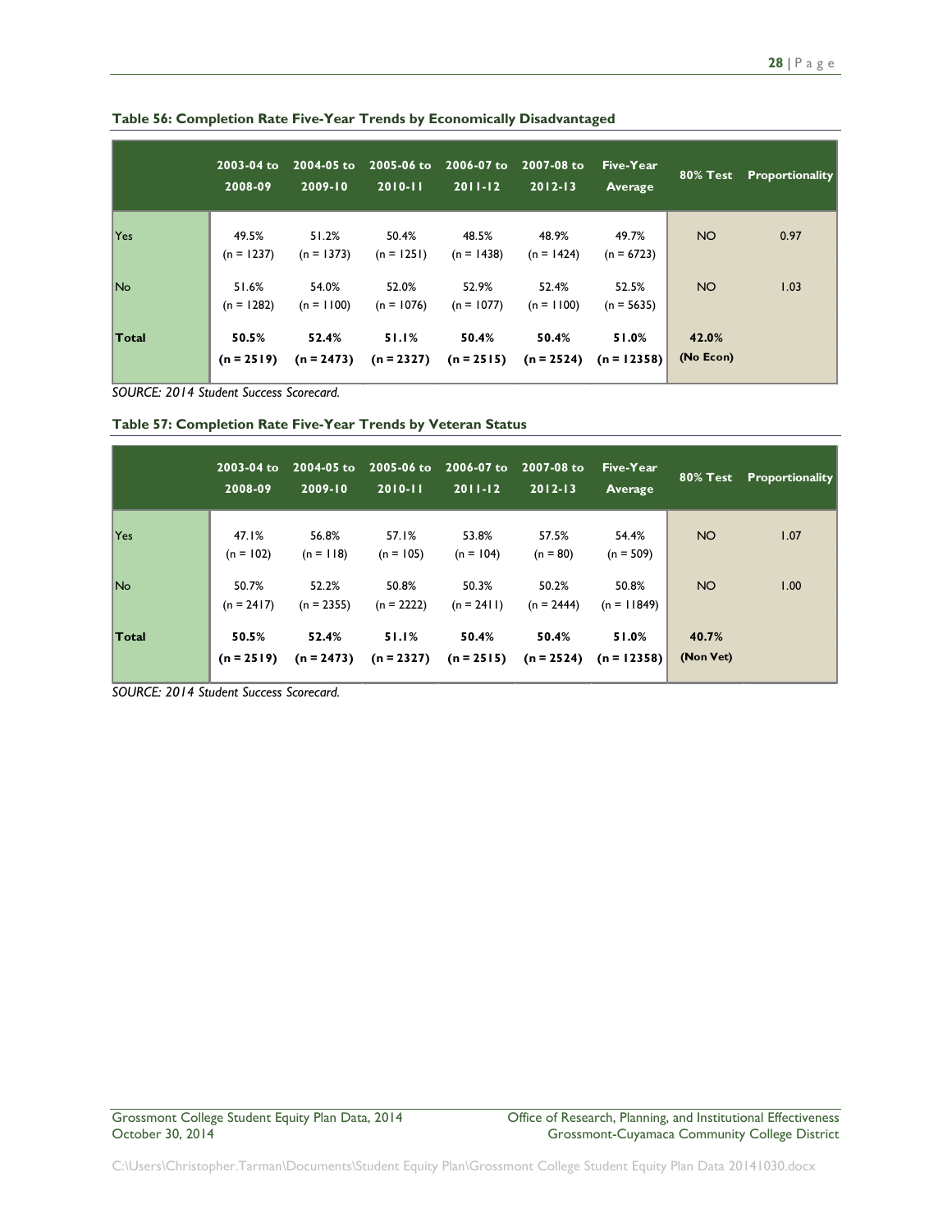**Table 56: Completion Rate Five-Year Trends by Economically Disadvantaged**

| | 2003-04 to 2008-09 | 2004-05 to 2009-10 | 2005-06 to 2010-11 | 2006-07 to 2011-12 | 2007-08 to 2012-13 | Five-Year Average | 80% Test | Proportionality |
|---|---|---|---|---|---|---|---|---|
| Yes | 49.5% (n = 1237) | 51.2% (n = 1373) | 50.4% (n = 1251) | 48.5% (n = 1438) | 48.9% (n = 1424) | 49.7% (n = 6723) | NO | 0.97 |
| No | 51.6% (n = 1282) | 54.0% (n = 1100) | 52.0% (n = 1076) | 52.9% (n = 1077) | 52.4% (n = 1100) | 52.5% (n = 5635) | NO | 1.03 |
| **Total** | **50.5% (n = 2519)** | **52.4% (n = 2473)** | **51.1% (n = 2327)** | **50.4% (n = 2515)** | **50.4% (n = 2524)** | **51.0% (n = 12358)** | **42.0% (No Econ)** | |

*SOURCE: 2014 Student Success Scorecard.*

**Table 57: Completion Rate Five-Year Trends by Veteran Status**

| | 2003-04 to 2008-09 | 2004-05 to 2009-10 | 2005-06 to 2010-11 | 2006-07 to 2011-12 | 2007-08 to 2012-13 | Five-Year Average | 80% Test | Proportionality |
|---|---|---|---|---|---|---|---|---|
| Yes | 47.1% (n = 102) | 56.8% (n = 118) | 57.1% (n = 105) | 53.8% (n = 104) | 57.5% (n = 80) | 54.4% (n = 509) | NO | 1.07 |
| No | 50.7% (n = 2417) | 52.2% (n = 2355) | 50.8% (n = 2222) | 50.3% (n = 2411) | 50.2% (n = 2444) | 50.8% (n = 11849) | NO | 1.00 |
| **Total** | **50.5% (n = 2519)** | **52.4% (n = 2473)** | **51.1% (n = 2327)** | **50.4% (n = 2515)** | **50.4% (n = 2524)** | **51.0% (n = 12358)** | **40.7% (Non Vet)** | |

*SOURCE: 2014 Student Success Scorecard.*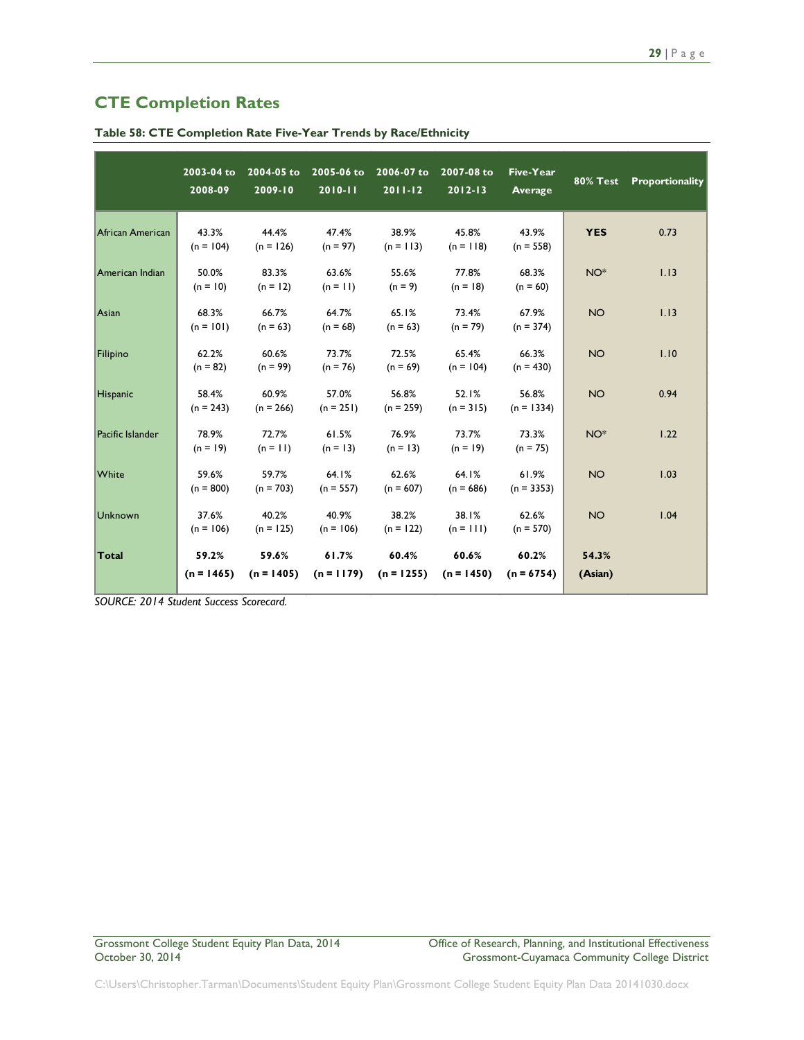## CTE Completion Rates

**Table 58: CTE Completion Rate Five-Year Trends by Race/Ethnicity**

| | 2003-04 to 2008-09 | 2004-05 to 2009-10 | 2005-06 to 2010-11 | 2006-07 to 2011-12 | 2007-08 to 2012-13 | Five-Year Average | 80% Test | Proportionality |
|---|---|---|---|---|---|---|---|---|
| African American | 43.3% (n = 104) | 44.4% (n = 126) | 47.4% (n = 97) | 38.9% (n = 113) | 45.8% (n = 118) | 43.9% (n = 558) | **YES** | 0.73 |
| American Indian | 50.0% (n = 10) | 83.3% (n = 12) | 63.6% (n = 11) | 55.6% (n = 9) | 77.8% (n = 18) | 68.3% (n = 60) | NO* | 1.13 |
| Asian | 68.3% (n = 101) | 66.7% (n = 63) | 64.7% (n = 68) | 65.1% (n = 63) | 73.4% (n = 79) | 67.9% (n = 374) | NO | 1.13 |
| Filipino | 62.2% (n = 82) | 60.6% (n = 99) | 73.7% (n = 76) | 72.5% (n = 69) | 65.4% (n = 104) | 66.3% (n = 430) | NO | 1.10 |
| Hispanic | 58.4% (n = 243) | 60.9% (n = 266) | 57.0% (n = 251) | 56.8% (n = 259) | 52.1% (n = 315) | 56.8% (n = 1334) | NO | 0.94 |
| Pacific Islander | 78.9% (n = 19) | 72.7% (n = 11) | 61.5% (n = 13) | 76.9% (n = 13) | 73.7% (n = 19) | 73.3% (n = 75) | NO* | 1.22 |
| White | 59.6% (n = 800) | 59.7% (n = 703) | 64.1% (n = 557) | 62.6% (n = 607) | 64.1% (n = 686) | 61.9% (n = 3353) | NO | 1.03 |
| Unknown | 37.6% (n = 106) | 40.2% (n = 125) | 40.9% (n = 106) | 38.2% (n = 122) | 38.1% (n = 111) | 62.6% (n = 570) | NO | 1.04 |
| **Total** | **59.2% (n = 1465)** | **59.6% (n = 1405)** | **61.7% (n = 1179)** | **60.4% (n = 1255)** | **60.6% (n = 1450)** | **60.2% (n = 6754)** | **54.3% (Asian)** | |

*SOURCE: 2014 Student Success Scorecard.*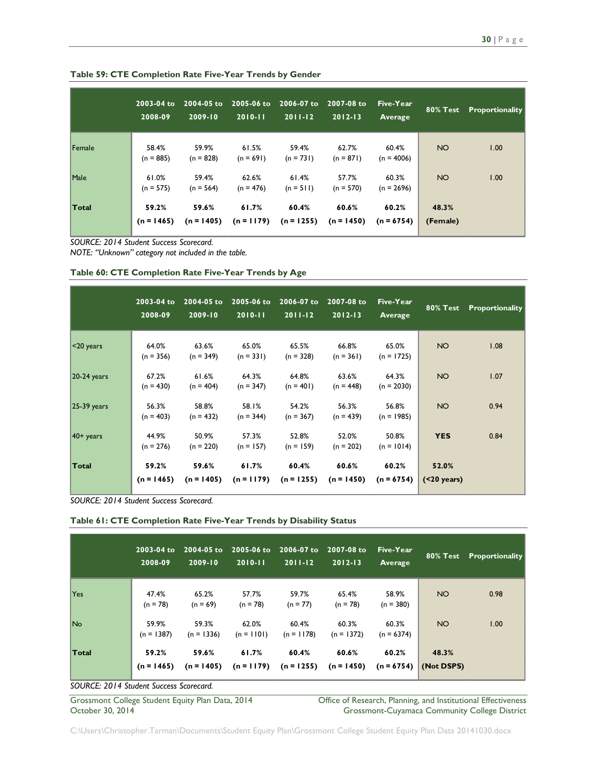**Table 59: CTE Completion Rate Five-Year Trends by Gender**

| | 2003-04 to 2008-09 | 2004-05 to 2009-10 | 2005-06 to 2010-11 | 2006-07 to 2011-12 | 2007-08 to 2012-13 | Five-Year Average | 80% Test | Proportionality |
|---|---|---|---|---|---|---|---|---|
| Female | 58.4% (n = 885) | 59.9% (n = 828) | 61.5% (n = 691) | 59.4% (n = 731) | 62.7% (n = 871) | 60.4% (n = 4006) | NO | 1.00 |
| Male | 61.0% (n = 575) | 59.4% (n = 564) | 62.6% (n = 476) | 61.4% (n = 511) | 57.7% (n = 570) | 60.3% (n = 2696) | NO | 1.00 |
| **Total** | **59.2% (n = 1465)** | **59.6% (n = 1405)** | **61.7% (n = 1179)** | **60.4% (n = 1255)** | **60.6% (n = 1450)** | **60.2% (n = 6754)** | **48.3% (Female)** | |

*SOURCE: 2014 Student Success Scorecard.*
*NOTE: "Unknown" category not included in the table.*

**Table 60: CTE Completion Rate Five-Year Trends by Age**

| | 2003-04 to 2008-09 | 2004-05 to 2009-10 | 2005-06 to 2010-11 | 2006-07 to 2011-12 | 2007-08 to 2012-13 | Five-Year Average | 80% Test | Proportionality |
|---|---|---|---|---|---|---|---|---|
| <20 years | 64.0% (n = 356) | 63.6% (n = 349) | 65.0% (n = 331) | 65.5% (n = 328) | 66.8% (n = 361) | 65.0% (n = 1725) | NO | 1.08 |
| 20-24 years | 67.2% (n = 430) | 61.6% (n = 404) | 64.3% (n = 347) | 64.8% (n = 401) | 63.6% (n = 448) | 64.3% (n = 2030) | NO | 1.07 |
| 25-39 years | 56.3% (n = 403) | 58.8% (n = 432) | 58.1% (n = 344) | 54.2% (n = 367) | 56.3% (n = 439) | 56.8% (n = 1985) | NO | 0.94 |
| 40+ years | 44.9% (n = 276) | 50.9% (n = 220) | 57.3% (n = 157) | 52.8% (n = 159) | 52.0% (n = 202) | 50.8% (n = 1014) | **YES** | 0.84 |
| **Total** | **59.2% (n = 1465)** | **59.6% (n = 1405)** | **61.7% (n = 1179)** | **60.4% (n = 1255)** | **60.6% (n = 1450)** | **60.2% (n = 6754)** | **52.0% (<20 years)** | |

*SOURCE: 2014 Student Success Scorecard.*

**Table 61: CTE Completion Rate Five-Year Trends by Disability Status**

| | 2003-04 to 2008-09 | 2004-05 to 2009-10 | 2005-06 to 2010-11 | 2006-07 to 2011-12 | 2007-08 to 2012-13 | Five-Year Average | 80% Test | Proportionality |
|---|---|---|---|---|---|---|---|---|
| Yes | 47.4% (n = 78) | 65.2% (n = 69) | 57.7% (n = 78) | 59.7% (n = 77) | 65.4% (n = 78) | 58.9% (n = 380) | NO | 0.98 |
| No | 59.9% (n = 1387) | 59.3% (n = 1336) | 62.0% (n = 1101) | 60.4% (n = 1178) | 60.3% (n = 1372) | 60.3% (n = 6374) | NO | 1.00 |
| **Total** | **59.2% (n = 1465)** | **59.6% (n = 1405)** | **61.7% (n = 1179)** | **60.4% (n = 1255)** | **60.6% (n = 1450)** | **60.2% (n = 6754)** | **48.3% (Not DSPS)** | |

*SOURCE: 2014 Student Success Scorecard.*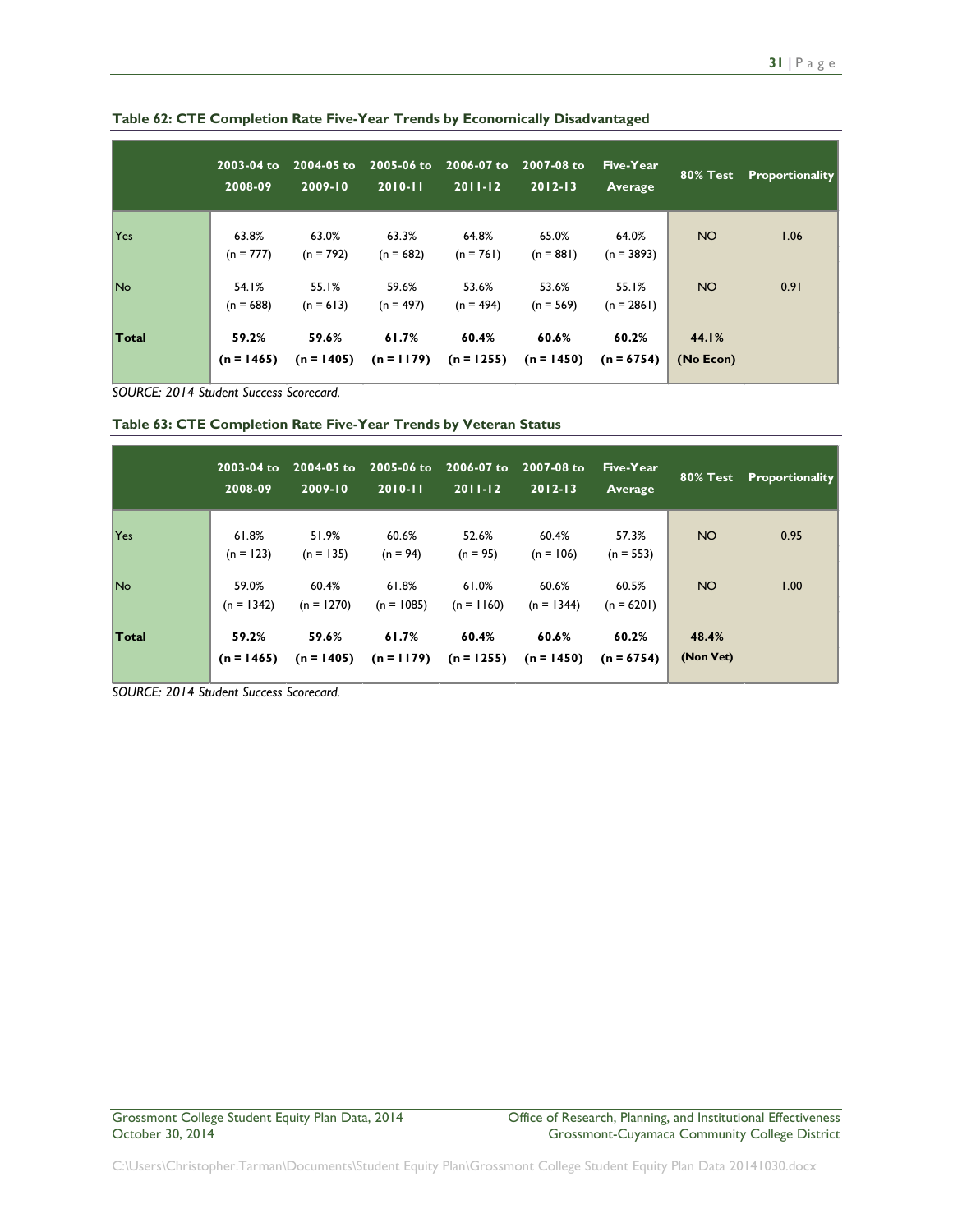**Table 62: CTE Completion Rate Five-Year Trends by Economically Disadvantaged**

| | 2003-04 to 2008-09 | 2004-05 to 2009-10 | 2005-06 to 2010-11 | 2006-07 to 2011-12 | 2007-08 to 2012-13 | Five-Year Average | 80% Test | Proportionality |
|---|---|---|---|---|---|---|---|---|
| Yes | 63.8% (n = 777) | 63.0% (n = 792) | 63.3% (n = 682) | 64.8% (n = 761) | 65.0% (n = 881) | 64.0% (n = 3893) | NO | 1.06 |
| No | 54.1% (n = 688) | 55.1% (n = 613) | 59.6% (n = 497) | 53.6% (n = 494) | 53.6% (n = 569) | 55.1% (n = 2861) | NO | 0.91 |
| **Total** | **59.2% (n = 1465)** | **59.6% (n = 1405)** | **61.7% (n = 1179)** | **60.4% (n = 1255)** | **60.6% (n = 1450)** | **60.2% (n = 6754)** | **44.1% (No Econ)** | |

*SOURCE: 2014 Student Success Scorecard.*

**Table 63: CTE Completion Rate Five-Year Trends by Veteran Status**

| | 2003-04 to 2008-09 | 2004-05 to 2009-10 | 2005-06 to 2010-11 | 2006-07 to 2011-12 | 2007-08 to 2012-13 | Five-Year Average | 80% Test | Proportionality |
|---|---|---|---|---|---|---|---|---|
| Yes | 61.8% (n = 123) | 51.9% (n = 135) | 60.6% (n = 94) | 52.6% (n = 95) | 60.4% (n = 106) | 57.3% (n = 553) | NO | 0.95 |
| No | 59.0% (n = 1342) | 60.4% (n = 1270) | 61.8% (n = 1085) | 61.0% (n = 1160) | 60.6% (n = 1344) | 60.5% (n = 6201) | NO | 1.00 |
| **Total** | **59.2% (n = 1465)** | **59.6% (n = 1405)** | **61.7% (n = 1179)** | **60.4% (n = 1255)** | **60.6% (n = 1450)** | **60.2% (n = 6754)** | **48.4% (Non Vet)** | |

*SOURCE: 2014 Student Success Scorecard.*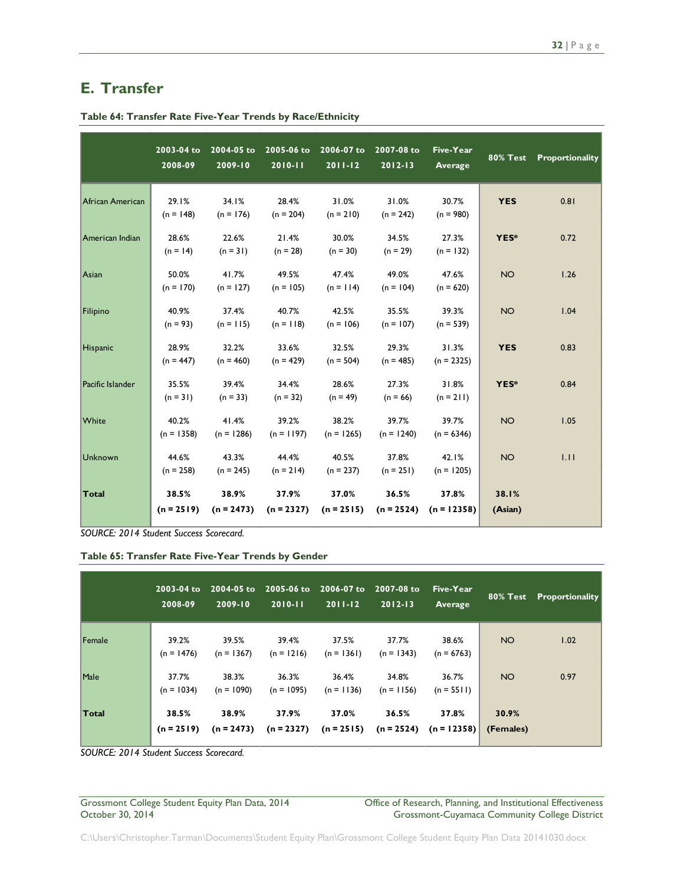## E. Transfer

**Table 64: Transfer Rate Five-Year Trends by Race/Ethnicity**

| | 2003-04 to 2008-09 | 2004-05 to 2009-10 | 2005-06 to 2010-11 | 2006-07 to 2011-12 | 2007-08 to 2012-13 | Five-Year Average | 80% Test | Proportionality |
|---|---|---|---|---|---|---|---|---|
| African American | 29.1% (n = 148) | 34.1% (n = 176) | 28.4% (n = 204) | 31.0% (n = 210) | 31.0% (n = 242) | 30.7% (n = 980) | **YES** | 0.81 |
| American Indian | 28.6% (n = 14) | 22.6% (n = 31) | 21.4% (n = 28) | 30.0% (n = 30) | 34.5% (n = 29) | 27.3% (n = 132) | **YES*** | 0.72 |
| Asian | 50.0% (n = 170) | 41.7% (n = 127) | 49.5% (n = 105) | 47.4% (n = 114) | 49.0% (n = 104) | 47.6% (n = 620) | NO | 1.26 |
| Filipino | 40.9% (n = 93) | 37.4% (n = 115) | 40.7% (n = 118) | 42.5% (n = 106) | 35.5% (n = 107) | 39.3% (n = 539) | NO | 1.04 |
| Hispanic | 28.9% (n = 447) | 32.2% (n = 460) | 33.6% (n = 429) | 32.5% (n = 504) | 29.3% (n = 485) | 31.3% (n = 2325) | **YES** | 0.83 |
| Pacific Islander | 35.5% (n = 31) | 39.4% (n = 33) | 34.4% (n = 32) | 28.6% (n = 49) | 27.3% (n = 66) | 31.8% (n = 211) | **YES*** | 0.84 |
| White | 40.2% (n = 1358) | 41.4% (n = 1286) | 39.2% (n = 1197) | 38.2% (n = 1265) | 39.7% (n = 1240) | 39.7% (n = 6346) | NO | 1.05 |
| Unknown | 44.6% (n = 258) | 43.3% (n = 245) | 44.4% (n = 214) | 40.5% (n = 237) | 37.8% (n = 251) | 42.1% (n = 1205) | NO | 1.11 |
| **Total** | **38.5% (n = 2519)** | **38.9% (n = 2473)** | **37.9% (n = 2327)** | **37.0% (n = 2515)** | **36.5% (n = 2524)** | **37.8% (n = 12358)** | **38.1% (Asian)** | |

*SOURCE: 2014 Student Success Scorecard.*

**Table 65: Transfer Rate Five-Year Trends by Gender**

| | 2003-04 to 2008-09 | 2004-05 to 2009-10 | 2005-06 to 2010-11 | 2006-07 to 2011-12 | 2007-08 to 2012-13 | Five-Year Average | 80% Test | Proportionality |
|---|---|---|---|---|---|---|---|---|
| Female | 39.2% (n = 1476) | 39.5% (n = 1367) | 39.4% (n = 1216) | 37.5% (n = 1361) | 37.7% (n = 1343) | 38.6% (n = 6763) | NO | 1.02 |
| Male | 37.7% (n = 1034) | 38.3% (n = 1090) | 36.3% (n = 1095) | 36.4% (n = 1136) | 34.8% (n = 1156) | 36.7% (n = 5511) | NO | 0.97 |
| **Total** | **38.5% (n = 2519)** | **38.9% (n = 2473)** | **37.9% (n = 2327)** | **37.0% (n = 2515)** | **36.5% (n = 2524)** | **37.8% (n = 12358)** | **30.9% (Females)** | |

*SOURCE: 2014 Student Success Scorecard.*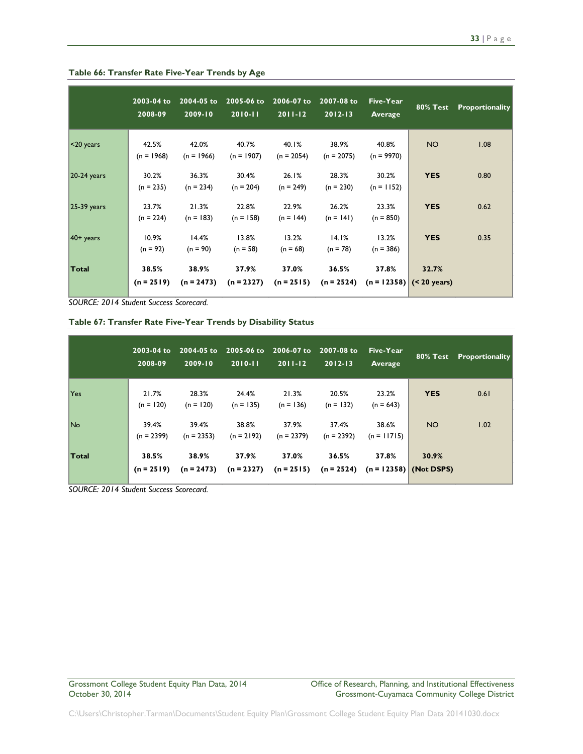**Table 66: Transfer Rate Five-Year Trends by Age**

| | 2003-04 to 2008-09 | 2004-05 to 2009-10 | 2005-06 to 2010-11 | 2006-07 to 2011-12 | 2007-08 to 2012-13 | Five-Year Average | 80% Test | Proportionality |
|---|---|---|---|---|---|---|---|---|
| <20 years | 42.5% (n = 1968) | 42.0% (n = 1966) | 40.7% (n = 1907) | 40.1% (n = 2054) | 38.9% (n = 2075) | 40.8% (n = 9970) | NO | 1.08 |
| 20-24 years | 30.2% (n = 235) | 36.3% (n = 234) | 30.4% (n = 204) | 26.1% (n = 249) | 28.3% (n = 230) | 30.2% (n = 1152) | **YES** | 0.80 |
| 25-39 years | 23.7% (n = 224) | 21.3% (n = 183) | 22.8% (n = 158) | 22.9% (n = 144) | 26.2% (n = 141) | 23.3% (n = 850) | **YES** | 0.62 |
| 40+ years | 10.9% (n = 92) | 14.4% (n = 90) | 13.8% (n = 58) | 13.2% (n = 68) | 14.1% (n = 78) | 13.2% (n = 386) | **YES** | 0.35 |
| **Total** | **38.5% (n = 2519)** | **38.9% (n = 2473)** | **37.9% (n = 2327)** | **37.0% (n = 2515)** | **36.5% (n = 2524)** | **37.8% (n = 12358)** | **32.7% (< 20 years)** | |

*SOURCE: 2014 Student Success Scorecard.*

**Table 67: Transfer Rate Five-Year Trends by Disability Status**

| | 2003-04 to 2008-09 | 2004-05 to 2009-10 | 2005-06 to 2010-11 | 2006-07 to 2011-12 | 2007-08 to 2012-13 | Five-Year Average | 80% Test | Proportionality |
|---|---|---|---|---|---|---|---|---|
| Yes | 21.7% (n = 120) | 28.3% (n = 120) | 24.4% (n = 135) | 21.3% (n = 136) | 20.5% (n = 132) | 23.2% (n = 643) | **YES** | 0.61 |
| No | 39.4% (n = 2399) | 39.4% (n = 2353) | 38.8% (n = 2192) | 37.9% (n = 2379) | 37.4% (n = 2392) | 38.6% (n = 11715) | NO | 1.02 |
| **Total** | **38.5% (n = 2519)** | **38.9% (n = 2473)** | **37.9% (n = 2327)** | **37.0% (n = 2515)** | **36.5% (n = 2524)** | **37.8% (n = 12358)** | **30.9% (Not DSPS)** | |

*SOURCE: 2014 Student Success Scorecard.*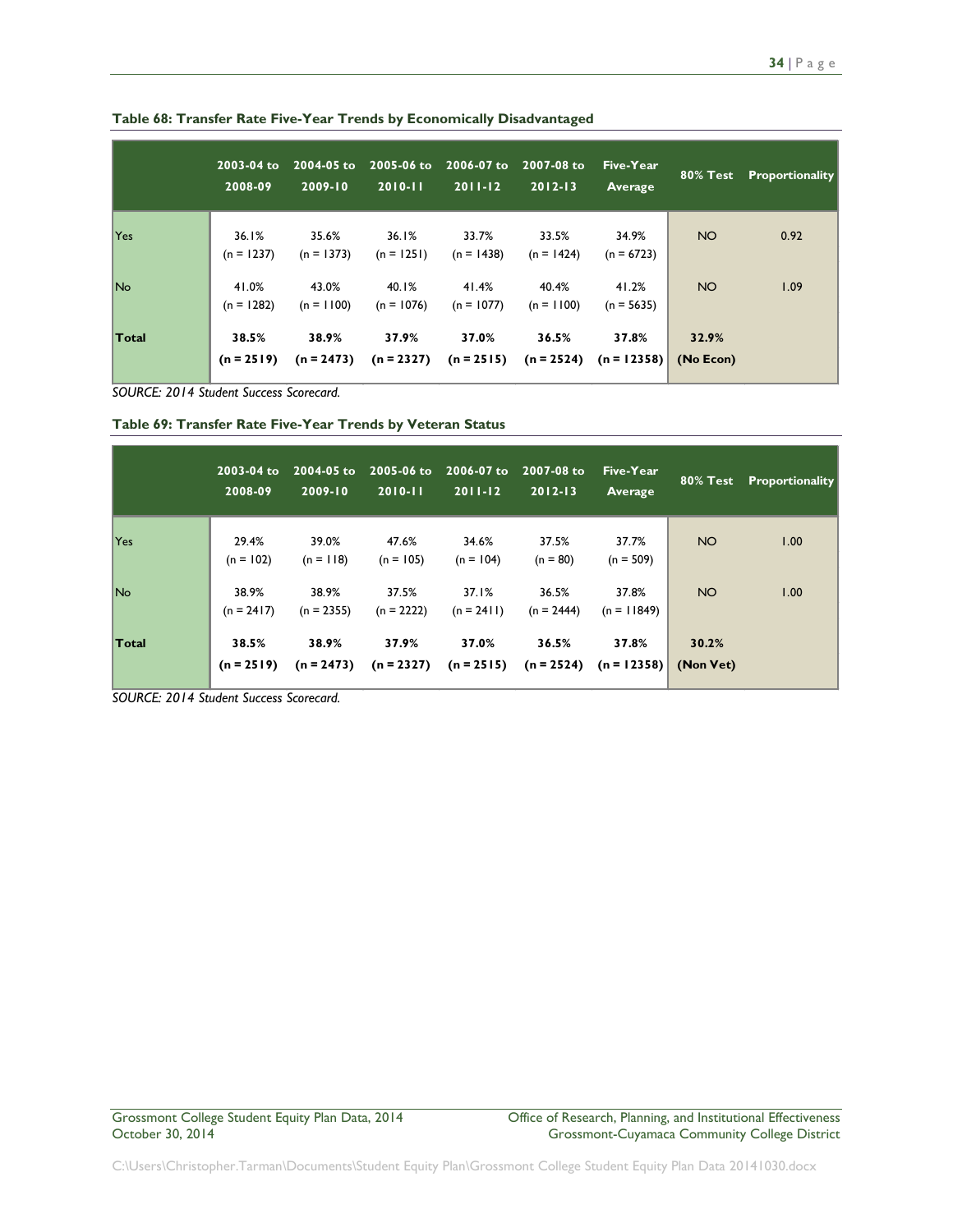**Table 68: Transfer Rate Five-Year Trends by Economically Disadvantaged**

| | 2003-04 to 2008-09 | 2004-05 to 2009-10 | 2005-06 to 2010-11 | 2006-07 to 2011-12 | 2007-08 to 2012-13 | Five-Year Average | 80% Test | Proportionality |
|---|---|---|---|---|---|---|---|---|
| Yes | 36.1% (n = 1237) | 35.6% (n = 1373) | 36.1% (n = 1251) | 33.7% (n = 1438) | 33.5% (n = 1424) | 34.9% (n = 6723) | NO | 0.92 |
| No | 41.0% (n = 1282) | 43.0% (n = 1100) | 40.1% (n = 1076) | 41.4% (n = 1077) | 40.4% (n = 1100) | 41.2% (n = 5635) | NO | 1.09 |
| **Total** | **38.5% (n = 2519)** | **38.9% (n = 2473)** | **37.9% (n = 2327)** | **37.0% (n = 2515)** | **36.5% (n = 2524)** | **37.8% (n = 12358)** | **32.9% (No Econ)** | |

*SOURCE: 2014 Student Success Scorecard.*

**Table 69: Transfer Rate Five-Year Trends by Veteran Status**

| | 2003-04 to 2008-09 | 2004-05 to 2009-10 | 2005-06 to 2010-11 | 2006-07 to 2011-12 | 2007-08 to 2012-13 | Five-Year Average | 80% Test | Proportionality |
|---|---|---|---|---|---|---|---|---|
| Yes | 29.4% (n = 102) | 39.0% (n = 118) | 47.6% (n = 105) | 34.6% (n = 104) | 37.5% (n = 80) | 37.7% (n = 509) | NO | 1.00 |
| No | 38.9% (n = 2417) | 38.9% (n = 2355) | 37.5% (n = 2222) | 37.1% (n = 2411) | 36.5% (n = 2444) | 37.8% (n = 11849) | NO | 1.00 |
| **Total** | **38.5% (n = 2519)** | **38.9% (n = 2473)** | **37.9% (n = 2327)** | **37.0% (n = 2515)** | **36.5% (n = 2524)** | **37.8% (n = 12358)** | **30.2% (Non Vet)** | |

*SOURCE: 2014 Student Success Scorecard.*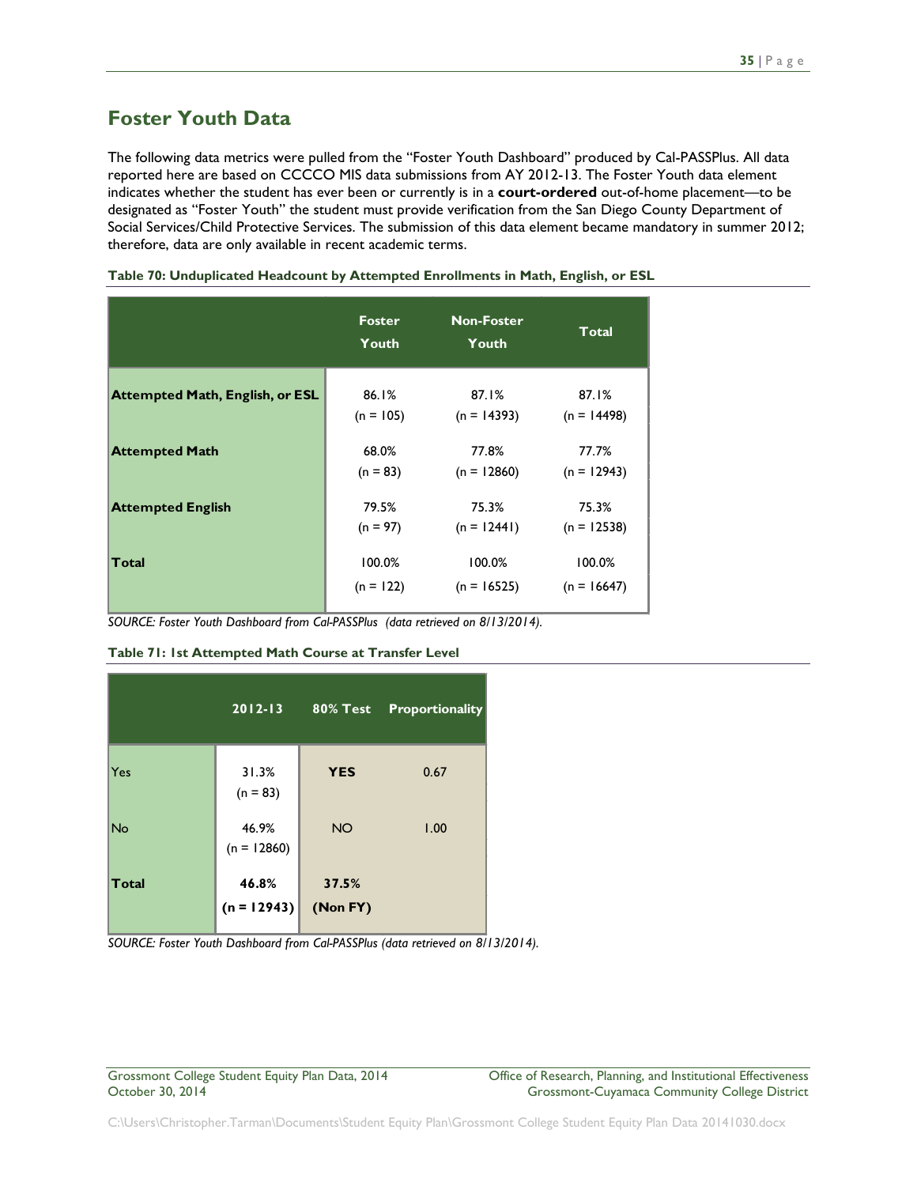## Foster Youth Data

The following data metrics were pulled from the "Foster Youth Dashboard" produced by Cal-PASSPlus. All data reported here are based on CCCCO MIS data submissions from AY 2012-13. The Foster Youth data element indicates whether the student has ever been or currently is in a **court-ordered** out-of-home placement—to be designated as "Foster Youth" the student must provide verification from the San Diego County Department of Social Services/Child Protective Services. The submission of this data element became mandatory in summer 2012; therefore, data are only available in recent academic terms.

**Table 70: Unduplicated Headcount by Attempted Enrollments in Math, English, or ESL**

| | Foster Youth | Non-Foster Youth | Total |
|---|---|---|---|
| **Attempted Math, English, or ESL** | 86.1% (n = 105) | 87.1% (n = 14393) | 87.1% (n = 14498) |
| **Attempted Math** | 68.0% (n = 83) | 77.8% (n = 12860) | 77.7% (n = 12943) |
| **Attempted English** | 79.5% (n = 97) | 75.3% (n = 12441) | 75.3% (n = 12538) |
| **Total** | 100.0% (n = 122) | 100.0% (n = 16525) | 100.0% (n = 16647) |

*SOURCE: Foster Youth Dashboard from Cal-PASSPlus (data retrieved on 8/13/2014).*

**Table 71: 1st Attempted Math Course at Transfer Level**

| | 2012-13 | 80% Test | Proportionality |
|---|---|---|---|
| Yes | 31.3% (n = 83) | **YES** | 0.67 |
| No | 46.9% (n = 12860) | NO | 1.00 |
| **Total** | **46.8% (n = 12943)** | **37.5% (Non FY)** | |

*SOURCE: Foster Youth Dashboard from Cal-PASSPlus (data retrieved on 8/13/2014).*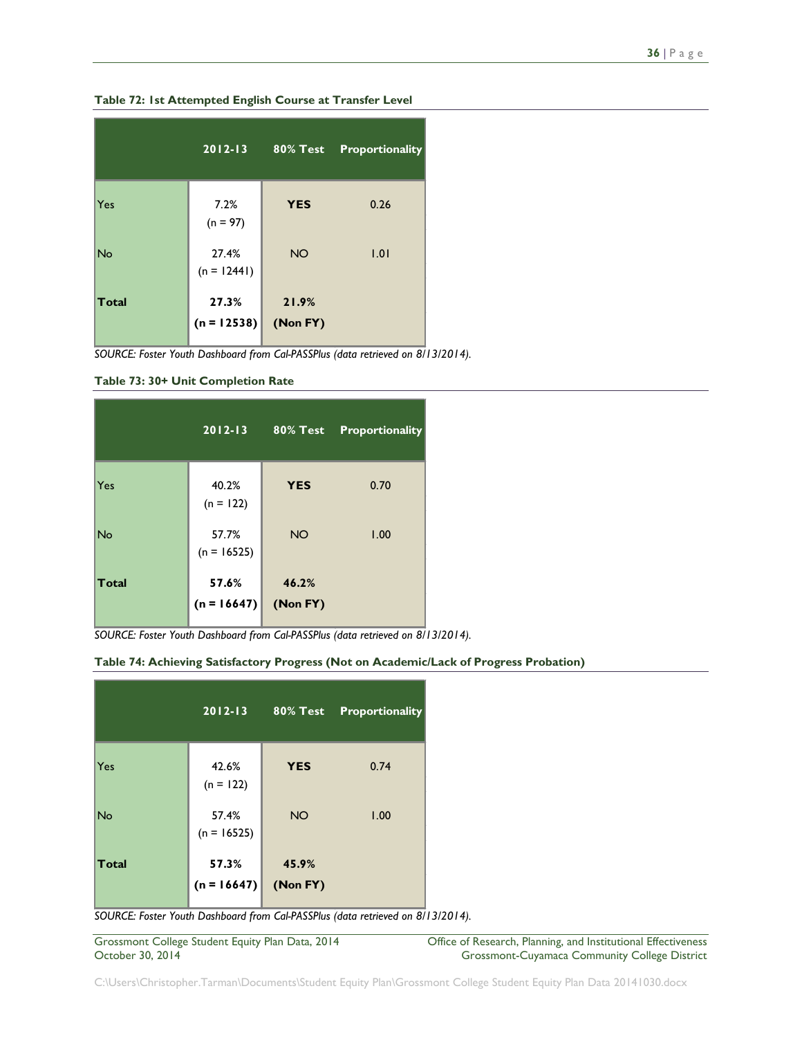**Table 72: 1st Attempted English Course at Transfer Level**

| | 2012-13 | 80% Test | Proportionality |
|---|---|---|---|
| Yes | 7.2% (n = 97) | **YES** | 0.26 |
| No | 27.4% (n = 12441) | NO | 1.01 |
| **Total** | **27.3% (n = 12538)** | **21.9% (Non FY)** | |

*SOURCE: Foster Youth Dashboard from Cal-PASSPlus (data retrieved on 8/13/2014).*

**Table 73: 30+ Unit Completion Rate**

| | 2012-13 | 80% Test | Proportionality |
|---|---|---|---|
| Yes | 40.2% (n = 122) | **YES** | 0.70 |
| No | 57.7% (n = 16525) | NO | 1.00 |
| **Total** | **57.6% (n = 16647)** | **46.2% (Non FY)** | |

*SOURCE: Foster Youth Dashboard from Cal-PASSPlus (data retrieved on 8/13/2014).*

**Table 74: Achieving Satisfactory Progress (Not on Academic/Lack of Progress Probation)**

| | 2012-13 | 80% Test | Proportionality |
|---|---|---|---|
| Yes | 42.6% (n = 122) | **YES** | 0.74 |
| No | 57.4% (n = 16525) | NO | 1.00 |
| **Total** | **57.3% (n = 16647)** | **45.9% (Non FY)** | |

*SOURCE: Foster Youth Dashboard from Cal-PASSPlus (data retrieved on 8/13/2014).*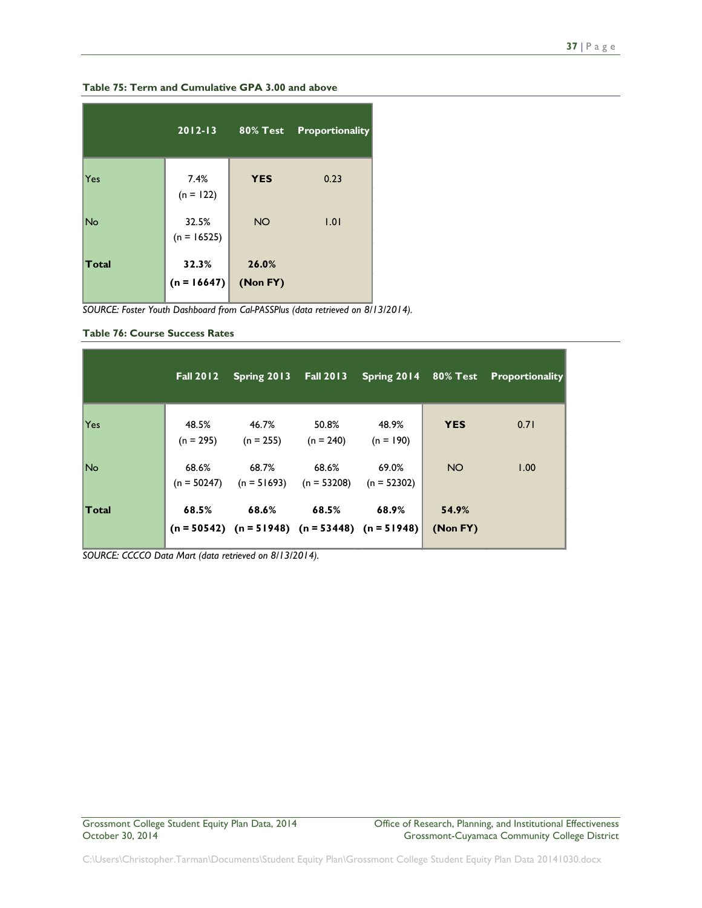**Table 75: Term and Cumulative GPA 3.00 and above**

| | 2012-13 | 80% Test | Proportionality |
|---|---|---|---|
| Yes | 7.4% (n = 122) | **YES** | 0.23 |
| No | 32.5% (n = 16525) | NO | 1.01 |
| **Total** | **32.3% (n = 16647)** | **26.0% (Non FY)** | |

*SOURCE: Foster Youth Dashboard from Cal-PASSPlus (data retrieved on 8/13/2014).*

**Table 76: Course Success Rates**

| | Fall 2012 | Spring 2013 | Fall 2013 | Spring 2014 | 80% Test | Proportionality |
|---|---|---|---|---|---|---|
| Yes | 48.5% (n = 295) | 46.7% (n = 255) | 50.8% (n = 240) | 48.9% (n = 190) | **YES** | 0.71 |
| No | 68.6% (n = 50247) | 68.7% (n = 51693) | 68.6% (n = 53208) | 69.0% (n = 52302) | NO | 1.00 |
| **Total** | **68.5% (n = 50542)** | **68.6% (n = 51948)** | **68.5% (n = 53448)** | **68.9% (n = 51948)** | **54.9% (Non FY)** | |

*SOURCE: CCCCO Data Mart (data retrieved on 8/13/2014).*